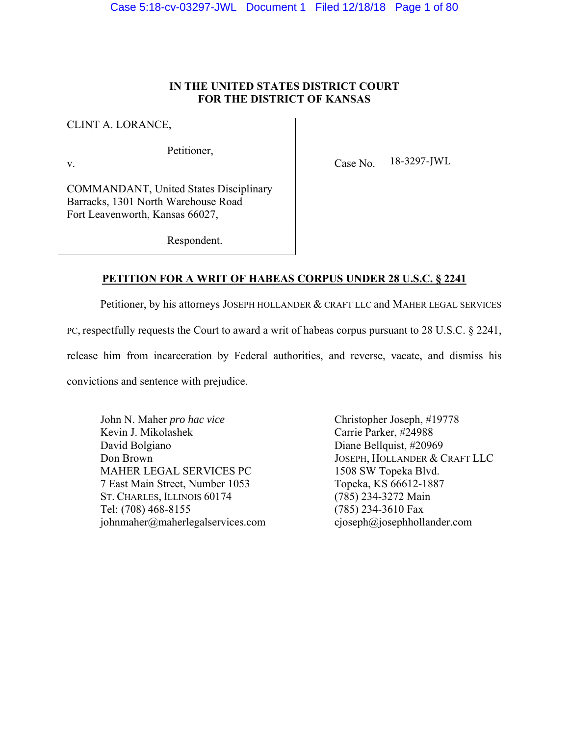**IN THE UNITED STATES DISTRICT COURT**
**FOR THE DISTRICT OF KANSAS**

CLINT A. LORANCE,

Petitioner,

v.

COMMANDANT, United States Disciplinary Barracks, 1301 North Warehouse Road Fort Leavenworth, Kansas 66027,

Respondent.

Case No. 18-3297-JWL

**PETITION FOR A WRIT OF HABEAS CORPUS UNDER 28 U.S.C. § 2241**

Petitioner, by his attorneys JOSEPH HOLLANDER & CRAFT LLC and MAHER LEGAL SERVICES PC, respectfully requests the Court to award a writ of habeas corpus pursuant to 28 U.S.C. § 2241, release him from incarceration by Federal authorities, and reverse, vacate, and dismiss his convictions and sentence with prejudice.

John N. Maher *pro hac vice*
Kevin J. Mikolashek
David Bolgiano
Don Brown
MAHER LEGAL SERVICES PC
7 East Main Street, Number 1053
ST. CHARLES, ILLINOIS 60174
Tel: (708) 468-8155
johnmaher@maherlegalservices.com

Christopher Joseph, #19778
Carrie Parker, #24988
Diane Bellquist, #20969
JOSEPH, HOLLANDER & CRAFT LLC
1508 SW Topeka Blvd.
Topeka, KS 66612-1887
(785) 234-3272 Main
(785) 234-3610 Fax
cjoseph@josephhollander.com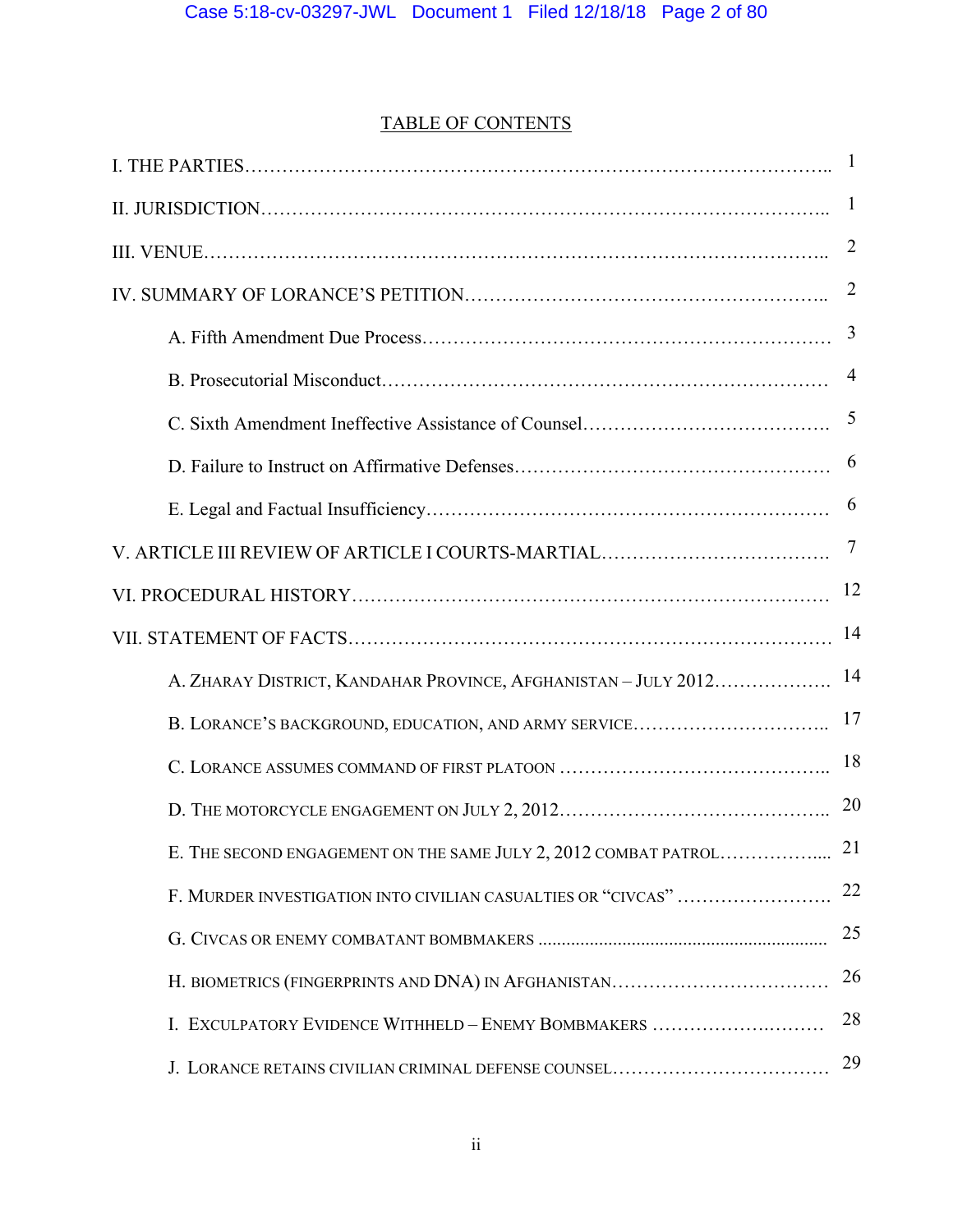## TABLE OF CONTENTS

I. THE PARTIES........................................................................................ 1

II. JURISDICTION..................................................................................... 1

III. VENUE................................................................................................. 2

IV. SUMMARY OF LORANCE'S PETITION.............................................. 2

- A. Fifth Amendment Due Process............................................................ 3
- B. Prosecutorial Misconduct.................................................................... 4
- C. Sixth Amendment Ineffective Assistance of Counsel........................... 5
- D. Failure to Instruct on Affirmative Defenses......................................... 6
- E. Legal and Factual Insufficiency........................................................... 6

V. ARTICLE III REVIEW OF ARTICLE I COURTS-MARTIAL....................... 7

VI. PROCEDURAL HISTORY...................................................................... 12

VII. STATEMENT OF FACTS...................................................................... 14

- A. ZHARAY DISTRICT, KANDAHAR PROVINCE, AFGHANISTAN – JULY 2012................... 14
- B. LORANCE'S BACKGROUND, EDUCATION, AND ARMY SERVICE........................... 17
- C. LORANCE ASSUMES COMMAND OF FIRST PLATOON ........................................ 18
- D. THE MOTORCYCLE ENGAGEMENT ON JULY 2, 2012........................................ 20
- E. THE SECOND ENGAGEMENT ON THE SAME JULY 2, 2012 COMBAT PATROL................. 21
- F. MURDER INVESTIGATION INTO CIVILIAN CASUALTIES OR "CIVCAS" ........................ 22
- G. CIVCAS OR ENEMY COMBATANT BOMBMAKERS ................................................. 25
- H. BIOMETRICS (FINGERPRINTS AND DNA) IN AFGHANISTAN.................................. 26
- I. EXCULPATORY EVIDENCE WITHHELD – ENEMY BOMBMAKERS ............................ 28
- J. LORANCE RETAINS CIVILIAN CRIMINAL DEFENSE COUNSEL.................................. 29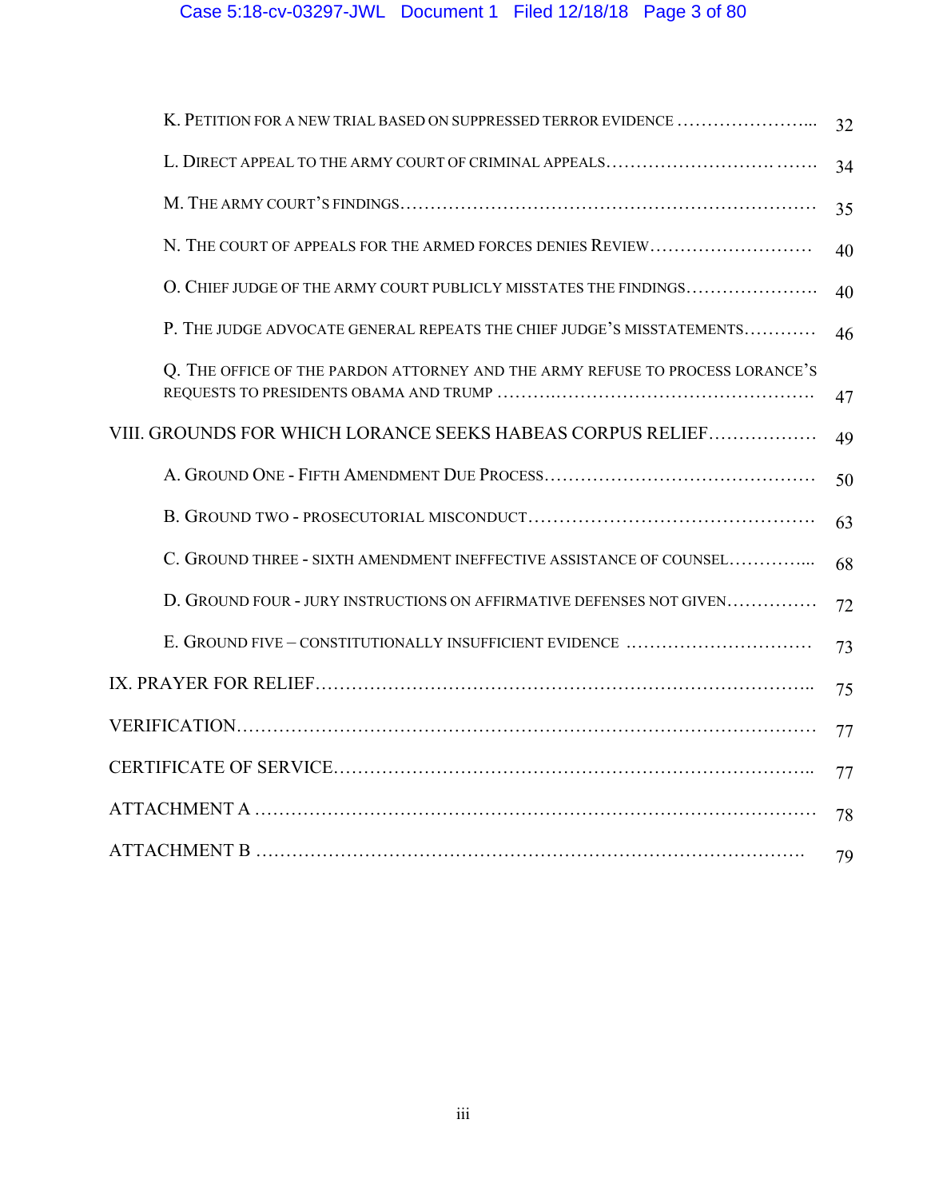K. PETITION FOR A NEW TRIAL BASED ON SUPPRESSED TERROR EVIDENCE ..................... 32

L. DIRECT APPEAL TO THE ARMY COURT OF CRIMINAL APPEALS.................................... 34

M. THE ARMY COURT'S FINDINGS............................................................... 35

N. THE COURT OF APPEALS FOR THE ARMED FORCES DENIES REVIEW........................... 40

O. CHIEF JUDGE OF THE ARMY COURT PUBLICLY MISSTATES THE FINDINGS..................... 40

P. THE JUDGE ADVOCATE GENERAL REPEATS THE CHIEF JUDGE'S MISSTATEMENTS........... 46

Q. THE OFFICE OF THE PARDON ATTORNEY AND THE ARMY REFUSE TO PROCESS LORANCE'S REQUESTS TO PRESIDENTS OBAMA AND TRUMP ................................................. 47

VIII. GROUNDS FOR WHICH LORANCE SEEKS HABEAS CORPUS RELIEF.................. 49

A. GROUND ONE - FIFTH AMENDMENT DUE PROCESS........................................... 50

B. GROUND TWO - PROSECUTORIAL MISCONDUCT............................................ 63

C. GROUND THREE - SIXTH AMENDMENT INEFFECTIVE ASSISTANCE OF COUNSEL.............. 68

D. GROUND FOUR - JURY INSTRUCTIONS ON AFFIRMATIVE DEFENSES NOT GIVEN.............. 72

E. GROUND FIVE – CONSTITUTIONALLY INSUFFICIENT EVIDENCE ............................ 73

IX. PRAYER FOR RELIEF......................................................................... 75

VERIFICATION.................................................................................. 77

CERTIFICATE OF SERVICE....................................................................... 77

ATTACHMENT A ................................................................................. 78

ATTACHMENT B ................................................................................. 79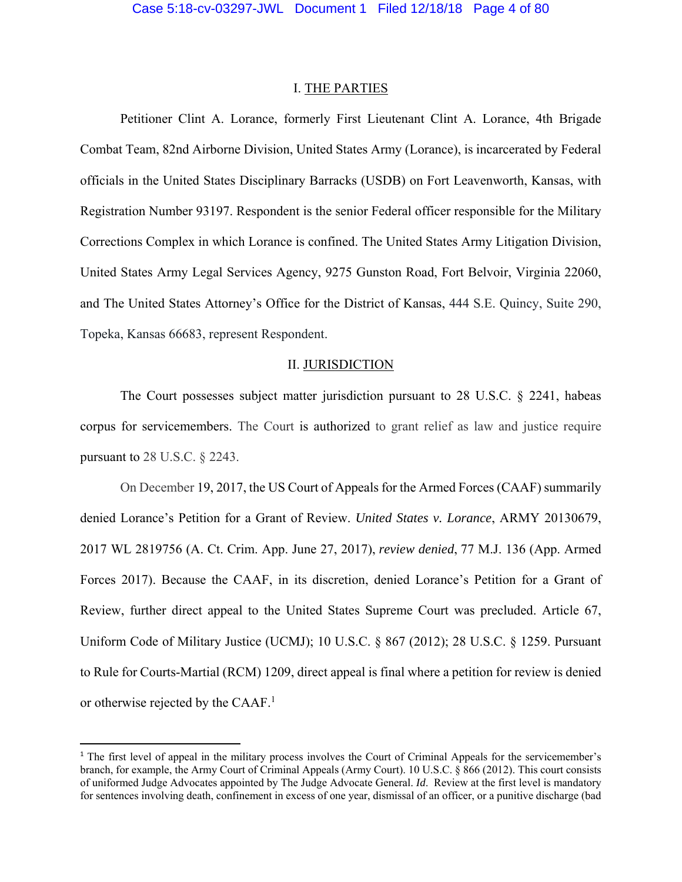## I. THE PARTIES

Petitioner Clint A. Lorance, formerly First Lieutenant Clint A. Lorance, 4th Brigade Combat Team, 82nd Airborne Division, United States Army (Lorance), is incarcerated by Federal officials in the United States Disciplinary Barracks (USDB) on Fort Leavenworth, Kansas, with Registration Number 93197. Respondent is the senior Federal officer responsible for the Military Corrections Complex in which Lorance is confined. The United States Army Litigation Division, United States Army Legal Services Agency, 9275 Gunston Road, Fort Belvoir, Virginia 22060, and The United States Attorney's Office for the District of Kansas, 444 S.E. Quincy, Suite 290, Topeka, Kansas 66683, represent Respondent.

## II. JURISDICTION

The Court possesses subject matter jurisdiction pursuant to 28 U.S.C. § 2241, habeas corpus for servicemembers. The Court is authorized to grant relief as law and justice require pursuant to 28 U.S.C. § 2243.

On December 19, 2017, the US Court of Appeals for the Armed Forces (CAAF) summarily denied Lorance's Petition for a Grant of Review. *United States v. Lorance*, ARMY 20130679, 2017 WL 2819756 (A. Ct. Crim. App. June 27, 2017), *review denied*, 77 M.J. 136 (App. Armed Forces 2017). Because the CAAF, in its discretion, denied Lorance's Petition for a Grant of Review, further direct appeal to the United States Supreme Court was precluded. Article 67, Uniform Code of Military Justice (UCMJ); 10 U.S.C. § 867 (2012); 28 U.S.C. § 1259. Pursuant to Rule for Courts-Martial (RCM) 1209, direct appeal is final where a petition for review is denied or otherwise rejected by the CAAF.[1]

---

[1] The first level of appeal in the military process involves the Court of Criminal Appeals for the servicemember's branch, for example, the Army Court of Criminal Appeals (Army Court). 10 U.S.C. § 866 (2012). This court consists of uniformed Judge Advocates appointed by The Judge Advocate General. *Id*. Review at the first level is mandatory for sentences involving death, confinement in excess of one year, dismissal of an officer, or a punitive discharge (bad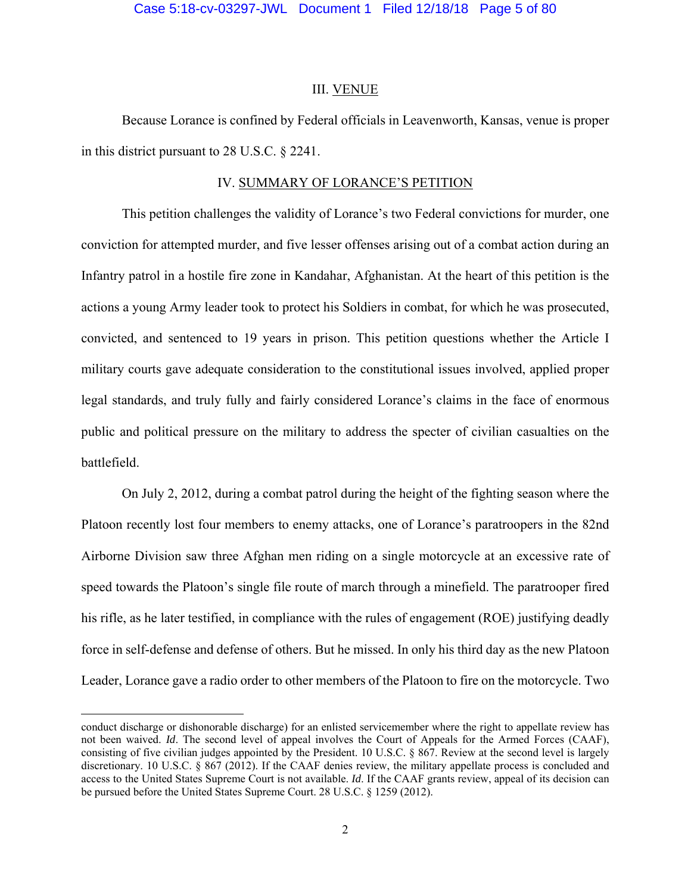## III. VENUE

Because Lorance is confined by Federal officials in Leavenworth, Kansas, venue is proper in this district pursuant to 28 U.S.C. § 2241.

## IV. SUMMARY OF LORANCE'S PETITION

This petition challenges the validity of Lorance's two Federal convictions for murder, one conviction for attempted murder, and five lesser offenses arising out of a combat action during an Infantry patrol in a hostile fire zone in Kandahar, Afghanistan. At the heart of this petition is the actions a young Army leader took to protect his Soldiers in combat, for which he was prosecuted, convicted, and sentenced to 19 years in prison. This petition questions whether the Article I military courts gave adequate consideration to the constitutional issues involved, applied proper legal standards, and truly fully and fairly considered Lorance's claims in the face of enormous public and political pressure on the military to address the specter of civilian casualties on the battlefield.

On July 2, 2012, during a combat patrol during the height of the fighting season where the Platoon recently lost four members to enemy attacks, one of Lorance's paratroopers in the 82nd Airborne Division saw three Afghan men riding on a single motorcycle at an excessive rate of speed towards the Platoon's single file route of march through a minefield. The paratrooper fired his rifle, as he later testified, in compliance with the rules of engagement (ROE) justifying deadly force in self-defense and defense of others. But he missed. In only his third day as the new Platoon Leader, Lorance gave a radio order to other members of the Platoon to fire on the motorcycle. Two

conduct discharge or dishonorable discharge) for an enlisted servicemember where the right to appellate review has not been waived. *Id*. The second level of appeal involves the Court of Appeals for the Armed Forces (CAAF), consisting of five civilian judges appointed by the President. 10 U.S.C. § 867. Review at the second level is largely discretionary. 10 U.S.C. § 867 (2012). If the CAAF denies review, the military appellate process is concluded and access to the United States Supreme Court is not available. *Id*. If the CAAF grants review, appeal of its decision can be pursued before the United States Supreme Court. 28 U.S.C. § 1259 (2012).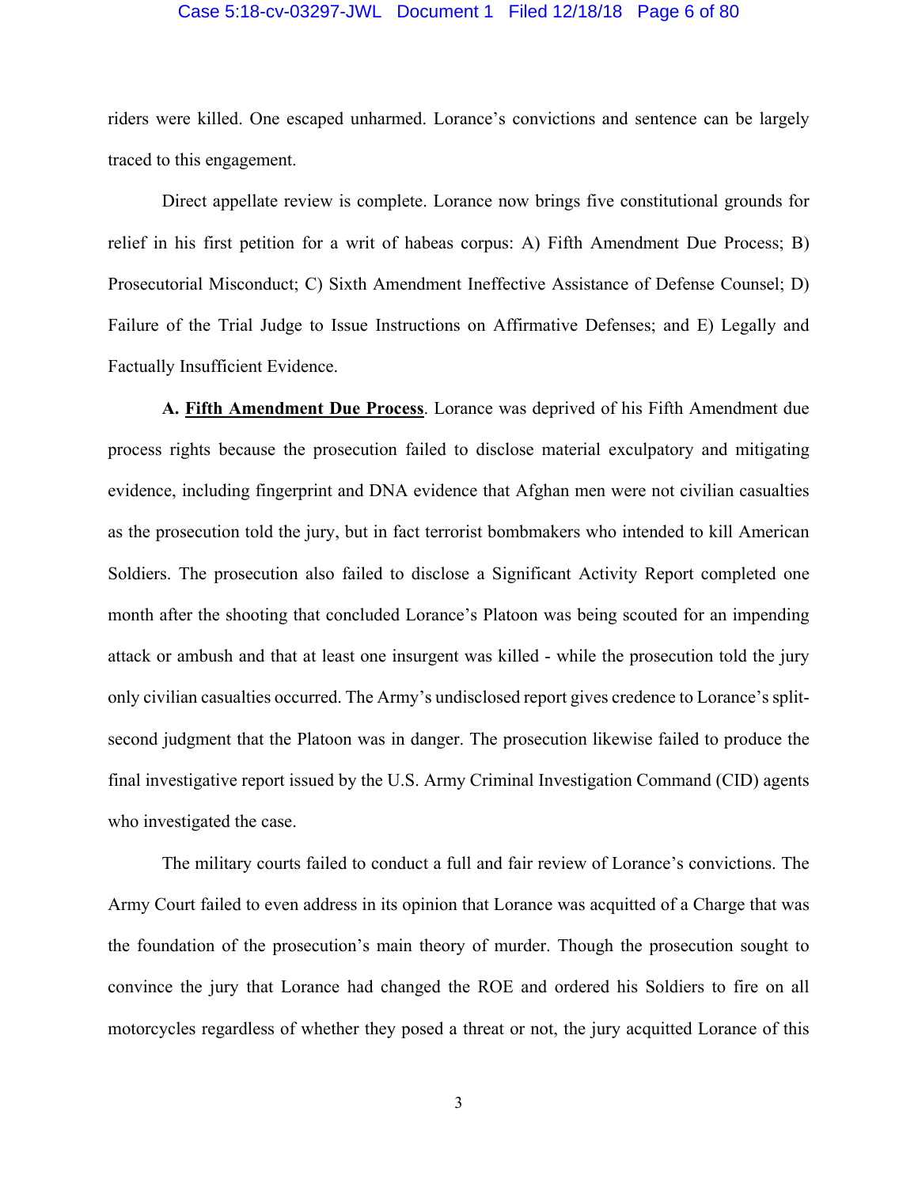riders were killed. One escaped unharmed. Lorance's convictions and sentence can be largely traced to this engagement.

Direct appellate review is complete. Lorance now brings five constitutional grounds for relief in his first petition for a writ of habeas corpus: A) Fifth Amendment Due Process; B) Prosecutorial Misconduct; C) Sixth Amendment Ineffective Assistance of Defense Counsel; D) Failure of the Trial Judge to Issue Instructions on Affirmative Defenses; and E) Legally and Factually Insufficient Evidence.

**A. <u>Fifth Amendment Due Process</u>**. Lorance was deprived of his Fifth Amendment due process rights because the prosecution failed to disclose material exculpatory and mitigating evidence, including fingerprint and DNA evidence that Afghan men were not civilian casualties as the prosecution told the jury, but in fact terrorist bombmakers who intended to kill American Soldiers. The prosecution also failed to disclose a Significant Activity Report completed one month after the shooting that concluded Lorance's Platoon was being scouted for an impending attack or ambush and that at least one insurgent was killed - while the prosecution told the jury only civilian casualties occurred. The Army's undisclosed report gives credence to Lorance's split-second judgment that the Platoon was in danger. The prosecution likewise failed to produce the final investigative report issued by the U.S. Army Criminal Investigation Command (CID) agents who investigated the case.

The military courts failed to conduct a full and fair review of Lorance's convictions. The Army Court failed to even address in its opinion that Lorance was acquitted of a Charge that was the foundation of the prosecution's main theory of murder. Though the prosecution sought to convince the jury that Lorance had changed the ROE and ordered his Soldiers to fire on all motorcycles regardless of whether they posed a threat or not, the jury acquitted Lorance of this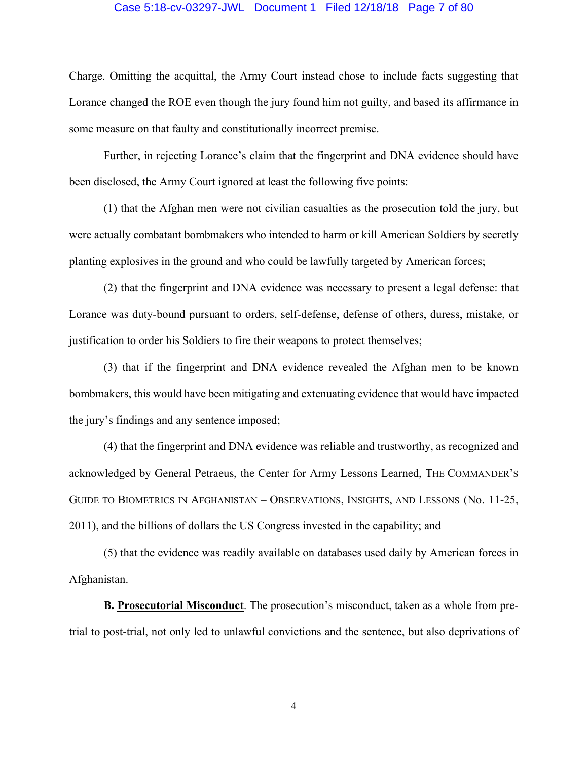Charge. Omitting the acquittal, the Army Court instead chose to include facts suggesting that Lorance changed the ROE even though the jury found him not guilty, and based its affirmance in some measure on that faulty and constitutionally incorrect premise.

Further, in rejecting Lorance's claim that the fingerprint and DNA evidence should have been disclosed, the Army Court ignored at least the following five points:

(1) that the Afghan men were not civilian casualties as the prosecution told the jury, but were actually combatant bombmakers who intended to harm or kill American Soldiers by secretly planting explosives in the ground and who could be lawfully targeted by American forces;

(2) that the fingerprint and DNA evidence was necessary to present a legal defense: that Lorance was duty-bound pursuant to orders, self-defense, defense of others, duress, mistake, or justification to order his Soldiers to fire their weapons to protect themselves;

(3) that if the fingerprint and DNA evidence revealed the Afghan men to be known bombmakers, this would have been mitigating and extenuating evidence that would have impacted the jury's findings and any sentence imposed;

(4) that the fingerprint and DNA evidence was reliable and trustworthy, as recognized and acknowledged by General Petraeus, the Center for Army Lessons Learned, THE COMMANDER'S GUIDE TO BIOMETRICS IN AFGHANISTAN – OBSERVATIONS, INSIGHTS, AND LESSONS (No. 11-25, 2011), and the billions of dollars the US Congress invested in the capability; and

(5) that the evidence was readily available on databases used daily by American forces in Afghanistan.

**B. Prosecutorial Misconduct**. The prosecution's misconduct, taken as a whole from pre-trial to post-trial, not only led to unlawful convictions and the sentence, but also deprivations of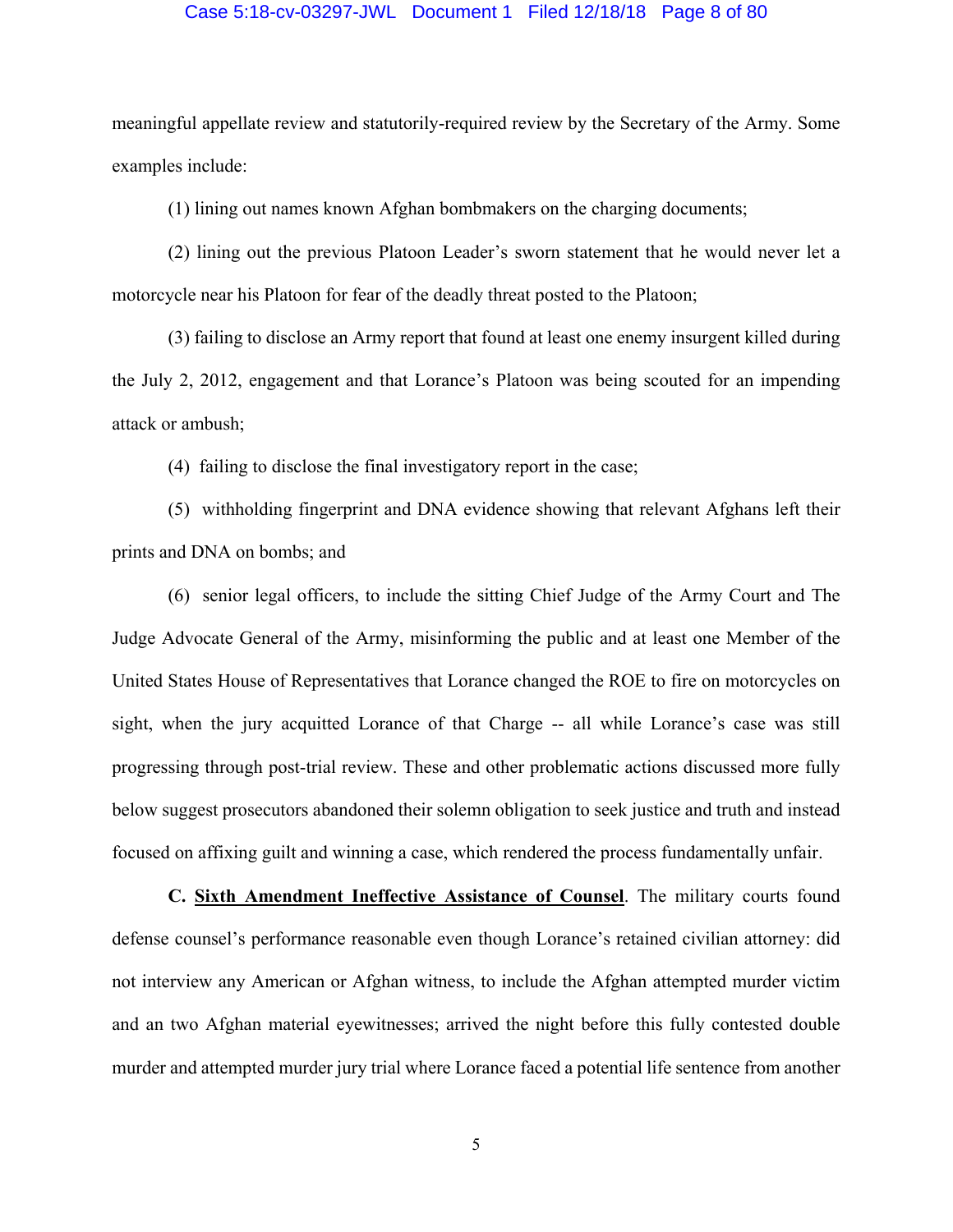meaningful appellate review and statutorily-required review by the Secretary of the Army. Some examples include:

(1) lining out names known Afghan bombmakers on the charging documents;

(2) lining out the previous Platoon Leader's sworn statement that he would never let a motorcycle near his Platoon for fear of the deadly threat posted to the Platoon;

(3) failing to disclose an Army report that found at least one enemy insurgent killed during the July 2, 2012, engagement and that Lorance's Platoon was being scouted for an impending attack or ambush;

(4) failing to disclose the final investigatory report in the case;

(5) withholding fingerprint and DNA evidence showing that relevant Afghans left their prints and DNA on bombs; and

(6) senior legal officers, to include the sitting Chief Judge of the Army Court and The Judge Advocate General of the Army, misinforming the public and at least one Member of the United States House of Representatives that Lorance changed the ROE to fire on motorcycles on sight, when the jury acquitted Lorance of that Charge -- all while Lorance's case was still progressing through post-trial review. These and other problematic actions discussed more fully below suggest prosecutors abandoned their solemn obligation to seek justice and truth and instead focused on affixing guilt and winning a case, which rendered the process fundamentally unfair.

**C. <u>Sixth Amendment Ineffective Assistance of Counsel</u>**. The military courts found defense counsel's performance reasonable even though Lorance's retained civilian attorney: did not interview any American or Afghan witness, to include the Afghan attempted murder victim and an two Afghan material eyewitnesses; arrived the night before this fully contested double murder and attempted murder jury trial where Lorance faced a potential life sentence from another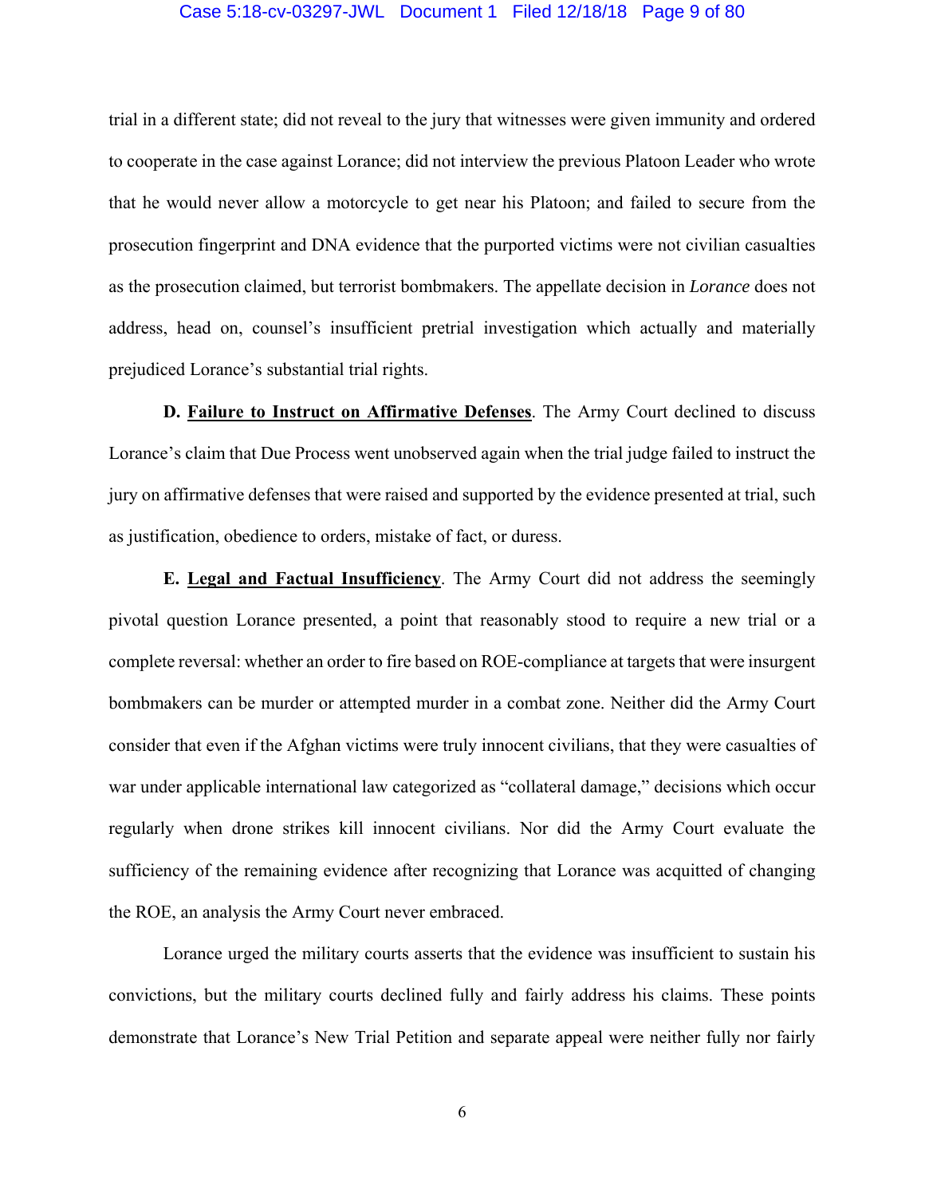trial in a different state; did not reveal to the jury that witnesses were given immunity and ordered to cooperate in the case against Lorance; did not interview the previous Platoon Leader who wrote that he would never allow a motorcycle to get near his Platoon; and failed to secure from the prosecution fingerprint and DNA evidence that the purported victims were not civilian casualties as the prosecution claimed, but terrorist bombmakers. The appellate decision in *Lorance* does not address, head on, counsel's insufficient pretrial investigation which actually and materially prejudiced Lorance's substantial trial rights.

**D. <u>Failure to Instruct on Affirmative Defenses</u>**. The Army Court declined to discuss Lorance's claim that Due Process went unobserved again when the trial judge failed to instruct the jury on affirmative defenses that were raised and supported by the evidence presented at trial, such as justification, obedience to orders, mistake of fact, or duress.

**E. <u>Legal and Factual Insufficiency</u>**. The Army Court did not address the seemingly pivotal question Lorance presented, a point that reasonably stood to require a new trial or a complete reversal: whether an order to fire based on ROE-compliance at targets that were insurgent bombmakers can be murder or attempted murder in a combat zone. Neither did the Army Court consider that even if the Afghan victims were truly innocent civilians, that they were casualties of war under applicable international law categorized as "collateral damage," decisions which occur regularly when drone strikes kill innocent civilians. Nor did the Army Court evaluate the sufficiency of the remaining evidence after recognizing that Lorance was acquitted of changing the ROE, an analysis the Army Court never embraced.

Lorance urged the military courts asserts that the evidence was insufficient to sustain his convictions, but the military courts declined fully and fairly address his claims. These points demonstrate that Lorance's New Trial Petition and separate appeal were neither fully nor fairly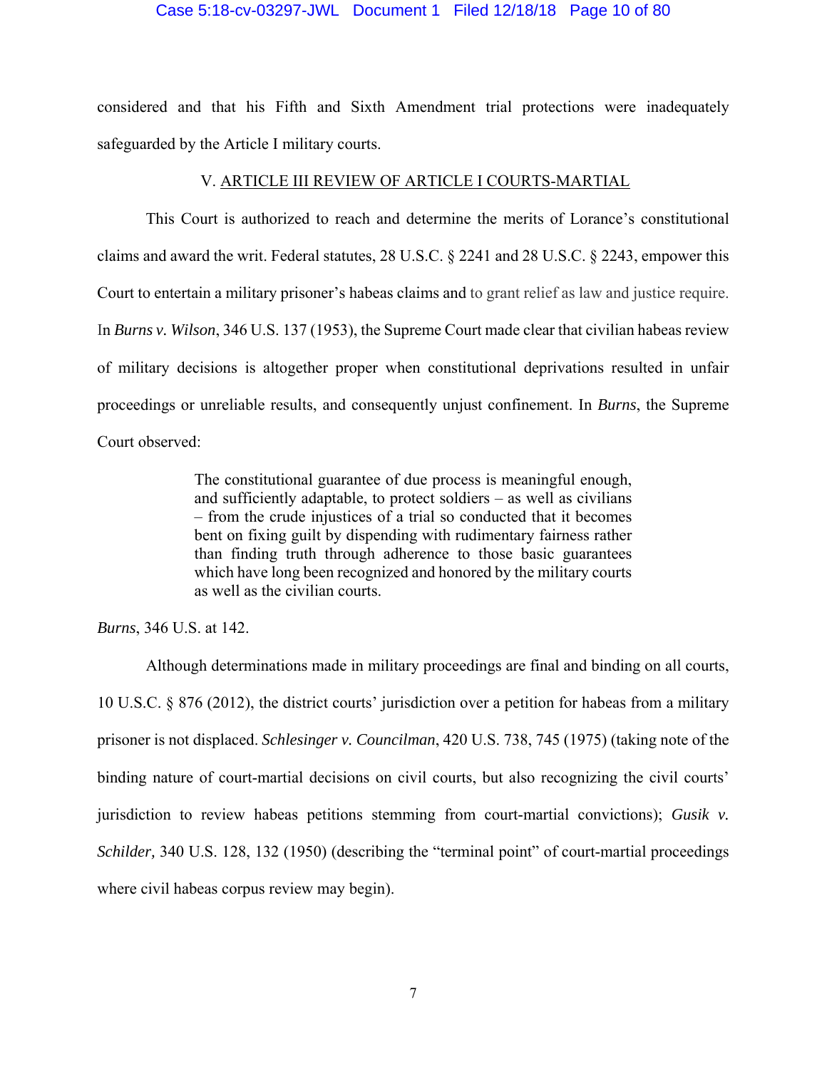considered and that his Fifth and Sixth Amendment trial protections were inadequately safeguarded by the Article I military courts.

## V. ARTICLE III REVIEW OF ARTICLE I COURTS-MARTIAL

This Court is authorized to reach and determine the merits of Lorance's constitutional claims and award the writ. Federal statutes, 28 U.S.C. § 2241 and 28 U.S.C. § 2243, empower this Court to entertain a military prisoner's habeas claims and to grant relief as law and justice require. In *Burns v. Wilson*, 346 U.S. 137 (1953), the Supreme Court made clear that civilian habeas review of military decisions is altogether proper when constitutional deprivations resulted in unfair proceedings or unreliable results, and consequently unjust confinement. In *Burns*, the Supreme Court observed:

> The constitutional guarantee of due process is meaningful enough, and sufficiently adaptable, to protect soldiers – as well as civilians – from the crude injustices of a trial so conducted that it becomes bent on fixing guilt by dispending with rudimentary fairness rather than finding truth through adherence to those basic guarantees which have long been recognized and honored by the military courts as well as the civilian courts.

*Burns*, 346 U.S. at 142.

Although determinations made in military proceedings are final and binding on all courts, 10 U.S.C. § 876 (2012), the district courts' jurisdiction over a petition for habeas from a military prisoner is not displaced. *Schlesinger v. Councilman*, 420 U.S. 738, 745 (1975) (taking note of the binding nature of court-martial decisions on civil courts, but also recognizing the civil courts' jurisdiction to review habeas petitions stemming from court-martial convictions); *Gusik v. Schilder,* 340 U.S. 128, 132 (1950) (describing the "terminal point" of court-martial proceedings where civil habeas corpus review may begin).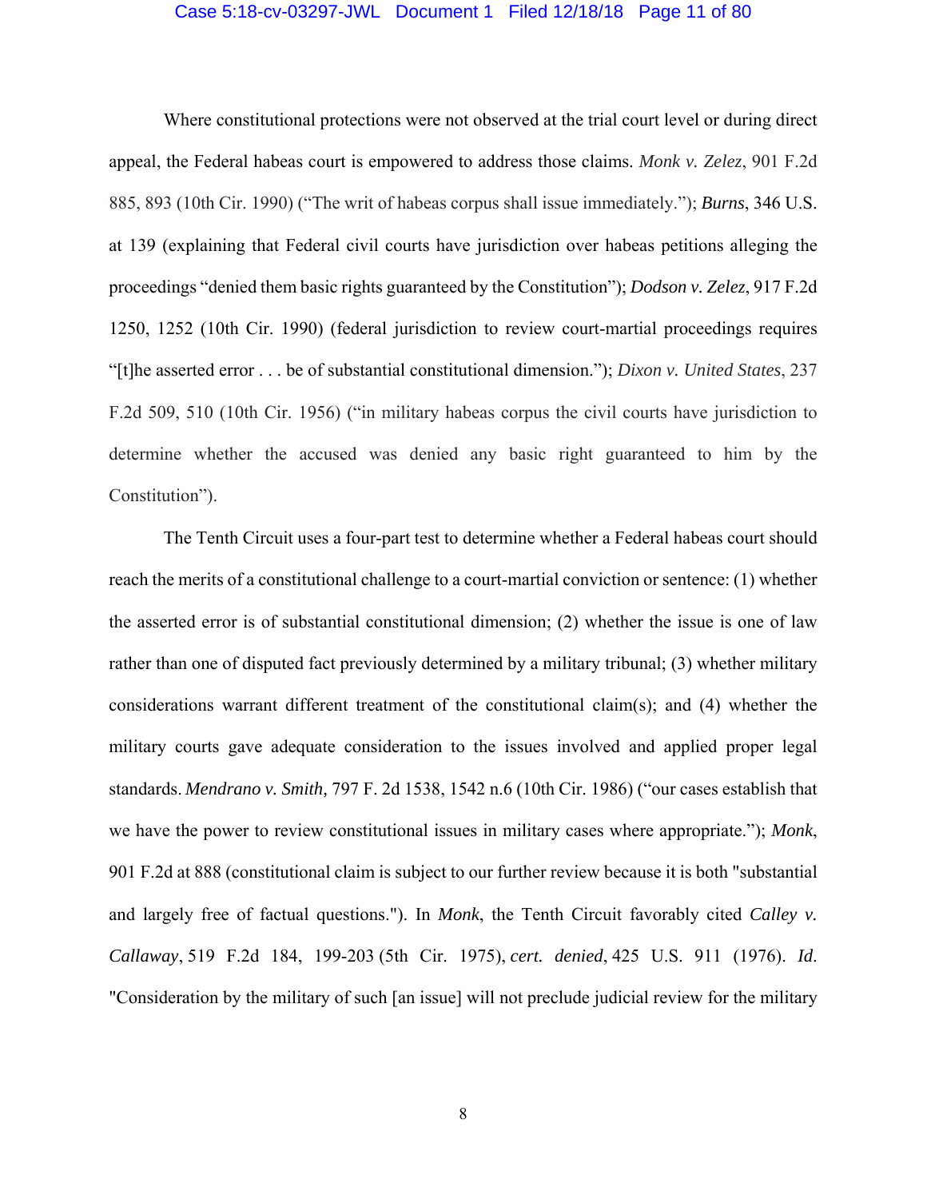Where constitutional protections were not observed at the trial court level or during direct appeal, the Federal habeas court is empowered to address those claims. *Monk v. Zelez*, 901 F.2d 885, 893 (10th Cir. 1990) ("The writ of habeas corpus shall issue immediately."); ***Burns***, 346 U.S. at 139 (explaining that Federal civil courts have jurisdiction over habeas petitions alleging the proceedings "denied them basic rights guaranteed by the Constitution"); ***Dodson v. Zelez***, 917 F.2d 1250, 1252 (10th Cir. 1990) (federal jurisdiction to review court-martial proceedings requires "[t]he asserted error . . . be of substantial constitutional dimension."); *Dixon v. United States*, 237 F.2d 509, 510 (10th Cir. 1956) ("in military habeas corpus the civil courts have jurisdiction to determine whether the accused was denied any basic right guaranteed to him by the Constitution").

The Tenth Circuit uses a four-part test to determine whether a Federal habeas court should reach the merits of a constitutional challenge to a court-martial conviction or sentence: (1) whether the asserted error is of substantial constitutional dimension; (2) whether the issue is one of law rather than one of disputed fact previously determined by a military tribunal; (3) whether military considerations warrant different treatment of the constitutional claim(s); and (4) whether the military courts gave adequate consideration to the issues involved and applied proper legal standards. *Mendrano v. Smith*, 797 F. 2d 1538, 1542 n.6 (10th Cir. 1986) ("our cases establish that we have the power to review constitutional issues in military cases where appropriate."); *Monk*, 901 F.2d at 888 (constitutional claim is subject to our further review because it is both "substantial and largely free of factual questions."). In *Monk*, the Tenth Circuit favorably cited *Calley v. Callaway*, 519 F.2d 184, 199-203 (5th Cir. 1975), *cert. denied*, 425 U.S. 911 (1976). *Id*. "Consideration by the military of such [an issue] will not preclude judicial review for the military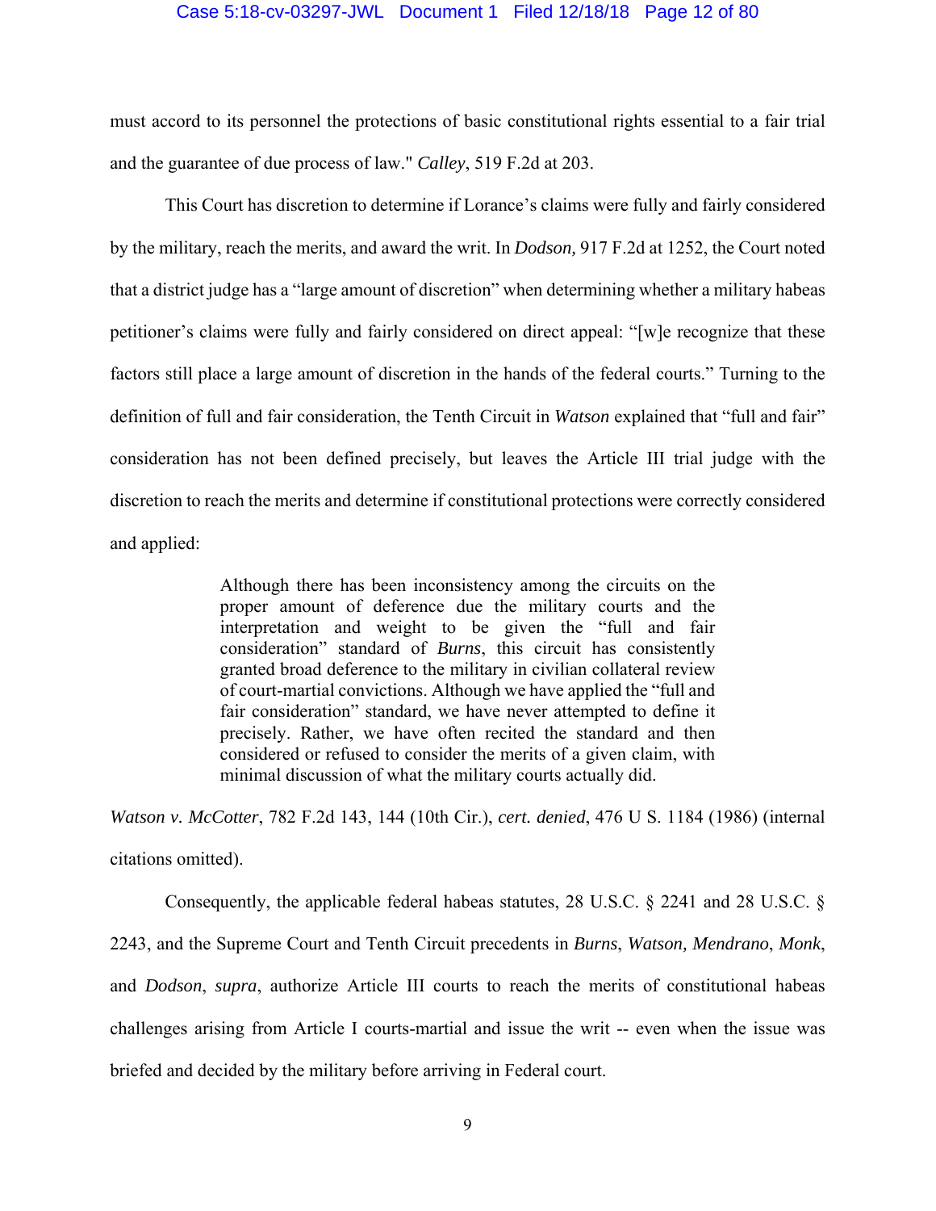must accord to its personnel the protections of basic constitutional rights essential to a fair trial and the guarantee of due process of law." *Calley*, 519 F.2d at 203.

This Court has discretion to determine if Lorance's claims were fully and fairly considered by the military, reach the merits, and award the writ. In *Dodson,* 917 F.2d at 1252, the Court noted that a district judge has a "large amount of discretion" when determining whether a military habeas petitioner's claims were fully and fairly considered on direct appeal: "[w]e recognize that these factors still place a large amount of discretion in the hands of the federal courts." Turning to the definition of full and fair consideration, the Tenth Circuit in *Watson* explained that "full and fair" consideration has not been defined precisely, but leaves the Article III trial judge with the discretion to reach the merits and determine if constitutional protections were correctly considered and applied:

> Although there has been inconsistency among the circuits on the proper amount of deference due the military courts and the interpretation and weight to be given the "full and fair consideration" standard of *Burns*, this circuit has consistently granted broad deference to the military in civilian collateral review of court-martial convictions. Although we have applied the "full and fair consideration" standard, we have never attempted to define it precisely. Rather, we have often recited the standard and then considered or refused to consider the merits of a given claim, with minimal discussion of what the military courts actually did.

*Watson v. McCotter*, 782 F.2d 143, 144 (10th Cir.), *cert. denied*, 476 U S. 1184 (1986) (internal citations omitted).

Consequently, the applicable federal habeas statutes, 28 U.S.C. § 2241 and 28 U.S.C. § 2243, and the Supreme Court and Tenth Circuit precedents in *Burns*, *Watson, Mendrano*, *Monk*, and *Dodson*, *supra*, authorize Article III courts to reach the merits of constitutional habeas challenges arising from Article I courts-martial and issue the writ -- even when the issue was briefed and decided by the military before arriving in Federal court.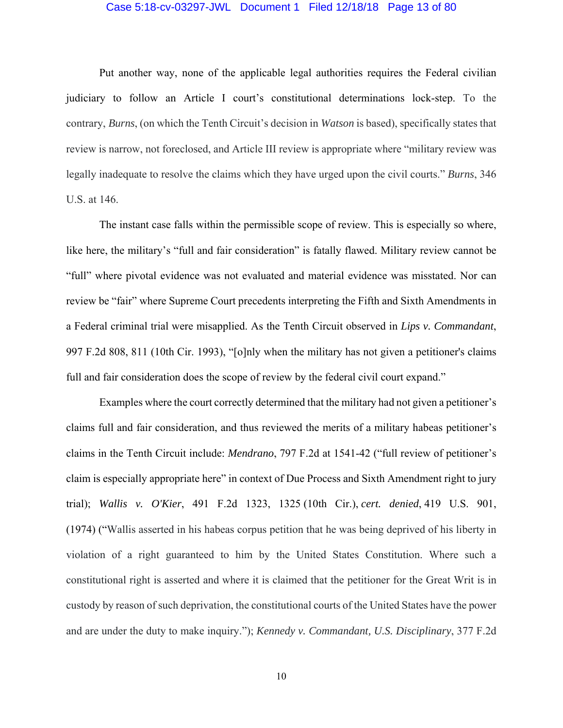Put another way, none of the applicable legal authorities requires the Federal civilian judiciary to follow an Article I court's constitutional determinations lock-step. To the contrary, *Burns*, (on which the Tenth Circuit's decision in *Watson* is based), specifically states that review is narrow, not foreclosed, and Article III review is appropriate where "military review was legally inadequate to resolve the claims which they have urged upon the civil courts." *Burns*, 346 U.S. at 146.

The instant case falls within the permissible scope of review. This is especially so where, like here, the military's "full and fair consideration" is fatally flawed. Military review cannot be "full" where pivotal evidence was not evaluated and material evidence was misstated. Nor can review be "fair" where Supreme Court precedents interpreting the Fifth and Sixth Amendments in a Federal criminal trial were misapplied. As the Tenth Circuit observed in *Lips v. Commandant*, 997 F.2d 808, 811 (10th Cir. 1993), "[o]nly when the military has not given a petitioner's claims full and fair consideration does the scope of review by the federal civil court expand."

Examples where the court correctly determined that the military had not given a petitioner's claims full and fair consideration, and thus reviewed the merits of a military habeas petitioner's claims in the Tenth Circuit include: *Mendrano*, 797 F.2d at 1541-42 ("full review of petitioner's claim is especially appropriate here" in context of Due Process and Sixth Amendment right to jury trial); *Wallis v. O'Kier*, 491 F.2d 1323, 1325 (10th Cir.), *cert. denied*, 419 U.S. 901, (1974) ("Wallis asserted in his habeas corpus petition that he was being deprived of his liberty in violation of a right guaranteed to him by the United States Constitution. Where such a constitutional right is asserted and where it is claimed that the petitioner for the Great Writ is in custody by reason of such deprivation, the constitutional courts of the United States have the power and are under the duty to make inquiry."); *Kennedy v. Commandant, U.S. Disciplinary*, 377 F.2d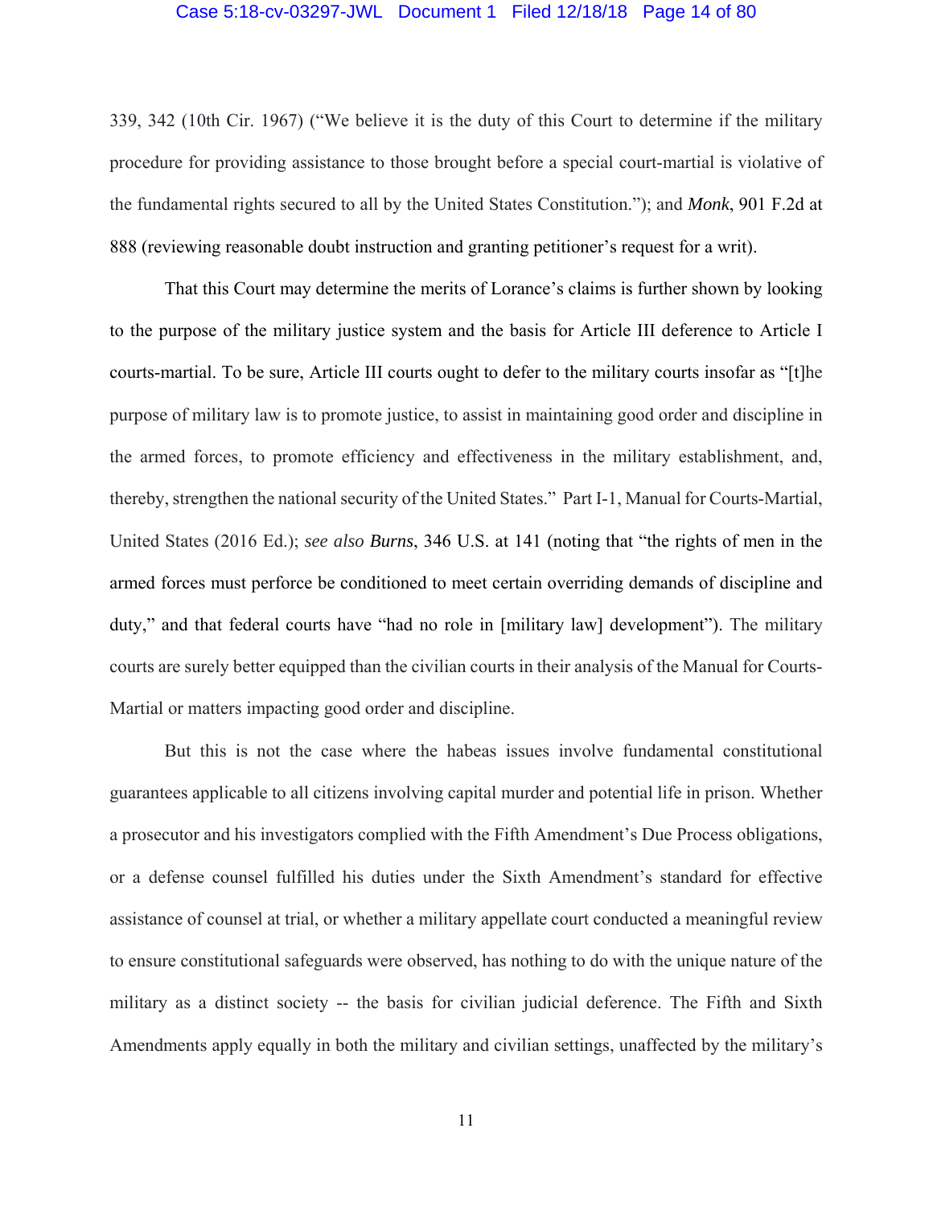339, 342 (10th Cir. 1967) ("We believe it is the duty of this Court to determine if the military procedure for providing assistance to those brought before a special court-martial is violative of the fundamental rights secured to all by the United States Constitution."); and *Monk*, 901 F.2d at 888 (reviewing reasonable doubt instruction and granting petitioner's request for a writ).

That this Court may determine the merits of Lorance's claims is further shown by looking to the purpose of the military justice system and the basis for Article III deference to Article I courts-martial. To be sure, Article III courts ought to defer to the military courts insofar as "[t]he purpose of military law is to promote justice, to assist in maintaining good order and discipline in the armed forces, to promote efficiency and effectiveness in the military establishment, and, thereby, strengthen the national security of the United States." Part I-1, Manual for Courts-Martial, United States (2016 Ed.); *see also Burns*, 346 U.S. at 141 (noting that "the rights of men in the armed forces must perforce be conditioned to meet certain overriding demands of discipline and duty," and that federal courts have "had no role in [military law] development"). The military courts are surely better equipped than the civilian courts in their analysis of the Manual for Courts-Martial or matters impacting good order and discipline.

But this is not the case where the habeas issues involve fundamental constitutional guarantees applicable to all citizens involving capital murder and potential life in prison. Whether a prosecutor and his investigators complied with the Fifth Amendment's Due Process obligations, or a defense counsel fulfilled his duties under the Sixth Amendment's standard for effective assistance of counsel at trial, or whether a military appellate court conducted a meaningful review to ensure constitutional safeguards were observed, has nothing to do with the unique nature of the military as a distinct society -- the basis for civilian judicial deference. The Fifth and Sixth Amendments apply equally in both the military and civilian settings, unaffected by the military's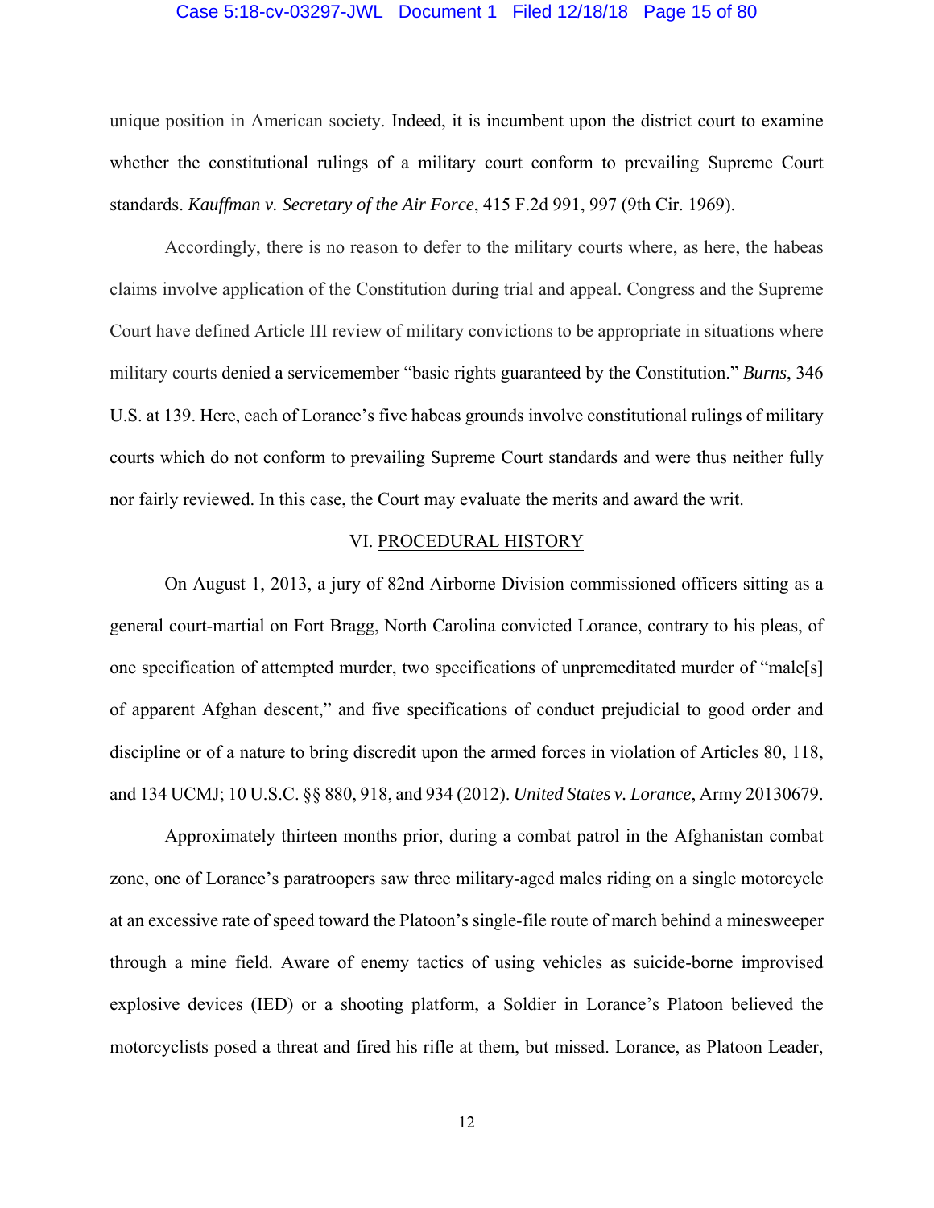unique position in American society. Indeed, it is incumbent upon the district court to examine whether the constitutional rulings of a military court conform to prevailing Supreme Court standards. *Kauffman v. Secretary of the Air Force*, 415 F.2d 991, 997 (9th Cir. 1969).

Accordingly, there is no reason to defer to the military courts where, as here, the habeas claims involve application of the Constitution during trial and appeal. Congress and the Supreme Court have defined Article III review of military convictions to be appropriate in situations where military courts denied a servicemember "basic rights guaranteed by the Constitution." *Burns*, 346 U.S. at 139. Here, each of Lorance's five habeas grounds involve constitutional rulings of military courts which do not conform to prevailing Supreme Court standards and were thus neither fully nor fairly reviewed. In this case, the Court may evaluate the merits and award the writ.

## VI. PROCEDURAL HISTORY

On August 1, 2013, a jury of 82nd Airborne Division commissioned officers sitting as a general court-martial on Fort Bragg, North Carolina convicted Lorance, contrary to his pleas, of one specification of attempted murder, two specifications of unpremeditated murder of "male[s] of apparent Afghan descent," and five specifications of conduct prejudicial to good order and discipline or of a nature to bring discredit upon the armed forces in violation of Articles 80, 118, and 134 UCMJ; 10 U.S.C. §§ 880, 918, and 934 (2012). *United States v. Lorance*, Army 20130679.

Approximately thirteen months prior, during a combat patrol in the Afghanistan combat zone, one of Lorance's paratroopers saw three military-aged males riding on a single motorcycle at an excessive rate of speed toward the Platoon's single-file route of march behind a minesweeper through a mine field. Aware of enemy tactics of using vehicles as suicide-borne improvised explosive devices (IED) or a shooting platform, a Soldier in Lorance's Platoon believed the motorcyclists posed a threat and fired his rifle at them, but missed. Lorance, as Platoon Leader,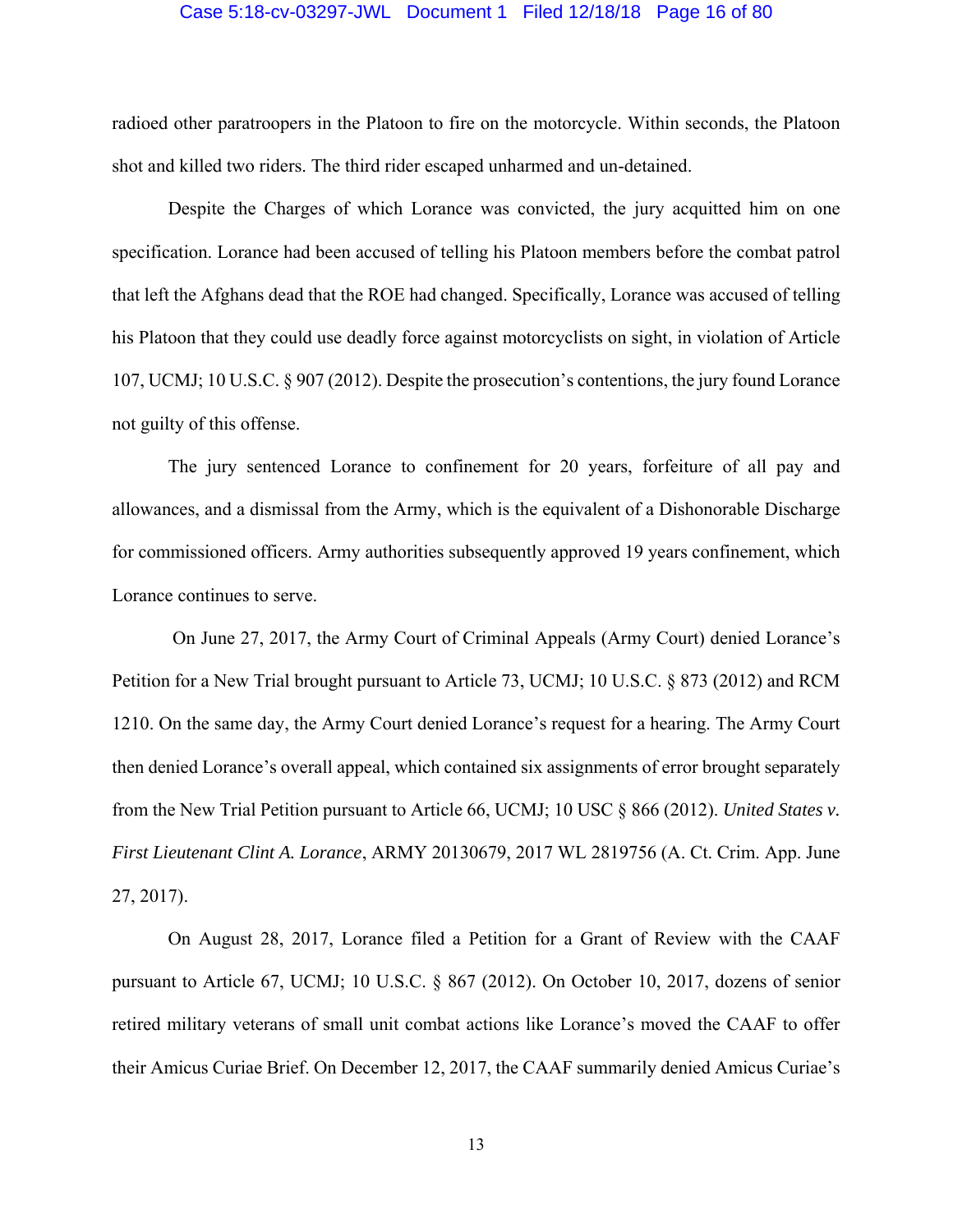radioed other paratroopers in the Platoon to fire on the motorcycle. Within seconds, the Platoon shot and killed two riders. The third rider escaped unharmed and un-detained.

Despite the Charges of which Lorance was convicted, the jury acquitted him on one specification. Lorance had been accused of telling his Platoon members before the combat patrol that left the Afghans dead that the ROE had changed. Specifically, Lorance was accused of telling his Platoon that they could use deadly force against motorcyclists on sight, in violation of Article 107, UCMJ; 10 U.S.C. § 907 (2012). Despite the prosecution's contentions, the jury found Lorance not guilty of this offense.

The jury sentenced Lorance to confinement for 20 years, forfeiture of all pay and allowances, and a dismissal from the Army, which is the equivalent of a Dishonorable Discharge for commissioned officers. Army authorities subsequently approved 19 years confinement, which Lorance continues to serve.

On June 27, 2017, the Army Court of Criminal Appeals (Army Court) denied Lorance's Petition for a New Trial brought pursuant to Article 73, UCMJ; 10 U.S.C. § 873 (2012) and RCM 1210. On the same day, the Army Court denied Lorance's request for a hearing. The Army Court then denied Lorance's overall appeal, which contained six assignments of error brought separately from the New Trial Petition pursuant to Article 66, UCMJ; 10 USC § 866 (2012). *United States v. First Lieutenant Clint A. Lorance*, ARMY 20130679, 2017 WL 2819756 (A. Ct. Crim. App. June 27, 2017).

On August 28, 2017, Lorance filed a Petition for a Grant of Review with the CAAF pursuant to Article 67, UCMJ; 10 U.S.C. § 867 (2012). On October 10, 2017, dozens of senior retired military veterans of small unit combat actions like Lorance's moved the CAAF to offer their Amicus Curiae Brief. On December 12, 2017, the CAAF summarily denied Amicus Curiae's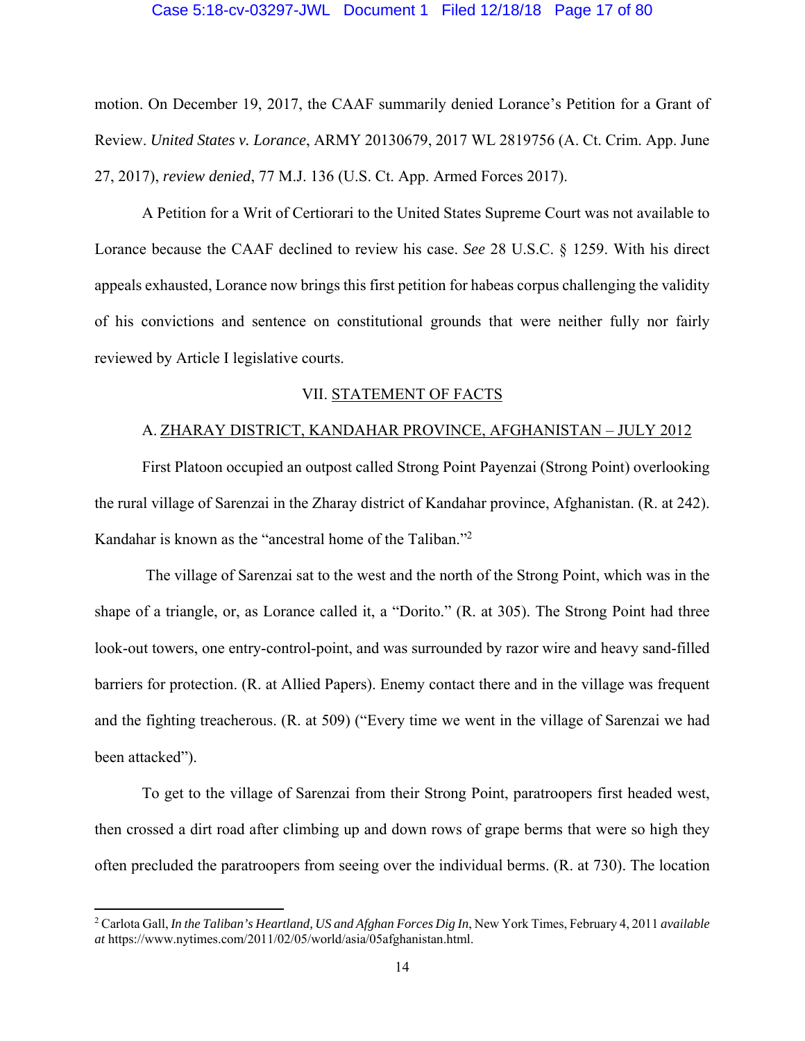motion. On December 19, 2017, the CAAF summarily denied Lorance's Petition for a Grant of Review. *United States v. Lorance*, ARMY 20130679, 2017 WL 2819756 (A. Ct. Crim. App. June 27, 2017), *review denied*, 77 M.J. 136 (U.S. Ct. App. Armed Forces 2017).

A Petition for a Writ of Certiorari to the United States Supreme Court was not available to Lorance because the CAAF declined to review his case. *See* 28 U.S.C. § 1259. With his direct appeals exhausted, Lorance now brings this first petition for habeas corpus challenging the validity of his convictions and sentence on constitutional grounds that were neither fully nor fairly reviewed by Article I legislative courts.

## VII. STATEMENT OF FACTS

### A. ZHARAY DISTRICT, KANDAHAR PROVINCE, AFGHANISTAN – JULY 2012

First Platoon occupied an outpost called Strong Point Payenzai (Strong Point) overlooking the rural village of Sarenzai in the Zharay district of Kandahar province, Afghanistan. (R. at 242). Kandahar is known as the "ancestral home of the Taliban."[2]

The village of Sarenzai sat to the west and the north of the Strong Point, which was in the shape of a triangle, or, as Lorance called it, a "Dorito." (R. at 305). The Strong Point had three look-out towers, one entry-control-point, and was surrounded by razor wire and heavy sand-filled barriers for protection. (R. at Allied Papers). Enemy contact there and in the village was frequent and the fighting treacherous. (R. at 509) ("Every time we went in the village of Sarenzai we had been attacked").

To get to the village of Sarenzai from their Strong Point, paratroopers first headed west, then crossed a dirt road after climbing up and down rows of grape berms that were so high they often precluded the paratroopers from seeing over the individual berms. (R. at 730). The location

---

[2] Carlota Gall, *In the Taliban's Heartland, US and Afghan Forces Dig In*, New York Times, February 4, 2011 *available at* https://www.nytimes.com/2011/02/05/world/asia/05afghanistan.html.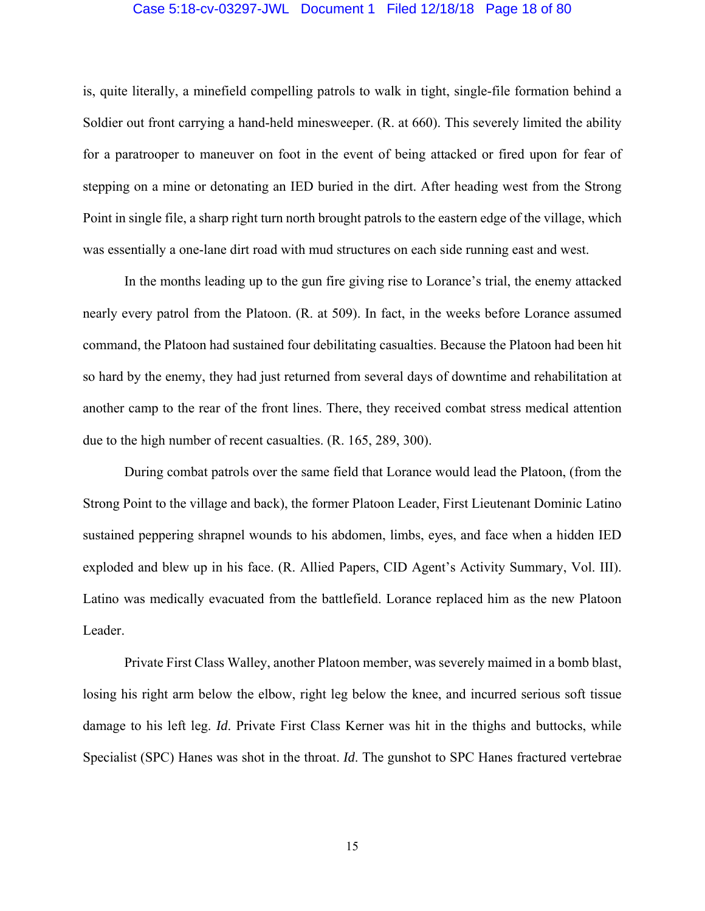is, quite literally, a minefield compelling patrols to walk in tight, single-file formation behind a Soldier out front carrying a hand-held minesweeper. (R. at 660). This severely limited the ability for a paratrooper to maneuver on foot in the event of being attacked or fired upon for fear of stepping on a mine or detonating an IED buried in the dirt. After heading west from the Strong Point in single file, a sharp right turn north brought patrols to the eastern edge of the village, which was essentially a one-lane dirt road with mud structures on each side running east and west.

In the months leading up to the gun fire giving rise to Lorance's trial, the enemy attacked nearly every patrol from the Platoon. (R. at 509). In fact, in the weeks before Lorance assumed command, the Platoon had sustained four debilitating casualties. Because the Platoon had been hit so hard by the enemy, they had just returned from several days of downtime and rehabilitation at another camp to the rear of the front lines. There, they received combat stress medical attention due to the high number of recent casualties. (R. 165, 289, 300).

During combat patrols over the same field that Lorance would lead the Platoon, (from the Strong Point to the village and back), the former Platoon Leader, First Lieutenant Dominic Latino sustained peppering shrapnel wounds to his abdomen, limbs, eyes, and face when a hidden IED exploded and blew up in his face. (R. Allied Papers, CID Agent's Activity Summary, Vol. III). Latino was medically evacuated from the battlefield. Lorance replaced him as the new Platoon Leader.

Private First Class Walley, another Platoon member, was severely maimed in a bomb blast, losing his right arm below the elbow, right leg below the knee, and incurred serious soft tissue damage to his left leg. *Id*. Private First Class Kerner was hit in the thighs and buttocks, while Specialist (SPC) Hanes was shot in the throat. *Id*. The gunshot to SPC Hanes fractured vertebrae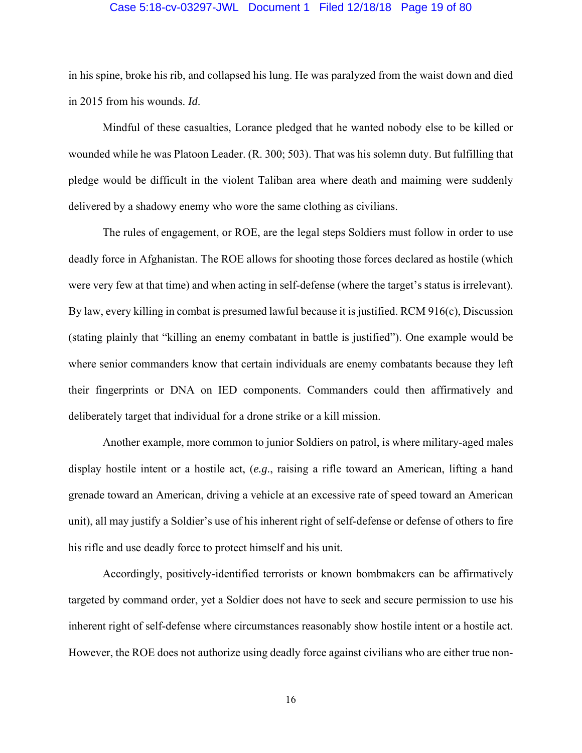in his spine, broke his rib, and collapsed his lung. He was paralyzed from the waist down and died in 2015 from his wounds. *Id.*

Mindful of these casualties, Lorance pledged that he wanted nobody else to be killed or wounded while he was Platoon Leader. (R. 300; 503). That was his solemn duty. But fulfilling that pledge would be difficult in the violent Taliban area where death and maiming were suddenly delivered by a shadowy enemy who wore the same clothing as civilians.

The rules of engagement, or ROE, are the legal steps Soldiers must follow in order to use deadly force in Afghanistan. The ROE allows for shooting those forces declared as hostile (which were very few at that time) and when acting in self-defense (where the target's status is irrelevant). By law, every killing in combat is presumed lawful because it is justified. RCM 916(c), Discussion (stating plainly that "killing an enemy combatant in battle is justified"). One example would be where senior commanders know that certain individuals are enemy combatants because they left their fingerprints or DNA on IED components. Commanders could then affirmatively and deliberately target that individual for a drone strike or a kill mission.

Another example, more common to junior Soldiers on patrol, is where military-aged males display hostile intent or a hostile act, (*e.g.*, raising a rifle toward an American, lifting a hand grenade toward an American, driving a vehicle at an excessive rate of speed toward an American unit), all may justify a Soldier's use of his inherent right of self-defense or defense of others to fire his rifle and use deadly force to protect himself and his unit.

Accordingly, positively-identified terrorists or known bombmakers can be affirmatively targeted by command order, yet a Soldier does not have to seek and secure permission to use his inherent right of self-defense where circumstances reasonably show hostile intent or a hostile act. However, the ROE does not authorize using deadly force against civilians who are either true non-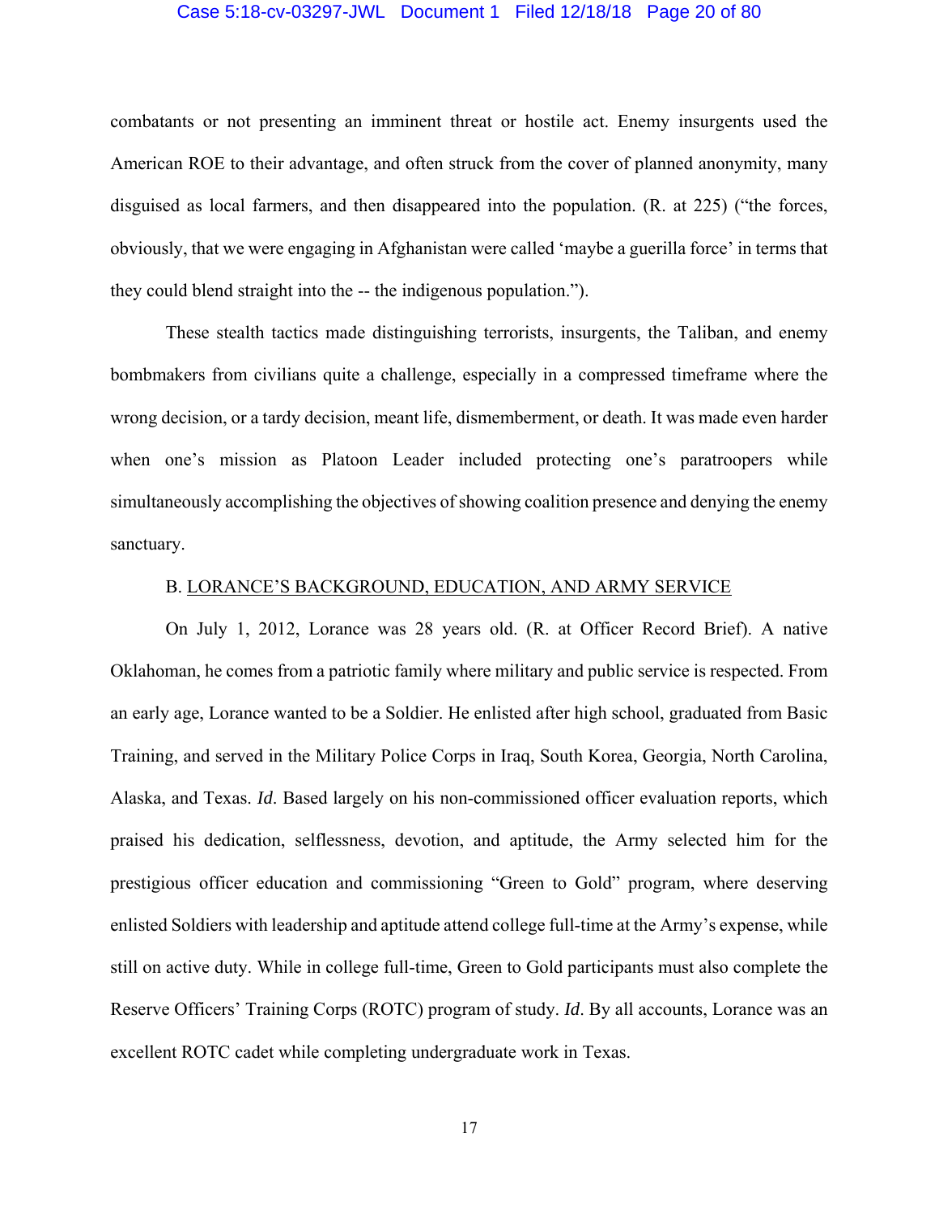combatants or not presenting an imminent threat or hostile act. Enemy insurgents used the American ROE to their advantage, and often struck from the cover of planned anonymity, many disguised as local farmers, and then disappeared into the population. (R. at 225) ("the forces, obviously, that we were engaging in Afghanistan were called 'maybe a guerilla force' in terms that they could blend straight into the -- the indigenous population.").

These stealth tactics made distinguishing terrorists, insurgents, the Taliban, and enemy bombmakers from civilians quite a challenge, especially in a compressed timeframe where the wrong decision, or a tardy decision, meant life, dismemberment, or death. It was made even harder when one's mission as Platoon Leader included protecting one's paratroopers while simultaneously accomplishing the objectives of showing coalition presence and denying the enemy sanctuary.

B. LORANCE'S BACKGROUND, EDUCATION, AND ARMY SERVICE

On July 1, 2012, Lorance was 28 years old. (R. at Officer Record Brief). A native Oklahoman, he comes from a patriotic family where military and public service is respected. From an early age, Lorance wanted to be a Soldier. He enlisted after high school, graduated from Basic Training, and served in the Military Police Corps in Iraq, South Korea, Georgia, North Carolina, Alaska, and Texas. *Id*. Based largely on his non-commissioned officer evaluation reports, which praised his dedication, selflessness, devotion, and aptitude, the Army selected him for the prestigious officer education and commissioning "Green to Gold" program, where deserving enlisted Soldiers with leadership and aptitude attend college full-time at the Army's expense, while still on active duty. While in college full-time, Green to Gold participants must also complete the Reserve Officers' Training Corps (ROTC) program of study. *Id*. By all accounts, Lorance was an excellent ROTC cadet while completing undergraduate work in Texas.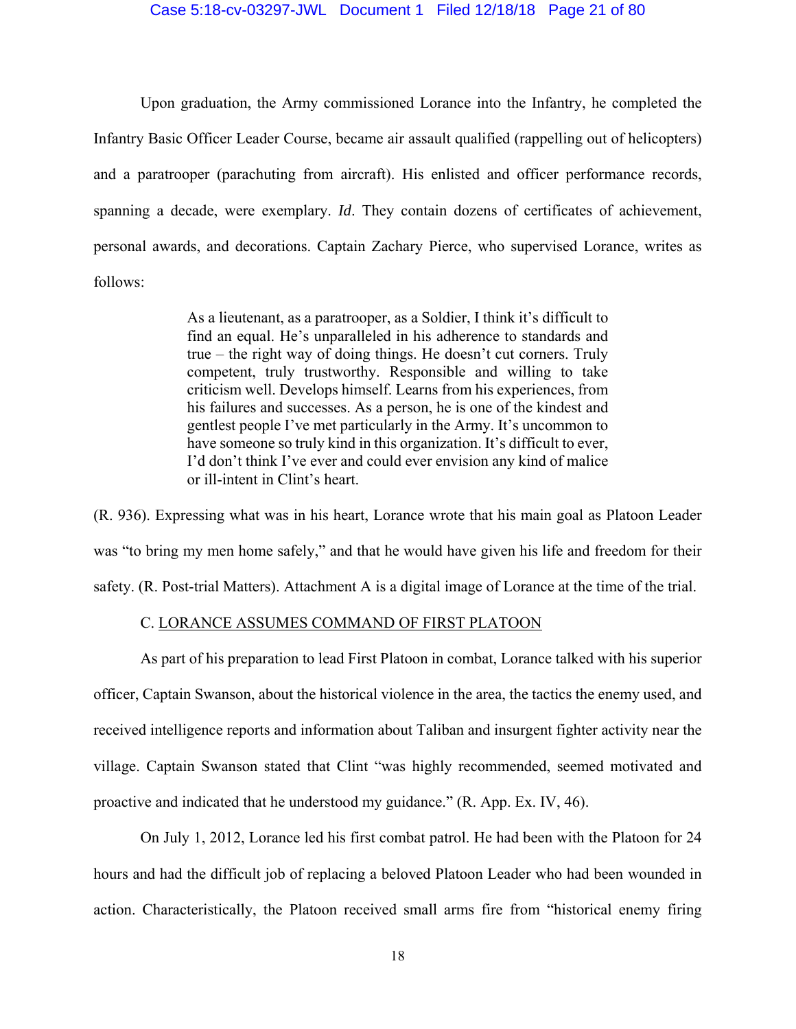Upon graduation, the Army commissioned Lorance into the Infantry, he completed the Infantry Basic Officer Leader Course, became air assault qualified (rappelling out of helicopters) and a paratrooper (parachuting from aircraft). His enlisted and officer performance records, spanning a decade, were exemplary. *Id*. They contain dozens of certificates of achievement, personal awards, and decorations. Captain Zachary Pierce, who supervised Lorance, writes as follows:

> As a lieutenant, as a paratrooper, as a Soldier, I think it's difficult to find an equal. He's unparalleled in his adherence to standards and true – the right way of doing things. He doesn't cut corners. Truly competent, truly trustworthy. Responsible and willing to take criticism well. Develops himself. Learns from his experiences, from his failures and successes. As a person, he is one of the kindest and gentlest people I've met particularly in the Army. It's uncommon to have someone so truly kind in this organization. It's difficult to ever, I'd don't think I've ever and could ever envision any kind of malice or ill-intent in Clint's heart.

(R. 936). Expressing what was in his heart, Lorance wrote that his main goal as Platoon Leader was "to bring my men home safely," and that he would have given his life and freedom for their safety. (R. Post-trial Matters). Attachment A is a digital image of Lorance at the time of the trial.

### C. LORANCE ASSUMES COMMAND OF FIRST PLATOON

As part of his preparation to lead First Platoon in combat, Lorance talked with his superior officer, Captain Swanson, about the historical violence in the area, the tactics the enemy used, and received intelligence reports and information about Taliban and insurgent fighter activity near the village. Captain Swanson stated that Clint "was highly recommended, seemed motivated and proactive and indicated that he understood my guidance." (R. App. Ex. IV, 46).

On July 1, 2012, Lorance led his first combat patrol. He had been with the Platoon for 24 hours and had the difficult job of replacing a beloved Platoon Leader who had been wounded in action. Characteristically, the Platoon received small arms fire from "historical enemy firing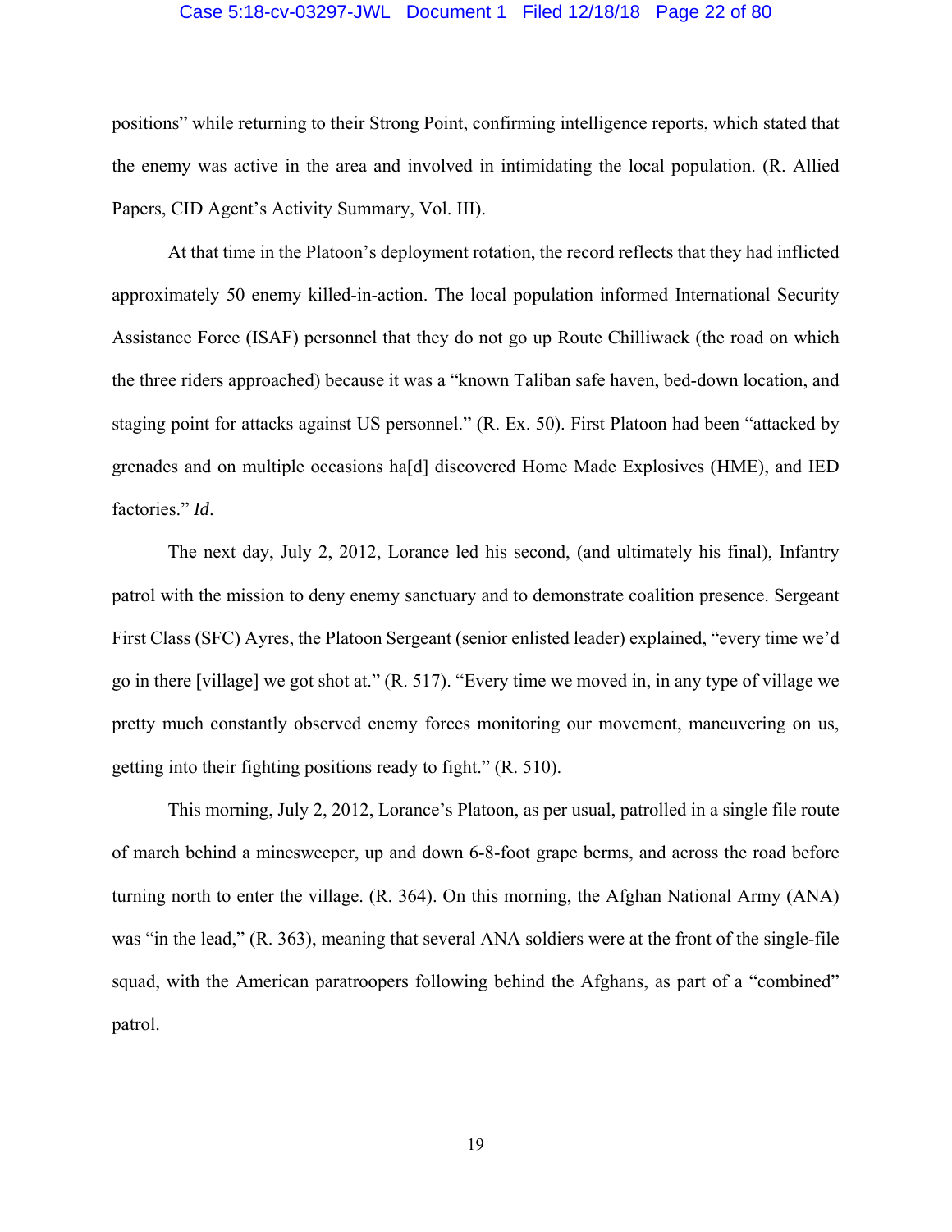positions" while returning to their Strong Point, confirming intelligence reports, which stated that the enemy was active in the area and involved in intimidating the local population. (R. Allied Papers, CID Agent's Activity Summary, Vol. III).

At that time in the Platoon's deployment rotation, the record reflects that they had inflicted approximately 50 enemy killed-in-action. The local population informed International Security Assistance Force (ISAF) personnel that they do not go up Route Chilliwack (the road on which the three riders approached) because it was a "known Taliban safe haven, bed-down location, and staging point for attacks against US personnel." (R. Ex. 50). First Platoon had been "attacked by grenades and on multiple occasions ha[d] discovered Home Made Explosives (HME), and IED factories." *Id*.

The next day, July 2, 2012, Lorance led his second, (and ultimately his final), Infantry patrol with the mission to deny enemy sanctuary and to demonstrate coalition presence. Sergeant First Class (SFC) Ayres, the Platoon Sergeant (senior enlisted leader) explained, "every time we'd go in there [village] we got shot at." (R. 517). "Every time we moved in, in any type of village we pretty much constantly observed enemy forces monitoring our movement, maneuvering on us, getting into their fighting positions ready to fight." (R. 510).

This morning, July 2, 2012, Lorance's Platoon, as per usual, patrolled in a single file route of march behind a minesweeper, up and down 6-8-foot grape berms, and across the road before turning north to enter the village. (R. 364). On this morning, the Afghan National Army (ANA) was "in the lead," (R. 363), meaning that several ANA soldiers were at the front of the single-file squad, with the American paratroopers following behind the Afghans, as part of a "combined" patrol.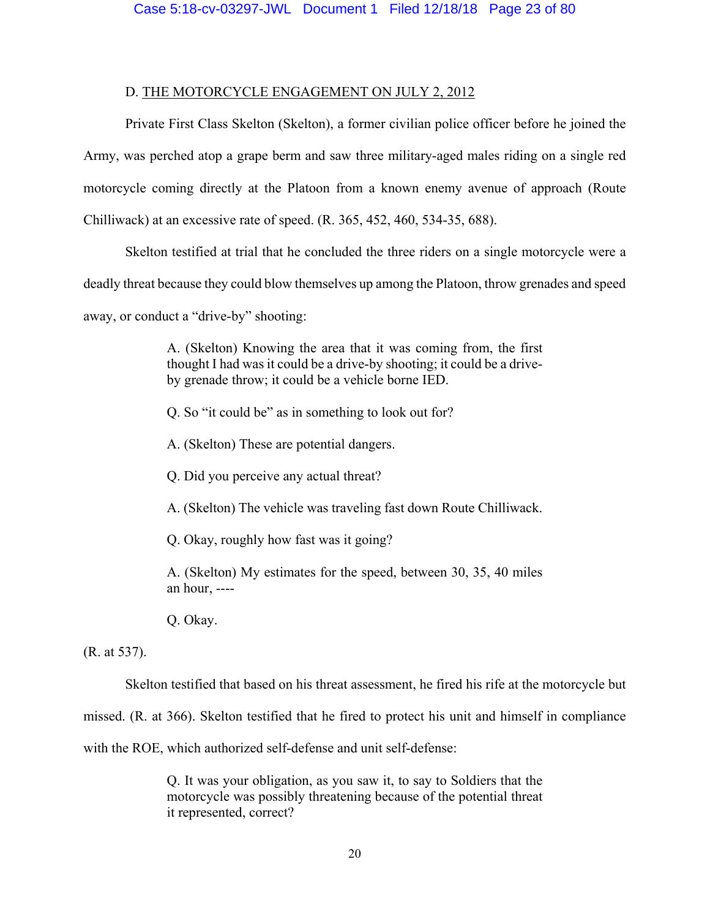D. <u>THE MOTORCYCLE ENGAGEMENT ON JULY 2, 2012</u>

Private First Class Skelton (Skelton), a former civilian police officer before he joined the Army, was perched atop a grape berm and saw three military-aged males riding on a single red motorcycle coming directly at the Platoon from a known enemy avenue of approach (Route Chilliwack) at an excessive rate of speed. (R. 365, 452, 460, 534-35, 688).

Skelton testified at trial that he concluded the three riders on a single motorcycle were a deadly threat because they could blow themselves up among the Platoon, throw grenades and speed away, or conduct a "drive-by" shooting:

> A. (Skelton) Knowing the area that it was coming from, the first thought I had was it could be a drive-by shooting; it could be a drive-by grenade throw; it could be a vehicle borne IED.
>
> Q. So "it could be" as in something to look out for?
>
> A. (Skelton) These are potential dangers.
>
> Q. Did you perceive any actual threat?
>
> A. (Skelton) The vehicle was traveling fast down Route Chilliwack.
>
> Q. Okay, roughly how fast was it going?
>
> A. (Skelton) My estimates for the speed, between 30, 35, 40 miles an hour, ----
>
> Q. Okay.

(R. at 537).

Skelton testified that based on his threat assessment, he fired his rifle at the motorcycle but missed. (R. at 366). Skelton testified that he fired to protect his unit and himself in compliance with the ROE, which authorized self-defense and unit self-defense:

> Q. It was your obligation, as you saw it, to say to Soldiers that the motorcycle was possibly threatening because of the potential threat it represented, correct?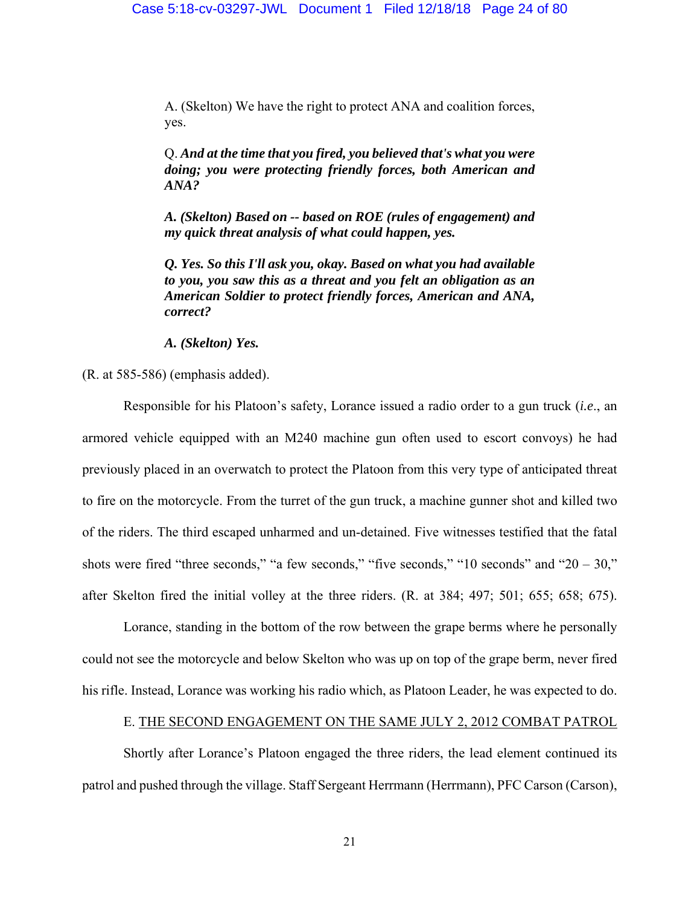> A. (Skelton) We have the right to protect ANA and coalition forces, yes.
>
> Q. ***And at the time that you fired, you believed that's what you were doing; you were protecting friendly forces, both American and ANA?***
>
> ***A. (Skelton) Based on -- based on ROE (rules of engagement) and my quick threat analysis of what could happen, yes.***
>
> ***Q. Yes. So this I'll ask you, okay. Based on what you had available to you, you saw this as a threat and you felt an obligation as an American Soldier to protect friendly forces, American and ANA, correct?***
>
> ***A. (Skelton) Yes.***

(R. at 585-586) (emphasis added).

Responsible for his Platoon's safety, Lorance issued a radio order to a gun truck (*i.e*., an armored vehicle equipped with an M240 machine gun often used to escort convoys) he had previously placed in an overwatch to protect the Platoon from this very type of anticipated threat to fire on the motorcycle. From the turret of the gun truck, a machine gunner shot and killed two of the riders. The third escaped unharmed and un-detained. Five witnesses testified that the fatal shots were fired "three seconds," "a few seconds," "five seconds," "10 seconds" and "20 – 30," after Skelton fired the initial volley at the three riders. (R. at 384; 497; 501; 655; 658; 675).

Lorance, standing in the bottom of the row between the grape berms where he personally could not see the motorcycle and below Skelton who was up on top of the grape berm, never fired his rifle. Instead, Lorance was working his radio which, as Platoon Leader, he was expected to do.

E. <u>THE SECOND ENGAGEMENT ON THE SAME JULY 2, 2012 COMBAT PATROL</u>

Shortly after Lorance's Platoon engaged the three riders, the lead element continued its patrol and pushed through the village. Staff Sergeant Herrmann (Herrmann), PFC Carson (Carson),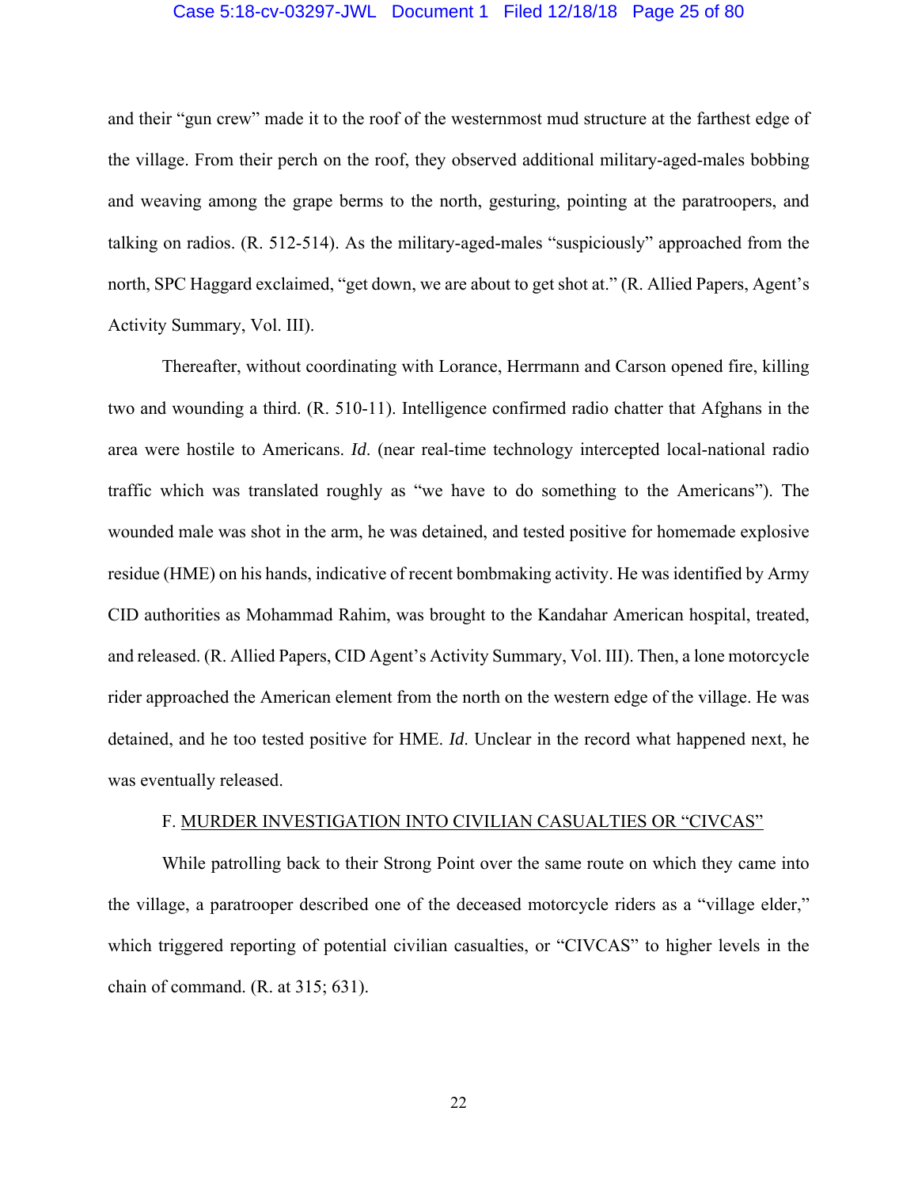and their "gun crew" made it to the roof of the westernmost mud structure at the farthest edge of the village. From their perch on the roof, they observed additional military-aged-males bobbing and weaving among the grape berms to the north, gesturing, pointing at the paratroopers, and talking on radios. (R. 512-514). As the military-aged-males "suspiciously" approached from the north, SPC Haggard exclaimed, "get down, we are about to get shot at." (R. Allied Papers, Agent's Activity Summary, Vol. III).

Thereafter, without coordinating with Lorance, Herrmann and Carson opened fire, killing two and wounding a third. (R. 510-11). Intelligence confirmed radio chatter that Afghans in the area were hostile to Americans. *Id.* (near real-time technology intercepted local-national radio traffic which was translated roughly as "we have to do something to the Americans"). The wounded male was shot in the arm, he was detained, and tested positive for homemade explosive residue (HME) on his hands, indicative of recent bombmaking activity. He was identified by Army CID authorities as Mohammad Rahim, was brought to the Kandahar American hospital, treated, and released. (R. Allied Papers, CID Agent's Activity Summary, Vol. III). Then, a lone motorcycle rider approached the American element from the north on the western edge of the village. He was detained, and he too tested positive for HME. *Id.* Unclear in the record what happened next, he was eventually released.

### F. <u>MURDER INVESTIGATION INTO CIVILIAN CASUALTIES OR "CIVCAS"</u>

While patrolling back to their Strong Point over the same route on which they came into the village, a paratrooper described one of the deceased motorcycle riders as a "village elder," which triggered reporting of potential civilian casualties, or "CIVCAS" to higher levels in the chain of command. (R. at 315; 631).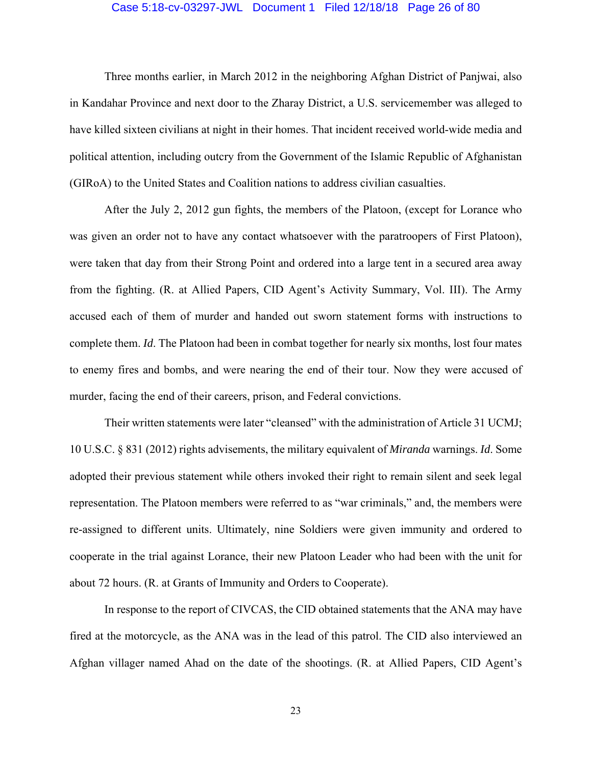Three months earlier, in March 2012 in the neighboring Afghan District of Panjwai, also in Kandahar Province and next door to the Zharay District, a U.S. servicemember was alleged to have killed sixteen civilians at night in their homes. That incident received world-wide media and political attention, including outcry from the Government of the Islamic Republic of Afghanistan (GIRoA) to the United States and Coalition nations to address civilian casualties.

After the July 2, 2012 gun fights, the members of the Platoon, (except for Lorance who was given an order not to have any contact whatsoever with the paratroopers of First Platoon), were taken that day from their Strong Point and ordered into a large tent in a secured area away from the fighting. (R. at Allied Papers, CID Agent's Activity Summary, Vol. III). The Army accused each of them of murder and handed out sworn statement forms with instructions to complete them. *Id*. The Platoon had been in combat together for nearly six months, lost four mates to enemy fires and bombs, and were nearing the end of their tour. Now they were accused of murder, facing the end of their careers, prison, and Federal convictions.

Their written statements were later "cleansed" with the administration of Article 31 UCMJ; 10 U.S.C. § 831 (2012) rights advisements, the military equivalent of *Miranda* warnings. *Id*. Some adopted their previous statement while others invoked their right to remain silent and seek legal representation. The Platoon members were referred to as "war criminals," and, the members were re-assigned to different units. Ultimately, nine Soldiers were given immunity and ordered to cooperate in the trial against Lorance, their new Platoon Leader who had been with the unit for about 72 hours. (R. at Grants of Immunity and Orders to Cooperate).

In response to the report of CIVCAS, the CID obtained statements that the ANA may have fired at the motorcycle, as the ANA was in the lead of this patrol. The CID also interviewed an Afghan villager named Ahad on the date of the shootings. (R. at Allied Papers, CID Agent's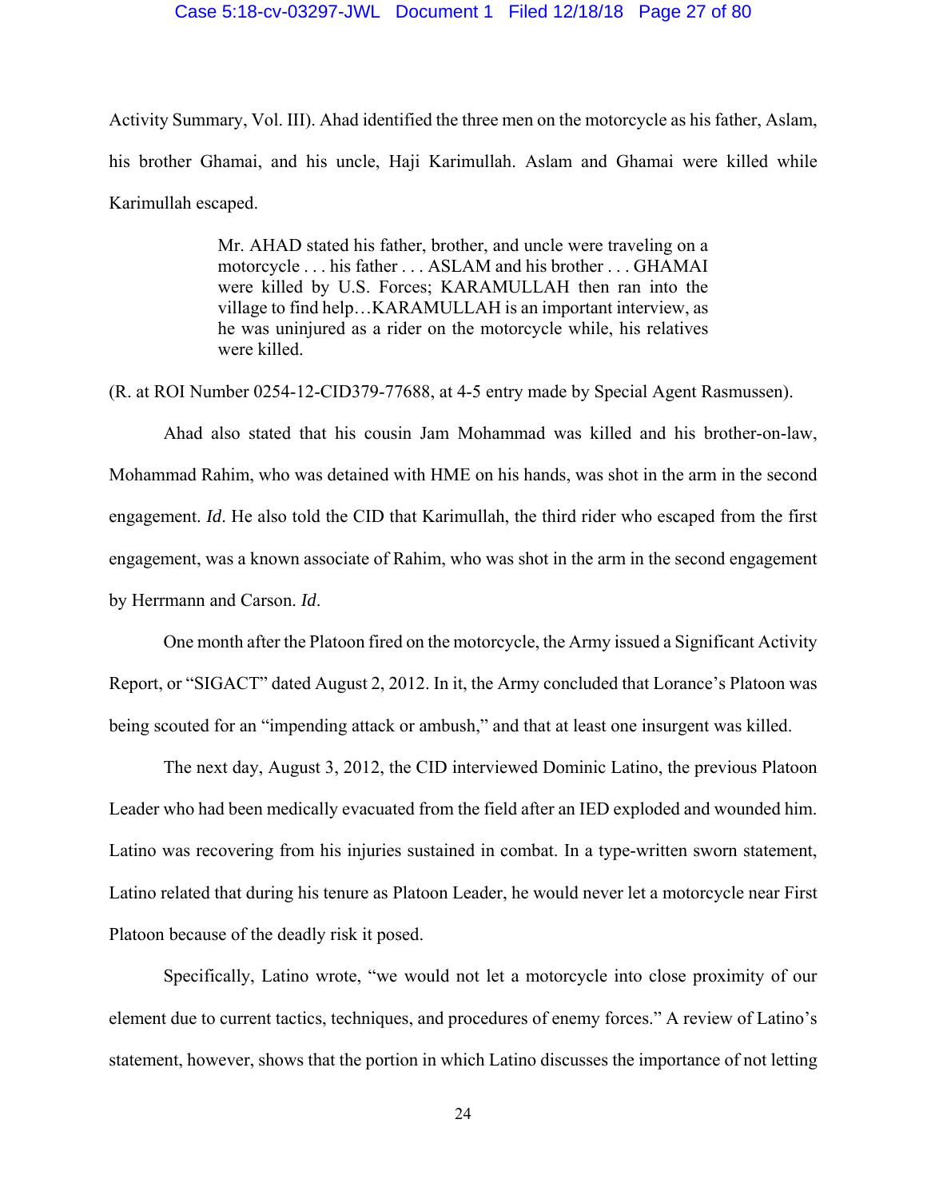Activity Summary, Vol. III). Ahad identified the three men on the motorcycle as his father, Aslam, his brother Ghamai, and his uncle, Haji Karimullah. Aslam and Ghamai were killed while Karimullah escaped.

> Mr. AHAD stated his father, brother, and uncle were traveling on a motorcycle . . . his father . . . ASLAM and his brother . . . GHAMAI were killed by U.S. Forces; KARAMULLAH then ran into the village to find help…KARAMULLAH is an important interview, as he was uninjured as a rider on the motorcycle while, his relatives were killed.

(R. at ROI Number 0254-12-CID379-77688, at 4-5 entry made by Special Agent Rasmussen).

Ahad also stated that his cousin Jam Mohammad was killed and his brother-on-law, Mohammad Rahim, who was detained with HME on his hands, was shot in the arm in the second engagement. *Id*. He also told the CID that Karimullah, the third rider who escaped from the first engagement, was a known associate of Rahim, who was shot in the arm in the second engagement by Herrmann and Carson. *Id*.

One month after the Platoon fired on the motorcycle, the Army issued a Significant Activity Report, or "SIGACT" dated August 2, 2012. In it, the Army concluded that Lorance's Platoon was being scouted for an "impending attack or ambush," and that at least one insurgent was killed.

The next day, August 3, 2012, the CID interviewed Dominic Latino, the previous Platoon Leader who had been medically evacuated from the field after an IED exploded and wounded him. Latino was recovering from his injuries sustained in combat. In a type-written sworn statement, Latino related that during his tenure as Platoon Leader, he would never let a motorcycle near First Platoon because of the deadly risk it posed.

Specifically, Latino wrote, "we would not let a motorcycle into close proximity of our element due to current tactics, techniques, and procedures of enemy forces." A review of Latino's statement, however, shows that the portion in which Latino discusses the importance of not letting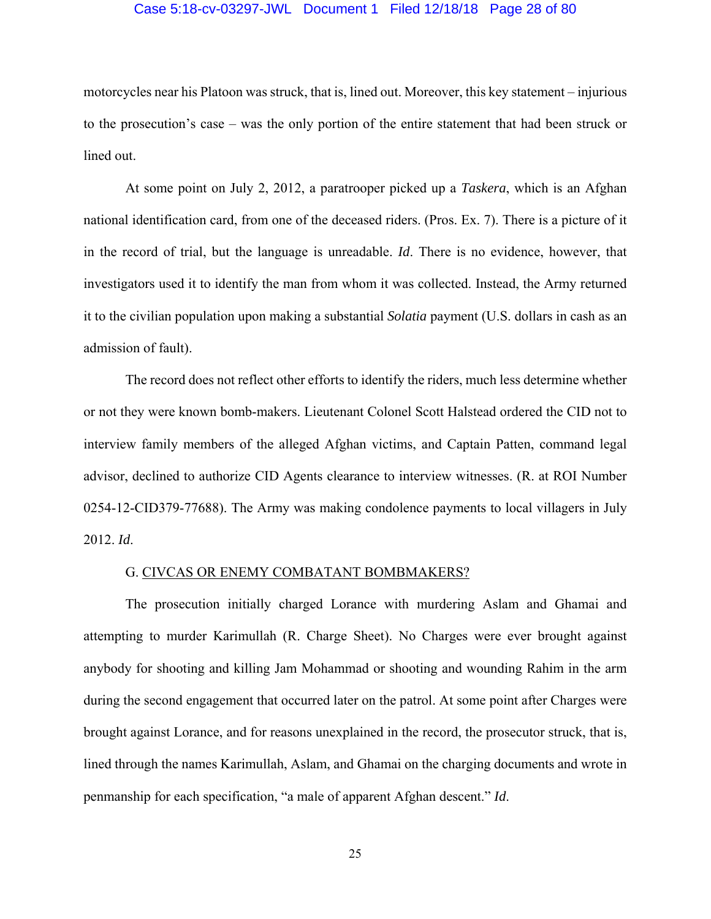motorcycles near his Platoon was struck, that is, lined out. Moreover, this key statement – injurious to the prosecution's case – was the only portion of the entire statement that had been struck or lined out.

At some point on July 2, 2012, a paratrooper picked up a *Taskera*, which is an Afghan national identification card, from one of the deceased riders. (Pros. Ex. 7). There is a picture of it in the record of trial, but the language is unreadable. *Id*. There is no evidence, however, that investigators used it to identify the man from whom it was collected. Instead, the Army returned it to the civilian population upon making a substantial *Solatia* payment (U.S. dollars in cash as an admission of fault).

The record does not reflect other efforts to identify the riders, much less determine whether or not they were known bomb-makers. Lieutenant Colonel Scott Halstead ordered the CID not to interview family members of the alleged Afghan victims, and Captain Patten, command legal advisor, declined to authorize CID Agents clearance to interview witnesses. (R. at ROI Number 0254-12-CID379-77688). The Army was making condolence payments to local villagers in July 2012. *Id*.

### G. CIVCAS OR ENEMY COMBATANT BOMBMAKERS?

The prosecution initially charged Lorance with murdering Aslam and Ghamai and attempting to murder Karimullah (R. Charge Sheet). No Charges were ever brought against anybody for shooting and killing Jam Mohammad or shooting and wounding Rahim in the arm during the second engagement that occurred later on the patrol. At some point after Charges were brought against Lorance, and for reasons unexplained in the record, the prosecutor struck, that is, lined through the names Karimullah, Aslam, and Ghamai on the charging documents and wrote in penmanship for each specification, "a male of apparent Afghan descent." *Id*.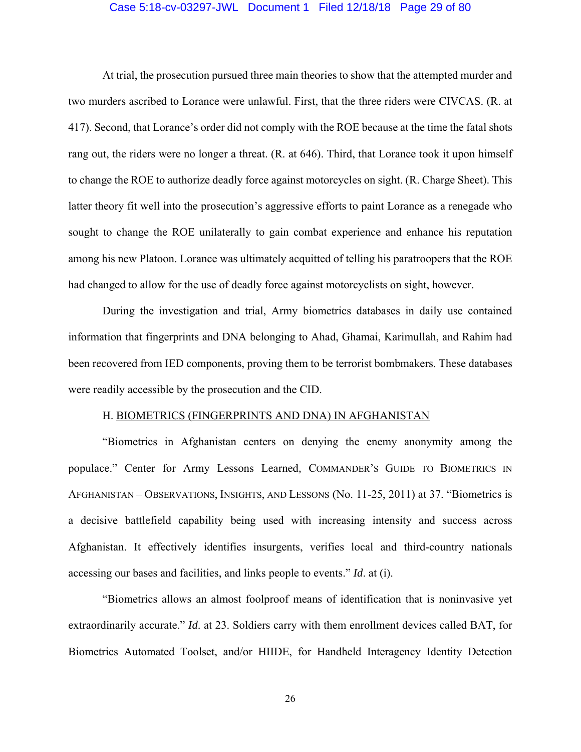At trial, the prosecution pursued three main theories to show that the attempted murder and two murders ascribed to Lorance were unlawful. First, that the three riders were CIVCAS. (R. at 417). Second, that Lorance's order did not comply with the ROE because at the time the fatal shots rang out, the riders were no longer a threat. (R. at 646). Third, that Lorance took it upon himself to change the ROE to authorize deadly force against motorcycles on sight. (R. Charge Sheet). This latter theory fit well into the prosecution's aggressive efforts to paint Lorance as a renegade who sought to change the ROE unilaterally to gain combat experience and enhance his reputation among his new Platoon. Lorance was ultimately acquitted of telling his paratroopers that the ROE had changed to allow for the use of deadly force against motorcyclists on sight, however.

During the investigation and trial, Army biometrics databases in daily use contained information that fingerprints and DNA belonging to Ahad, Ghamai, Karimullah, and Rahim had been recovered from IED components, proving them to be terrorist bombmakers. These databases were readily accessible by the prosecution and the CID.

## H. BIOMETRICS (FINGERPRINTS AND DNA) IN AFGHANISTAN

"Biometrics in Afghanistan centers on denying the enemy anonymity among the populace." Center for Army Lessons Learned, COMMANDER'S GUIDE TO BIOMETRICS IN AFGHANISTAN – OBSERVATIONS, INSIGHTS, AND LESSONS (No. 11-25, 2011) at 37. "Biometrics is a decisive battlefield capability being used with increasing intensity and success across Afghanistan. It effectively identifies insurgents, verifies local and third-country nationals accessing our bases and facilities, and links people to events." *Id*. at (i).

"Biometrics allows an almost foolproof means of identification that is noninvasive yet extraordinarily accurate." *Id*. at 23. Soldiers carry with them enrollment devices called BAT, for Biometrics Automated Toolset, and/or HIIDE, for Handheld Interagency Identity Detection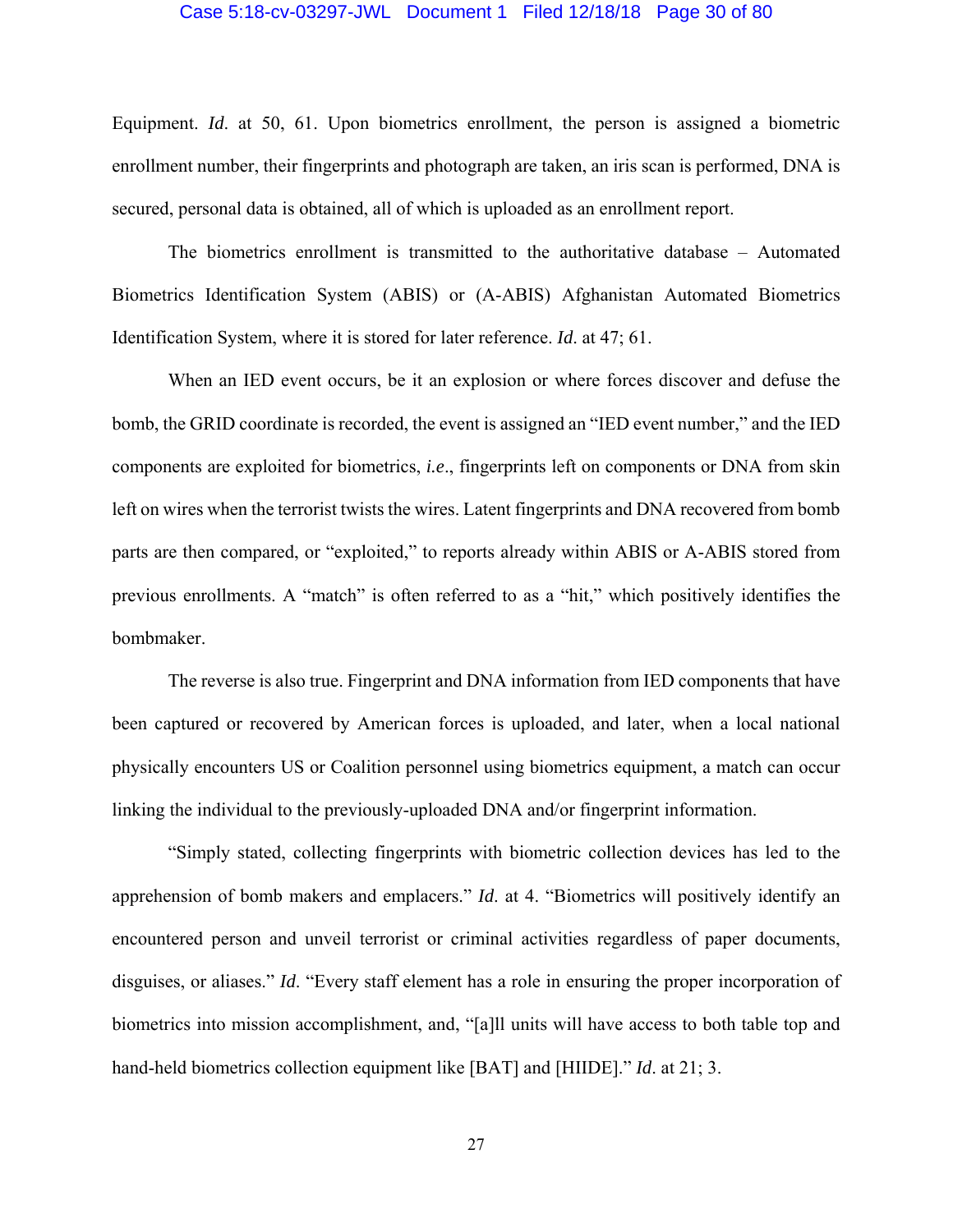Equipment. *Id*. at 50, 61. Upon biometrics enrollment, the person is assigned a biometric enrollment number, their fingerprints and photograph are taken, an iris scan is performed, DNA is secured, personal data is obtained, all of which is uploaded as an enrollment report.

The biometrics enrollment is transmitted to the authoritative database – Automated Biometrics Identification System (ABIS) or (A-ABIS) Afghanistan Automated Biometrics Identification System, where it is stored for later reference. *Id*. at 47; 61.

When an IED event occurs, be it an explosion or where forces discover and defuse the bomb, the GRID coordinate is recorded, the event is assigned an "IED event number," and the IED components are exploited for biometrics, *i.e*., fingerprints left on components or DNA from skin left on wires when the terrorist twists the wires. Latent fingerprints and DNA recovered from bomb parts are then compared, or "exploited," to reports already within ABIS or A-ABIS stored from previous enrollments. A "match" is often referred to as a "hit," which positively identifies the bombmaker.

The reverse is also true. Fingerprint and DNA information from IED components that have been captured or recovered by American forces is uploaded, and later, when a local national physically encounters US or Coalition personnel using biometrics equipment, a match can occur linking the individual to the previously-uploaded DNA and/or fingerprint information.

"Simply stated, collecting fingerprints with biometric collection devices has led to the apprehension of bomb makers and emplacers." *Id*. at 4. "Biometrics will positively identify an encountered person and unveil terrorist or criminal activities regardless of paper documents, disguises, or aliases." *Id*. "Every staff element has a role in ensuring the proper incorporation of biometrics into mission accomplishment, and, "[a]ll units will have access to both table top and hand-held biometrics collection equipment like [BAT] and [HIIDE]." *Id*. at 21; 3.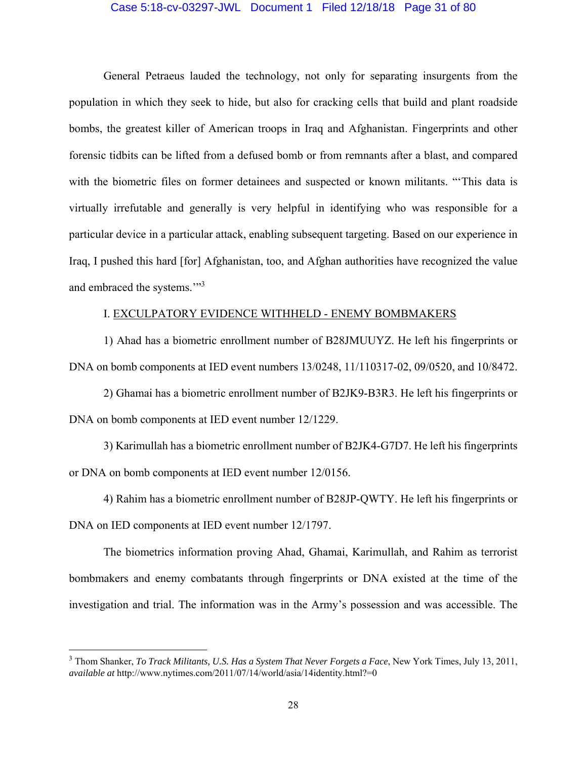General Petraeus lauded the technology, not only for separating insurgents from the population in which they seek to hide, but also for cracking cells that build and plant roadside bombs, the greatest killer of American troops in Iraq and Afghanistan. Fingerprints and other forensic tidbits can be lifted from a defused bomb or from remnants after a blast, and compared with the biometric files on former detainees and suspected or known militants. "'This data is virtually irrefutable and generally is very helpful in identifying who was responsible for a particular device in a particular attack, enabling subsequent targeting. Based on our experience in Iraq, I pushed this hard [for] Afghanistan, too, and Afghan authorities have recognized the value and embraced the systems.'"[3]

I. EXCULPATORY EVIDENCE WITHHELD - ENEMY BOMBMAKERS

1) Ahad has a biometric enrollment number of B28JMUUYZ. He left his fingerprints or DNA on bomb components at IED event numbers 13/0248, 11/110317-02, 09/0520, and 10/8472.

2) Ghamai has a biometric enrollment number of B2JK9-B3R3. He left his fingerprints or DNA on bomb components at IED event number 12/1229.

3) Karimullah has a biometric enrollment number of B2JK4-G7D7. He left his fingerprints or DNA on bomb components at IED event number 12/0156.

4) Rahim has a biometric enrollment number of B28JP-QWTY. He left his fingerprints or DNA on IED components at IED event number 12/1797.

The biometrics information proving Ahad, Ghamai, Karimullah, and Rahim as terrorist bombmakers and enemy combatants through fingerprints or DNA existed at the time of the investigation and trial. The information was in the Army's possession and was accessible. The

[3] Thom Shanker, *To Track Militants, U.S. Has a System That Never Forgets a Face*, New York Times, July 13, 2011, *available at* http://www.nytimes.com/2011/07/14/world/asia/14identity.html?=0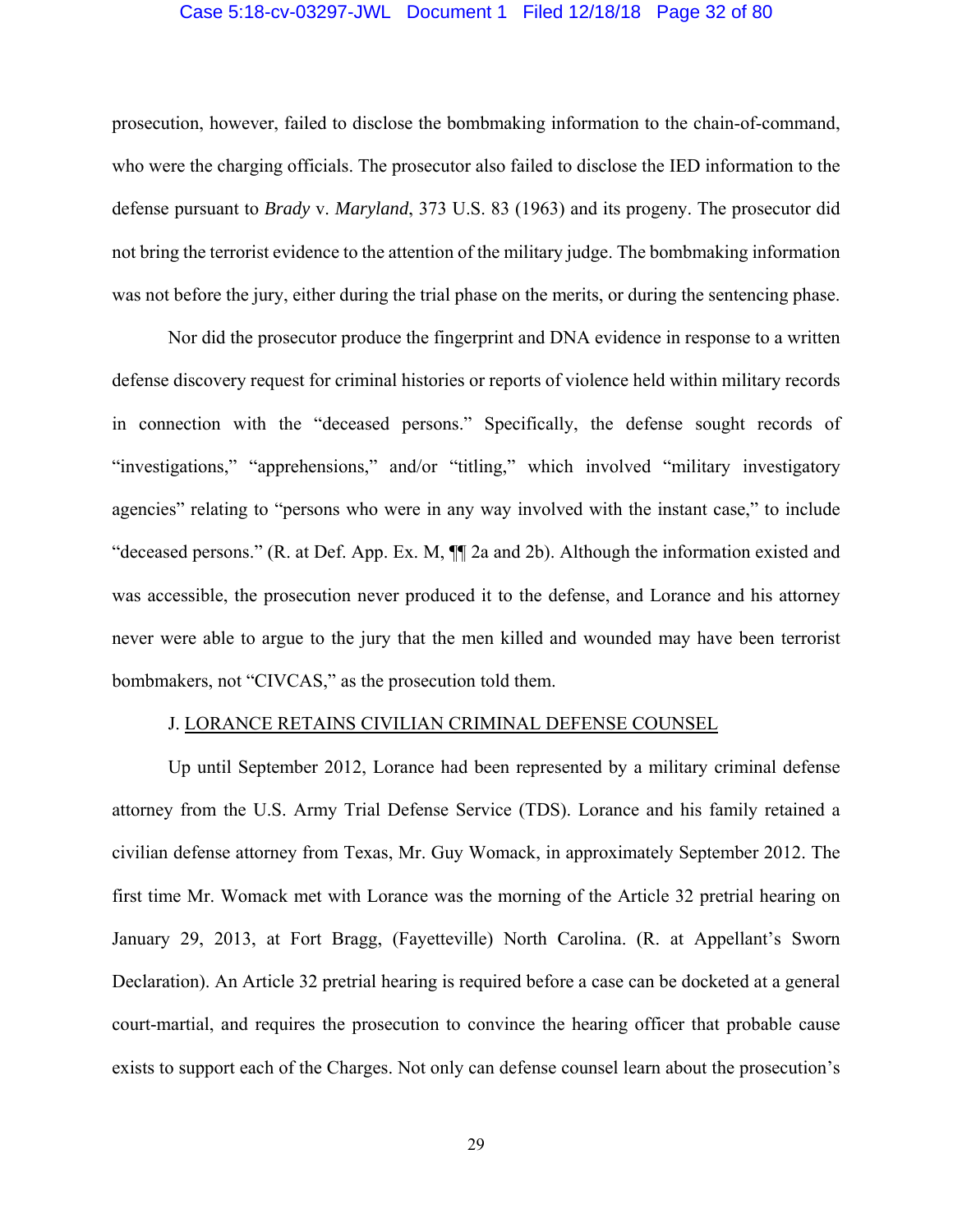prosecution, however, failed to disclose the bombmaking information to the chain-of-command, who were the charging officials. The prosecutor also failed to disclose the IED information to the defense pursuant to *Brady* v. *Maryland*, 373 U.S. 83 (1963) and its progeny. The prosecutor did not bring the terrorist evidence to the attention of the military judge. The bombmaking information was not before the jury, either during the trial phase on the merits, or during the sentencing phase.

Nor did the prosecutor produce the fingerprint and DNA evidence in response to a written defense discovery request for criminal histories or reports of violence held within military records in connection with the "deceased persons." Specifically, the defense sought records of "investigations," "apprehensions," and/or "titling," which involved "military investigatory agencies" relating to "persons who were in any way involved with the instant case," to include "deceased persons." (R. at Def. App. Ex. M, ¶¶ 2a and 2b). Although the information existed and was accessible, the prosecution never produced it to the defense, and Lorance and his attorney never were able to argue to the jury that the men killed and wounded may have been terrorist bombmakers, not "CIVCAS," as the prosecution told them.

### J. <u>LORANCE RETAINS CIVILIAN CRIMINAL DEFENSE COUNSEL</u>

Up until September 2012, Lorance had been represented by a military criminal defense attorney from the U.S. Army Trial Defense Service (TDS). Lorance and his family retained a civilian defense attorney from Texas, Mr. Guy Womack, in approximately September 2012. The first time Mr. Womack met with Lorance was the morning of the Article 32 pretrial hearing on January 29, 2013, at Fort Bragg, (Fayetteville) North Carolina. (R. at Appellant's Sworn Declaration). An Article 32 pretrial hearing is required before a case can be docketed at a general court-martial, and requires the prosecution to convince the hearing officer that probable cause exists to support each of the Charges. Not only can defense counsel learn about the prosecution's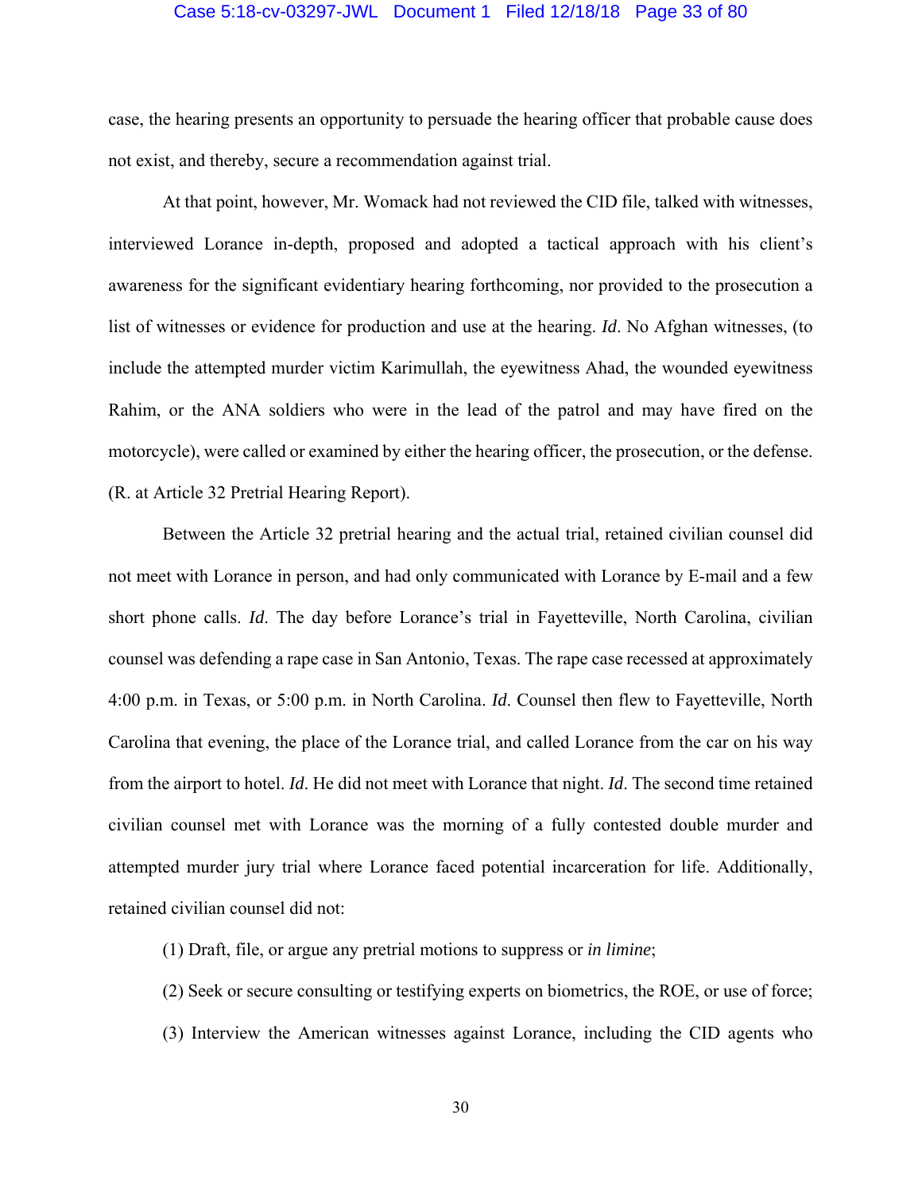case, the hearing presents an opportunity to persuade the hearing officer that probable cause does not exist, and thereby, secure a recommendation against trial.

At that point, however, Mr. Womack had not reviewed the CID file, talked with witnesses, interviewed Lorance in-depth, proposed and adopted a tactical approach with his client's awareness for the significant evidentiary hearing forthcoming, nor provided to the prosecution a list of witnesses or evidence for production and use at the hearing. *Id*. No Afghan witnesses, (to include the attempted murder victim Karimullah, the eyewitness Ahad, the wounded eyewitness Rahim, or the ANA soldiers who were in the lead of the patrol and may have fired on the motorcycle), were called or examined by either the hearing officer, the prosecution, or the defense. (R. at Article 32 Pretrial Hearing Report).

Between the Article 32 pretrial hearing and the actual trial, retained civilian counsel did not meet with Lorance in person, and had only communicated with Lorance by E-mail and a few short phone calls. *Id*. The day before Lorance's trial in Fayetteville, North Carolina, civilian counsel was defending a rape case in San Antonio, Texas. The rape case recessed at approximately 4:00 p.m. in Texas, or 5:00 p.m. in North Carolina. *Id*. Counsel then flew to Fayetteville, North Carolina that evening, the place of the Lorance trial, and called Lorance from the car on his way from the airport to hotel. *Id*. He did not meet with Lorance that night. *Id*. The second time retained civilian counsel met with Lorance was the morning of a fully contested double murder and attempted murder jury trial where Lorance faced potential incarceration for life. Additionally, retained civilian counsel did not:

(1) Draft, file, or argue any pretrial motions to suppress or *in limine*;

(2) Seek or secure consulting or testifying experts on biometrics, the ROE, or use of force;

(3) Interview the American witnesses against Lorance, including the CID agents who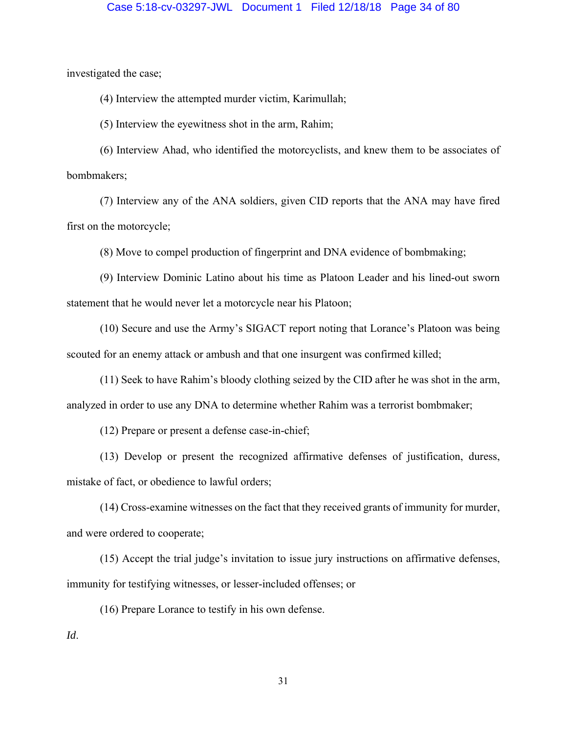investigated the case;

(4) Interview the attempted murder victim, Karimullah;

(5) Interview the eyewitness shot in the arm, Rahim;

(6) Interview Ahad, who identified the motorcyclists, and knew them to be associates of bombmakers;

(7) Interview any of the ANA soldiers, given CID reports that the ANA may have fired first on the motorcycle;

(8) Move to compel production of fingerprint and DNA evidence of bombmaking;

(9) Interview Dominic Latino about his time as Platoon Leader and his lined-out sworn statement that he would never let a motorcycle near his Platoon;

(10) Secure and use the Army's SIGACT report noting that Lorance's Platoon was being scouted for an enemy attack or ambush and that one insurgent was confirmed killed;

(11) Seek to have Rahim's bloody clothing seized by the CID after he was shot in the arm, analyzed in order to use any DNA to determine whether Rahim was a terrorist bombmaker;

(12) Prepare or present a defense case-in-chief;

(13) Develop or present the recognized affirmative defenses of justification, duress, mistake of fact, or obedience to lawful orders;

(14) Cross-examine witnesses on the fact that they received grants of immunity for murder, and were ordered to cooperate;

(15) Accept the trial judge's invitation to issue jury instructions on affirmative defenses, immunity for testifying witnesses, or lesser-included offenses; or

(16) Prepare Lorance to testify in his own defense.

*Id*.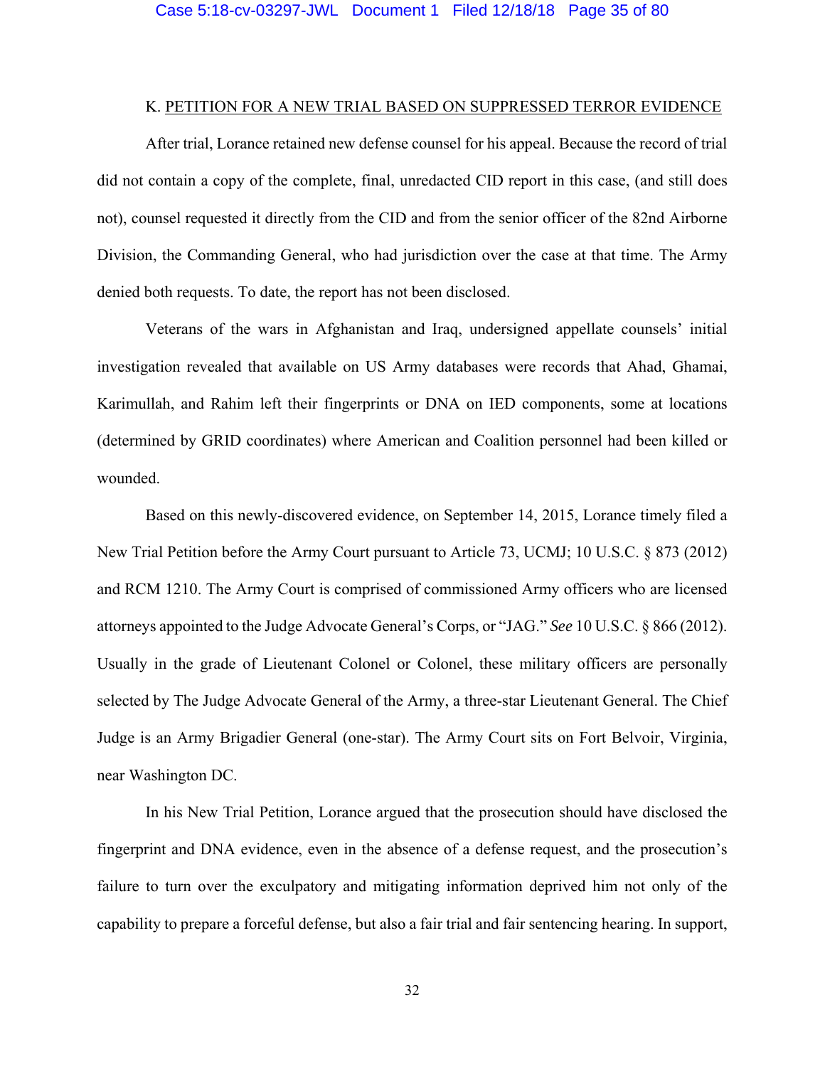### K. PETITION FOR A NEW TRIAL BASED ON SUPPRESSED TERROR EVIDENCE

After trial, Lorance retained new defense counsel for his appeal. Because the record of trial did not contain a copy of the complete, final, unredacted CID report in this case, (and still does not), counsel requested it directly from the CID and from the senior officer of the 82nd Airborne Division, the Commanding General, who had jurisdiction over the case at that time. The Army denied both requests. To date, the report has not been disclosed.

Veterans of the wars in Afghanistan and Iraq, undersigned appellate counsels' initial investigation revealed that available on US Army databases were records that Ahad, Ghamai, Karimullah, and Rahim left their fingerprints or DNA on IED components, some at locations (determined by GRID coordinates) where American and Coalition personnel had been killed or wounded.

Based on this newly-discovered evidence, on September 14, 2015, Lorance timely filed a New Trial Petition before the Army Court pursuant to Article 73, UCMJ; 10 U.S.C. § 873 (2012) and RCM 1210. The Army Court is comprised of commissioned Army officers who are licensed attorneys appointed to the Judge Advocate General's Corps, or "JAG." *See* 10 U.S.C. § 866 (2012). Usually in the grade of Lieutenant Colonel or Colonel, these military officers are personally selected by The Judge Advocate General of the Army, a three-star Lieutenant General. The Chief Judge is an Army Brigadier General (one-star). The Army Court sits on Fort Belvoir, Virginia, near Washington DC.

In his New Trial Petition, Lorance argued that the prosecution should have disclosed the fingerprint and DNA evidence, even in the absence of a defense request, and the prosecution's failure to turn over the exculpatory and mitigating information deprived him not only of the capability to prepare a forceful defense, but also a fair trial and fair sentencing hearing. In support,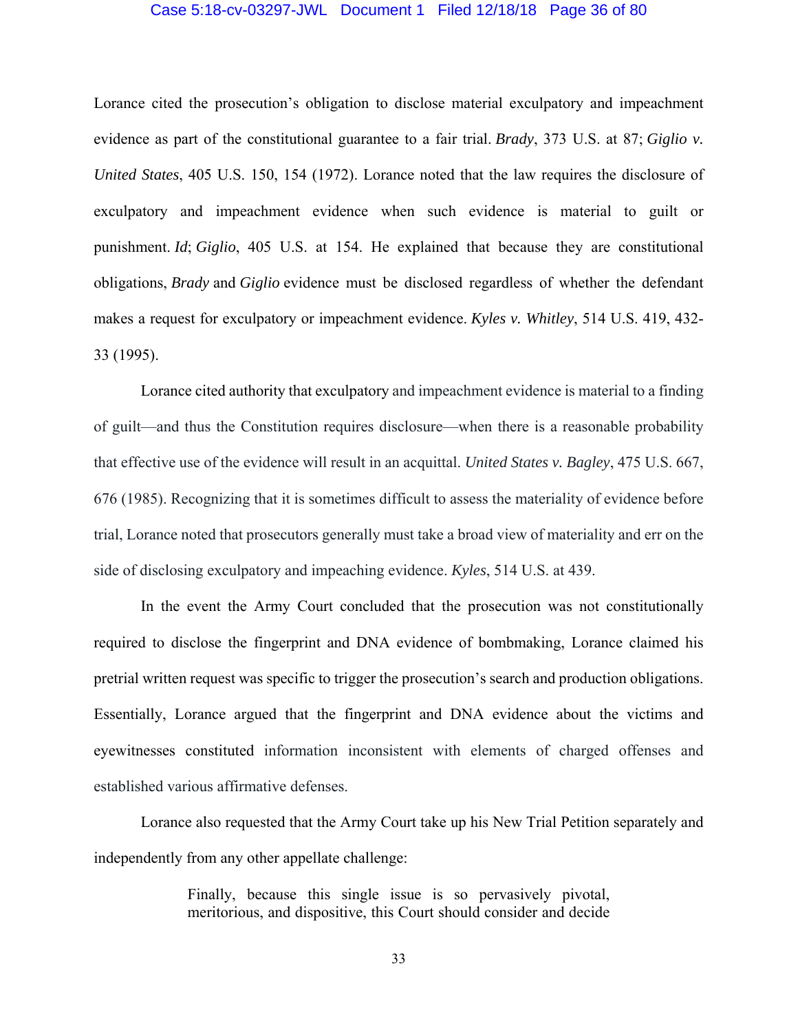Lorance cited the prosecution's obligation to disclose material exculpatory and impeachment evidence as part of the constitutional guarantee to a fair trial. *Brady*, 373 U.S. at 87; *Giglio v. United States*, 405 U.S. 150, 154 (1972). Lorance noted that the law requires the disclosure of exculpatory and impeachment evidence when such evidence is material to guilt or punishment. *Id*; *Giglio*, 405 U.S. at 154. He explained that because they are constitutional obligations, *Brady* and *Giglio* evidence must be disclosed regardless of whether the defendant makes a request for exculpatory or impeachment evidence. *Kyles v. Whitley*, 514 U.S. 419, 432-33 (1995).

Lorance cited authority that exculpatory and impeachment evidence is material to a finding of guilt—and thus the Constitution requires disclosure—when there is a reasonable probability that effective use of the evidence will result in an acquittal. *United States v. Bagley*, 475 U.S. 667, 676 (1985). Recognizing that it is sometimes difficult to assess the materiality of evidence before trial, Lorance noted that prosecutors generally must take a broad view of materiality and err on the side of disclosing exculpatory and impeaching evidence. *Kyles*, 514 U.S. at 439.

In the event the Army Court concluded that the prosecution was not constitutionally required to disclose the fingerprint and DNA evidence of bombmaking, Lorance claimed his pretrial written request was specific to trigger the prosecution's search and production obligations. Essentially, Lorance argued that the fingerprint and DNA evidence about the victims and eyewitnesses constituted information inconsistent with elements of charged offenses and established various affirmative defenses.

Lorance also requested that the Army Court take up his New Trial Petition separately and independently from any other appellate challenge:

> Finally, because this single issue is so pervasively pivotal, meritorious, and dispositive, this Court should consider and decide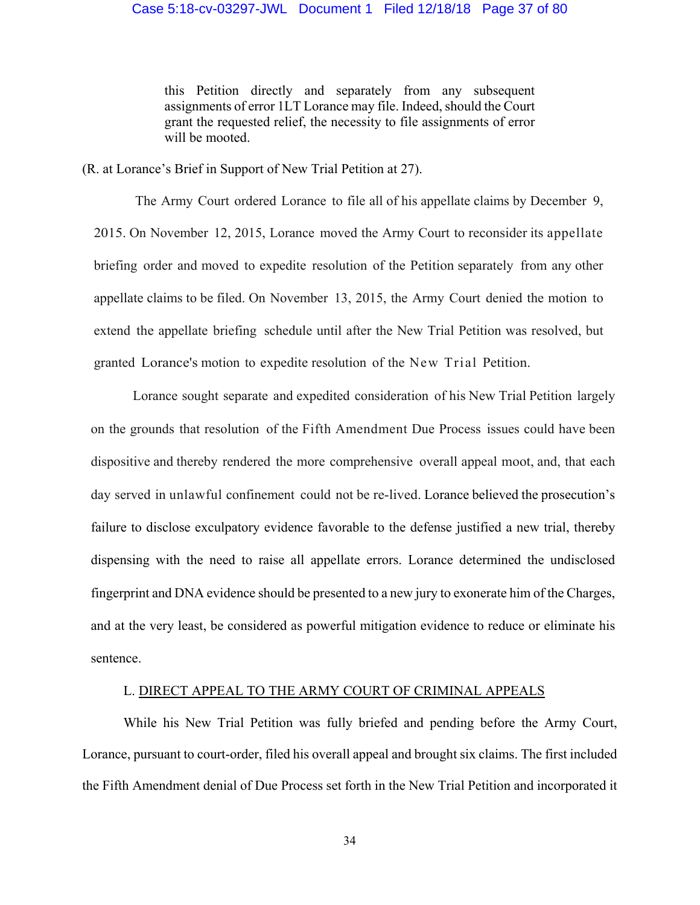> this Petition directly and separately from any subsequent assignments of error 1LT Lorance may file. Indeed, should the Court grant the requested relief, the necessity to file assignments of error will be mooted.

(R. at Lorance's Brief in Support of New Trial Petition at 27).

The Army Court ordered Lorance to file all of his appellate claims by December 9, 2015. On November 12, 2015, Lorance moved the Army Court to reconsider its appellate briefing order and moved to expedite resolution of the Petition separately from any other appellate claims to be filed. On November 13, 2015, the Army Court denied the motion to extend the appellate briefing schedule until after the New Trial Petition was resolved, but granted Lorance's motion to expedite resolution of the New Trial Petition.

Lorance sought separate and expedited consideration of his New Trial Petition largely on the grounds that resolution of the Fifth Amendment Due Process issues could have been dispositive and thereby rendered the more comprehensive overall appeal moot, and, that each day served in unlawful confinement could not be re-lived. Lorance believed the prosecution's failure to disclose exculpatory evidence favorable to the defense justified a new trial, thereby dispensing with the need to raise all appellate errors. Lorance determined the undisclosed fingerprint and DNA evidence should be presented to a new jury to exonerate him of the Charges, and at the very least, be considered as powerful mitigation evidence to reduce or eliminate his sentence.

L. DIRECT APPEAL TO THE ARMY COURT OF CRIMINAL APPEALS

While his New Trial Petition was fully briefed and pending before the Army Court, Lorance, pursuant to court-order, filed his overall appeal and brought six claims. The first included the Fifth Amendment denial of Due Process set forth in the New Trial Petition and incorporated it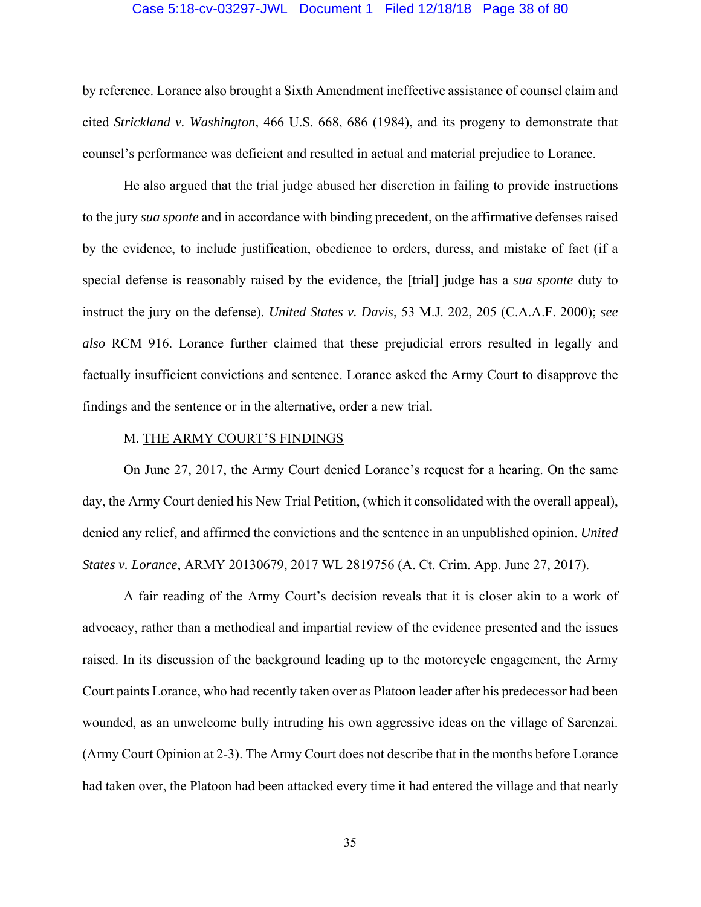by reference. Lorance also brought a Sixth Amendment ineffective assistance of counsel claim and cited *Strickland v. Washington,* 466 U.S. 668, 686 (1984), and its progeny to demonstrate that counsel's performance was deficient and resulted in actual and material prejudice to Lorance.

He also argued that the trial judge abused her discretion in failing to provide instructions to the jury *sua sponte* and in accordance with binding precedent, on the affirmative defenses raised by the evidence, to include justification, obedience to orders, duress, and mistake of fact (if a special defense is reasonably raised by the evidence, the [trial] judge has a *sua sponte* duty to instruct the jury on the defense). *United States v. Davis*, 53 M.J. 202, 205 (C.A.A.F. 2000); *see also* RCM 916. Lorance further claimed that these prejudicial errors resulted in legally and factually insufficient convictions and sentence. Lorance asked the Army Court to disapprove the findings and the sentence or in the alternative, order a new trial.

M. THE ARMY COURT'S FINDINGS

On June 27, 2017, the Army Court denied Lorance's request for a hearing. On the same day, the Army Court denied his New Trial Petition, (which it consolidated with the overall appeal), denied any relief, and affirmed the convictions and the sentence in an unpublished opinion. *United States v. Lorance*, ARMY 20130679, 2017 WL 2819756 (A. Ct. Crim. App. June 27, 2017).

A fair reading of the Army Court's decision reveals that it is closer akin to a work of advocacy, rather than a methodical and impartial review of the evidence presented and the issues raised. In its discussion of the background leading up to the motorcycle engagement, the Army Court paints Lorance, who had recently taken over as Platoon leader after his predecessor had been wounded, as an unwelcome bully intruding his own aggressive ideas on the village of Sarenzai. (Army Court Opinion at 2-3). The Army Court does not describe that in the months before Lorance had taken over, the Platoon had been attacked every time it had entered the village and that nearly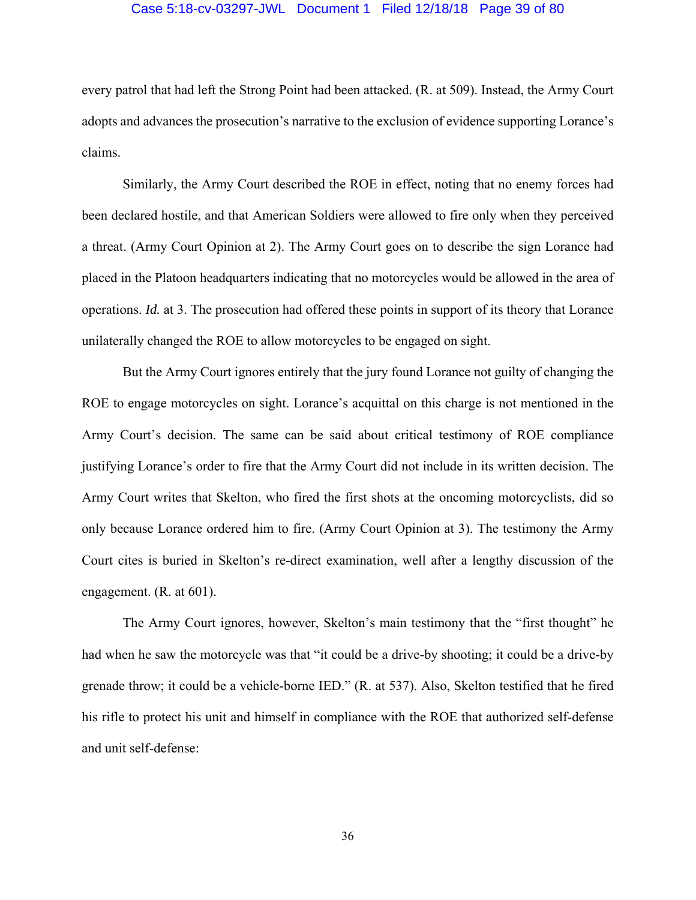every patrol that had left the Strong Point had been attacked. (R. at 509). Instead, the Army Court adopts and advances the prosecution's narrative to the exclusion of evidence supporting Lorance's claims.

Similarly, the Army Court described the ROE in effect, noting that no enemy forces had been declared hostile, and that American Soldiers were allowed to fire only when they perceived a threat. (Army Court Opinion at 2). The Army Court goes on to describe the sign Lorance had placed in the Platoon headquarters indicating that no motorcycles would be allowed in the area of operations. *Id.* at 3. The prosecution had offered these points in support of its theory that Lorance unilaterally changed the ROE to allow motorcycles to be engaged on sight.

But the Army Court ignores entirely that the jury found Lorance not guilty of changing the ROE to engage motorcycles on sight. Lorance's acquittal on this charge is not mentioned in the Army Court's decision. The same can be said about critical testimony of ROE compliance justifying Lorance's order to fire that the Army Court did not include in its written decision. The Army Court writes that Skelton, who fired the first shots at the oncoming motorcyclists, did so only because Lorance ordered him to fire. (Army Court Opinion at 3). The testimony the Army Court cites is buried in Skelton's re-direct examination, well after a lengthy discussion of the engagement. (R. at 601).

The Army Court ignores, however, Skelton's main testimony that the "first thought" he had when he saw the motorcycle was that "it could be a drive-by shooting; it could be a drive-by grenade throw; it could be a vehicle-borne IED." (R. at 537). Also, Skelton testified that he fired his rifle to protect his unit and himself in compliance with the ROE that authorized self-defense and unit self-defense: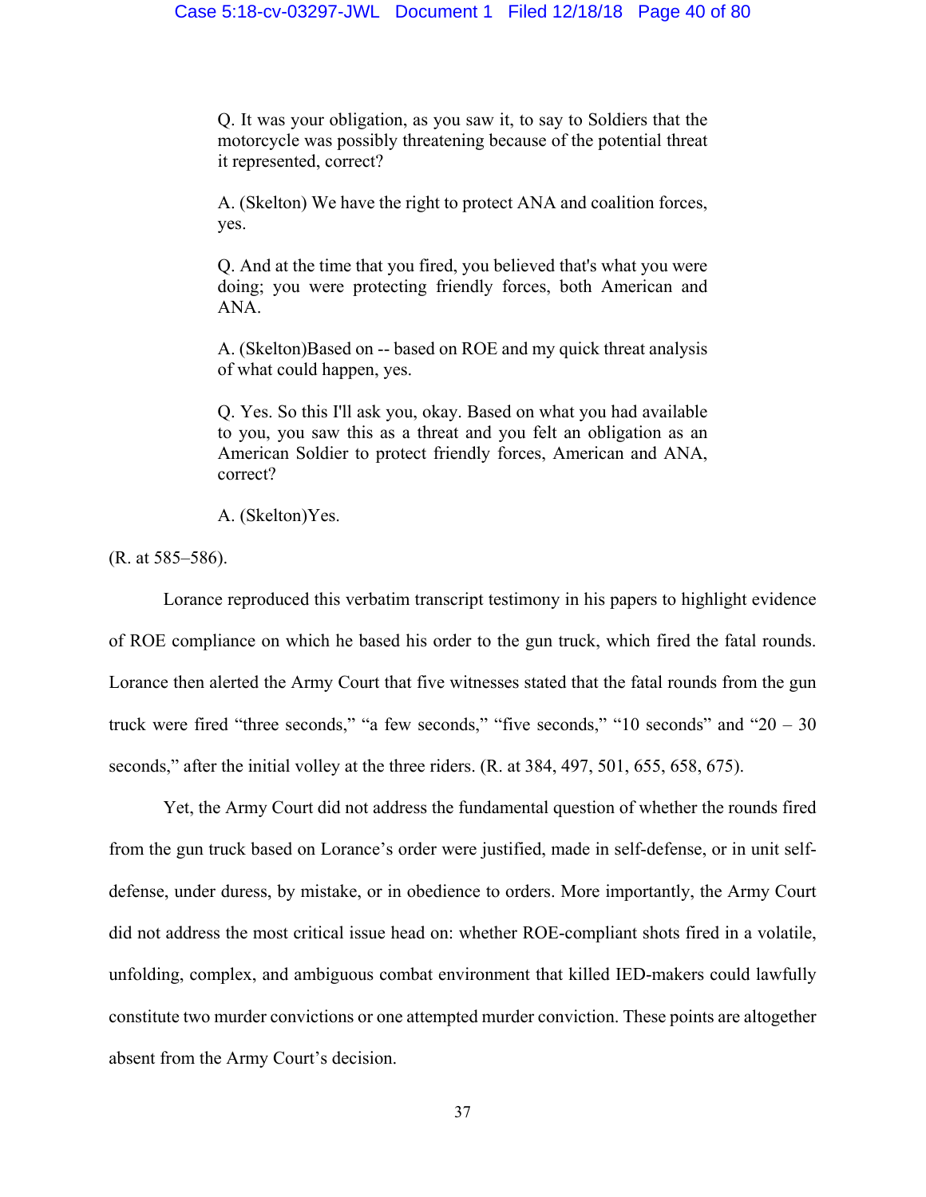> Q. It was your obligation, as you saw it, to say to Soldiers that the motorcycle was possibly threatening because of the potential threat it represented, correct?
>
> A. (Skelton) We have the right to protect ANA and coalition forces, yes.
>
> Q. And at the time that you fired, you believed that's what you were doing; you were protecting friendly forces, both American and ANA.
>
> A. (Skelton)Based on -- based on ROE and my quick threat analysis of what could happen, yes.
>
> Q. Yes. So this I'll ask you, okay. Based on what you had available to you, you saw this as a threat and you felt an obligation as an American Soldier to protect friendly forces, American and ANA, correct?
>
> A. (Skelton)Yes.

(R. at 585–586).

Lorance reproduced this verbatim transcript testimony in his papers to highlight evidence of ROE compliance on which he based his order to the gun truck, which fired the fatal rounds. Lorance then alerted the Army Court that five witnesses stated that the fatal rounds from the gun truck were fired "three seconds," "a few seconds," "five seconds," "10 seconds" and "20 – 30 seconds," after the initial volley at the three riders. (R. at 384, 497, 501, 655, 658, 675).

Yet, the Army Court did not address the fundamental question of whether the rounds fired from the gun truck based on Lorance's order were justified, made in self-defense, or in unit self-defense, under duress, by mistake, or in obedience to orders. More importantly, the Army Court did not address the most critical issue head on: whether ROE-compliant shots fired in a volatile, unfolding, complex, and ambiguous combat environment that killed IED-makers could lawfully constitute two murder convictions or one attempted murder conviction. These points are altogether absent from the Army Court's decision.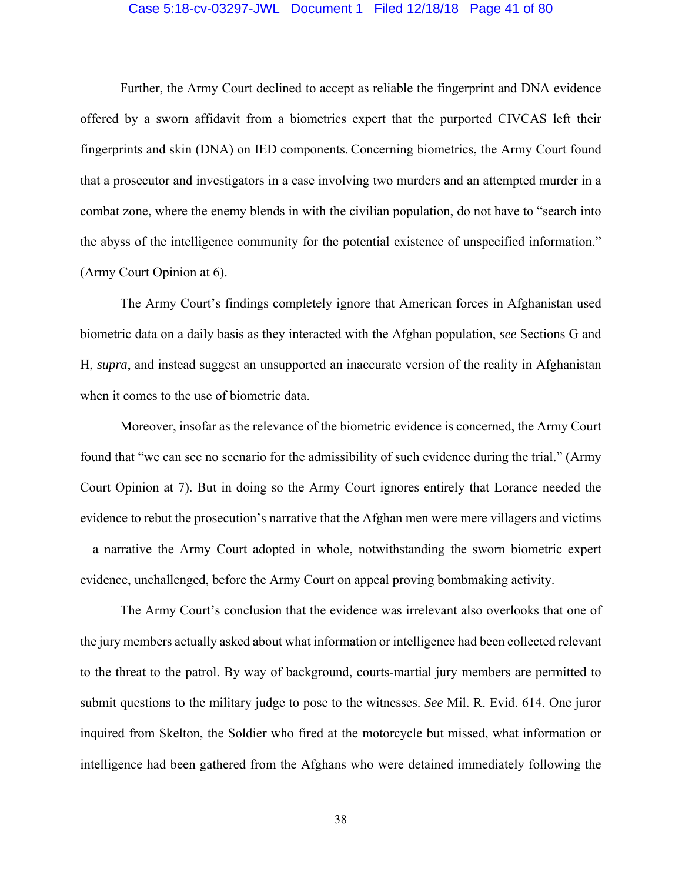Further, the Army Court declined to accept as reliable the fingerprint and DNA evidence offered by a sworn affidavit from a biometrics expert that the purported CIVCAS left their fingerprints and skin (DNA) on IED components. Concerning biometrics, the Army Court found that a prosecutor and investigators in a case involving two murders and an attempted murder in a combat zone, where the enemy blends in with the civilian population, do not have to "search into the abyss of the intelligence community for the potential existence of unspecified information." (Army Court Opinion at 6).

The Army Court's findings completely ignore that American forces in Afghanistan used biometric data on a daily basis as they interacted with the Afghan population, *see* Sections G and H, *supra*, and instead suggest an unsupported an inaccurate version of the reality in Afghanistan when it comes to the use of biometric data.

Moreover, insofar as the relevance of the biometric evidence is concerned, the Army Court found that "we can see no scenario for the admissibility of such evidence during the trial." (Army Court Opinion at 7). But in doing so the Army Court ignores entirely that Lorance needed the evidence to rebut the prosecution's narrative that the Afghan men were mere villagers and victims – a narrative the Army Court adopted in whole, notwithstanding the sworn biometric expert evidence, unchallenged, before the Army Court on appeal proving bombmaking activity.

The Army Court's conclusion that the evidence was irrelevant also overlooks that one of the jury members actually asked about what information or intelligence had been collected relevant to the threat to the patrol. By way of background, courts-martial jury members are permitted to submit questions to the military judge to pose to the witnesses. *See* Mil. R. Evid. 614. One juror inquired from Skelton, the Soldier who fired at the motorcycle but missed, what information or intelligence had been gathered from the Afghans who were detained immediately following the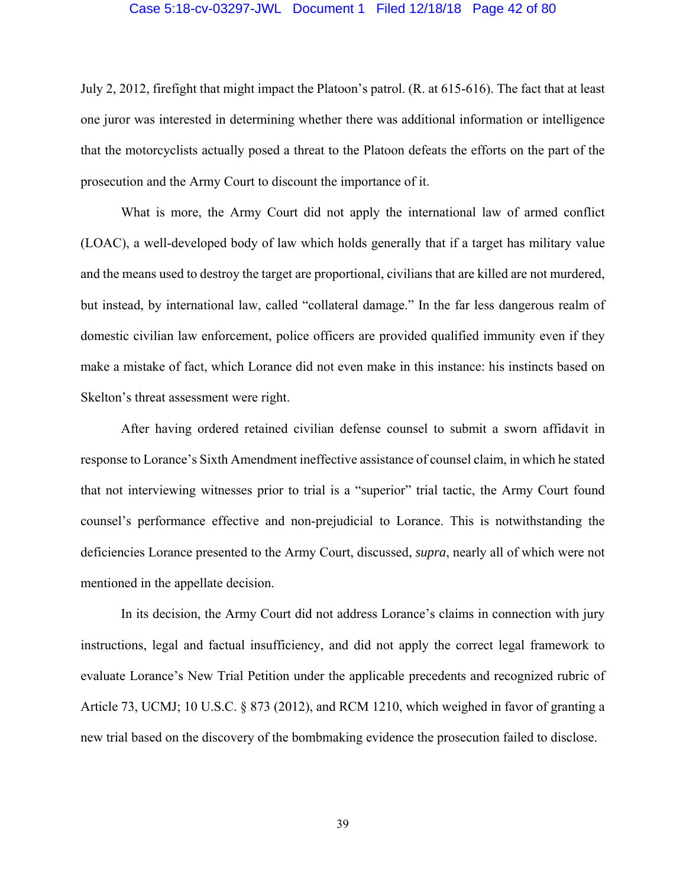July 2, 2012, firefight that might impact the Platoon's patrol. (R. at 615-616). The fact that at least one juror was interested in determining whether there was additional information or intelligence that the motorcyclists actually posed a threat to the Platoon defeats the efforts on the part of the prosecution and the Army Court to discount the importance of it.

What is more, the Army Court did not apply the international law of armed conflict (LOAC), a well-developed body of law which holds generally that if a target has military value and the means used to destroy the target are proportional, civilians that are killed are not murdered, but instead, by international law, called "collateral damage." In the far less dangerous realm of domestic civilian law enforcement, police officers are provided qualified immunity even if they make a mistake of fact, which Lorance did not even make in this instance: his instincts based on Skelton's threat assessment were right.

After having ordered retained civilian defense counsel to submit a sworn affidavit in response to Lorance's Sixth Amendment ineffective assistance of counsel claim, in which he stated that not interviewing witnesses prior to trial is a "superior" trial tactic, the Army Court found counsel's performance effective and non-prejudicial to Lorance. This is notwithstanding the deficiencies Lorance presented to the Army Court, discussed, *supra*, nearly all of which were not mentioned in the appellate decision.

In its decision, the Army Court did not address Lorance's claims in connection with jury instructions, legal and factual insufficiency, and did not apply the correct legal framework to evaluate Lorance's New Trial Petition under the applicable precedents and recognized rubric of Article 73, UCMJ; 10 U.S.C. § 873 (2012), and RCM 1210, which weighed in favor of granting a new trial based on the discovery of the bombmaking evidence the prosecution failed to disclose.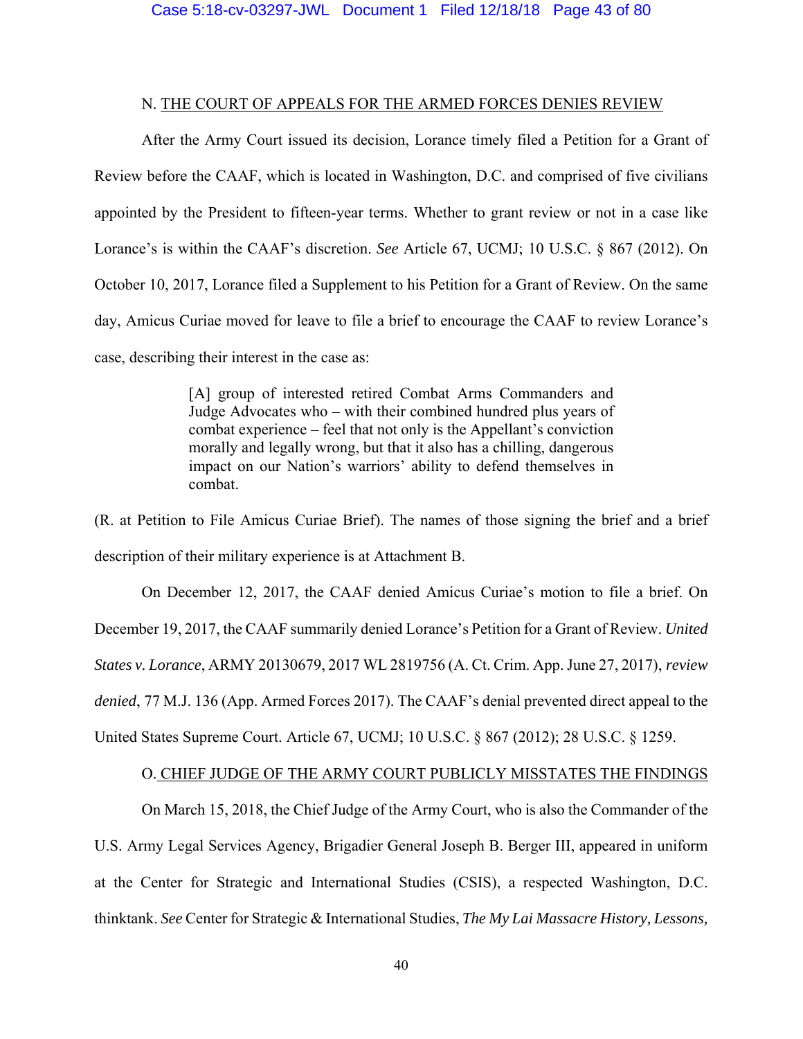## N. THE COURT OF APPEALS FOR THE ARMED FORCES DENIES REVIEW

After the Army Court issued its decision, Lorance timely filed a Petition for a Grant of Review before the CAAF, which is located in Washington, D.C. and comprised of five civilians appointed by the President to fifteen-year terms. Whether to grant review or not in a case like Lorance's is within the CAAF's discretion. *See* Article 67, UCMJ; 10 U.S.C. § 867 (2012). On October 10, 2017, Lorance filed a Supplement to his Petition for a Grant of Review. On the same day, Amicus Curiae moved for leave to file a brief to encourage the CAAF to review Lorance's case, describing their interest in the case as:

> [A] group of interested retired Combat Arms Commanders and Judge Advocates who – with their combined hundred plus years of combat experience – feel that not only is the Appellant's conviction morally and legally wrong, but that it also has a chilling, dangerous impact on our Nation's warriors' ability to defend themselves in combat.

(R. at Petition to File Amicus Curiae Brief). The names of those signing the brief and a brief description of their military experience is at Attachment B.

On December 12, 2017, the CAAF denied Amicus Curiae's motion to file a brief. On December 19, 2017, the CAAF summarily denied Lorance's Petition for a Grant of Review. *United States v. Lorance*, ARMY 20130679, 2017 WL 2819756 (A. Ct. Crim. App. June 27, 2017), *review denied*, 77 M.J. 136 (App. Armed Forces 2017). The CAAF's denial prevented direct appeal to the United States Supreme Court. Article 67, UCMJ; 10 U.S.C. § 867 (2012); 28 U.S.C. § 1259.

## O. CHIEF JUDGE OF THE ARMY COURT PUBLICLY MISSTATES THE FINDINGS

On March 15, 2018, the Chief Judge of the Army Court, who is also the Commander of the U.S. Army Legal Services Agency, Brigadier General Joseph B. Berger III, appeared in uniform at the Center for Strategic and International Studies (CSIS), a respected Washington, D.C. thinktank. *See* Center for Strategic & International Studies, *The My Lai Massacre History, Lessons,*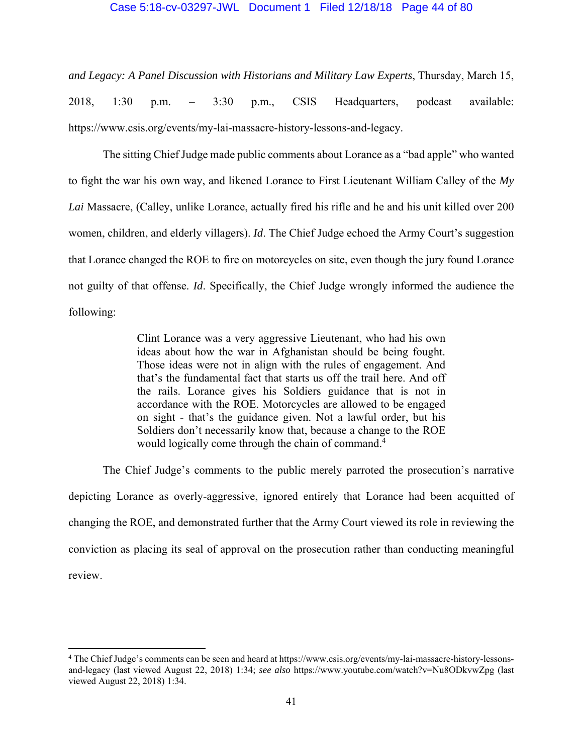*and Legacy: A Panel Discussion with Historians and Military Law Experts*, Thursday, March 15, 2018, 1:30 p.m. – 3:30 p.m., CSIS Headquarters, podcast available: https://www.csis.org/events/my-lai-massacre-history-lessons-and-legacy.

The sitting Chief Judge made public comments about Lorance as a "bad apple" who wanted to fight the war his own way, and likened Lorance to First Lieutenant William Calley of the *My Lai* Massacre, (Calley, unlike Lorance, actually fired his rifle and he and his unit killed over 200 women, children, and elderly villagers). *Id*. The Chief Judge echoed the Army Court's suggestion that Lorance changed the ROE to fire on motorcycles on site, even though the jury found Lorance not guilty of that offense. *Id*. Specifically, the Chief Judge wrongly informed the audience the following:

> Clint Lorance was a very aggressive Lieutenant, who had his own ideas about how the war in Afghanistan should be being fought. Those ideas were not in align with the rules of engagement. And that's the fundamental fact that starts us off the trail here. And off the rails. Lorance gives his Soldiers guidance that is not in accordance with the ROE. Motorcycles are allowed to be engaged on sight - that's the guidance given. Not a lawful order, but his Soldiers don't necessarily know that, because a change to the ROE would logically come through the chain of command.[4]

The Chief Judge's comments to the public merely parroted the prosecution's narrative depicting Lorance as overly-aggressive, ignored entirely that Lorance had been acquitted of changing the ROE, and demonstrated further that the Army Court viewed its role in reviewing the conviction as placing its seal of approval on the prosecution rather than conducting meaningful review.

---

[4] The Chief Judge's comments can be seen and heard at https://www.csis.org/events/my-lai-massacre-history-lessons-and-legacy (last viewed August 22, 2018) 1:34; *see also* https://www.youtube.com/watch?v=Nu8ODkvwZpg (last viewed August 22, 2018) 1:34.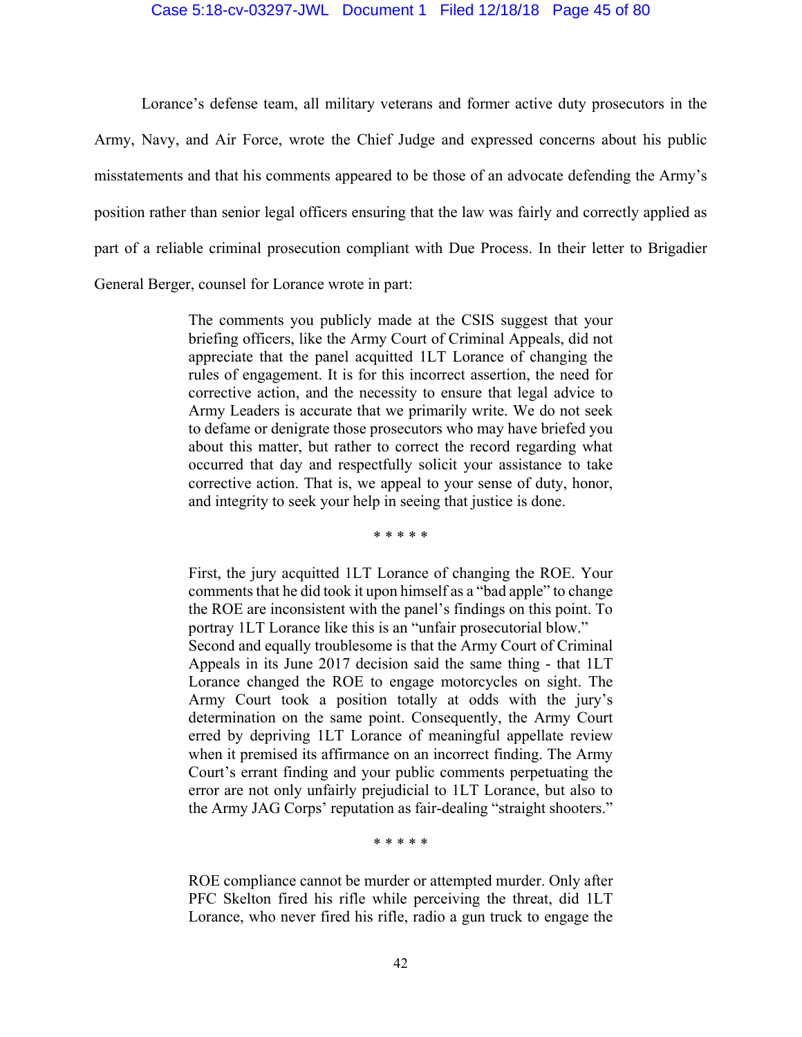Lorance's defense team, all military veterans and former active duty prosecutors in the Army, Navy, and Air Force, wrote the Chief Judge and expressed concerns about his public misstatements and that his comments appeared to be those of an advocate defending the Army's position rather than senior legal officers ensuring that the law was fairly and correctly applied as part of a reliable criminal prosecution compliant with Due Process. In their letter to Brigadier General Berger, counsel for Lorance wrote in part:

> The comments you publicly made at the CSIS suggest that your briefing officers, like the Army Court of Criminal Appeals, did not appreciate that the panel acquitted 1LT Lorance of changing the rules of engagement. It is for this incorrect assertion, the need for corrective action, and the necessity to ensure that legal advice to Army Leaders is accurate that we primarily write. We do not seek to defame or denigrate those prosecutors who may have briefed you about this matter, but rather to correct the record regarding what occurred that day and respectfully solicit your assistance to take corrective action. That is, we appeal to your sense of duty, honor, and integrity to seek your help in seeing that justice is done.
>
> \* \* \* \* \*
>
> First, the jury acquitted 1LT Lorance of changing the ROE. Your comments that he did took it upon himself as a "bad apple" to change the ROE are inconsistent with the panel's findings on this point. To portray 1LT Lorance like this is an "unfair prosecutorial blow."
> Second and equally troublesome is that the Army Court of Criminal Appeals in its June 2017 decision said the same thing - that 1LT Lorance changed the ROE to engage motorcycles on sight. The Army Court took a position totally at odds with the jury's determination on the same point. Consequently, the Army Court erred by depriving 1LT Lorance of meaningful appellate review when it premised its affirmance on an incorrect finding. The Army Court's errant finding and your public comments perpetuating the error are not only unfairly prejudicial to 1LT Lorance, but also to the Army JAG Corps' reputation as fair-dealing "straight shooters."
>
> \* \* \* \* \*
>
> ROE compliance cannot be murder or attempted murder. Only after PFC Skelton fired his rifle while perceiving the threat, did 1LT Lorance, who never fired his rifle, radio a gun truck to engage the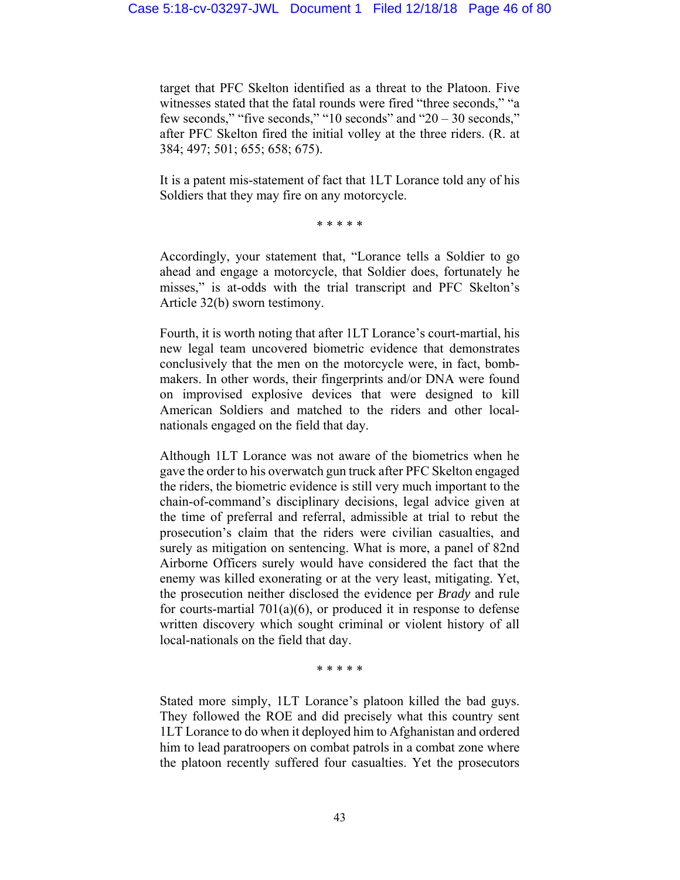target that PFC Skelton identified as a threat to the Platoon. Five witnesses stated that the fatal rounds were fired "three seconds," "a few seconds," "five seconds," "10 seconds" and "20 – 30 seconds," after PFC Skelton fired the initial volley at the three riders. (R. at 384; 497; 501; 655; 658; 675).

It is a patent mis-statement of fact that 1LT Lorance told any of his Soldiers that they may fire on any motorcycle.

\* \* \* \* \*

Accordingly, your statement that, "Lorance tells a Soldier to go ahead and engage a motorcycle, that Soldier does, fortunately he misses," is at-odds with the trial transcript and PFC Skelton's Article 32(b) sworn testimony.

Fourth, it is worth noting that after 1LT Lorance's court-martial, his new legal team uncovered biometric evidence that demonstrates conclusively that the men on the motorcycle were, in fact, bomb-makers. In other words, their fingerprints and/or DNA were found on improvised explosive devices that were designed to kill American Soldiers and matched to the riders and other local-nationals engaged on the field that day.

Although 1LT Lorance was not aware of the biometrics when he gave the order to his overwatch gun truck after PFC Skelton engaged the riders, the biometric evidence is still very much important to the chain-of-command's disciplinary decisions, legal advice given at the time of preferral and referral, admissible at trial to rebut the prosecution's claim that the riders were civilian casualties, and surely as mitigation on sentencing. What is more, a panel of 82nd Airborne Officers surely would have considered the fact that the enemy was killed exonerating or at the very least, mitigating. Yet, the prosecution neither disclosed the evidence per *Brady* and rule for courts-martial 701(a)(6), or produced it in response to defense written discovery which sought criminal or violent history of all local-nationals on the field that day.

\* \* \* \* \*

Stated more simply, 1LT Lorance's platoon killed the bad guys. They followed the ROE and did precisely what this country sent 1LT Lorance to do when it deployed him to Afghanistan and ordered him to lead paratroopers on combat patrols in a combat zone where the platoon recently suffered four casualties. Yet the prosecutors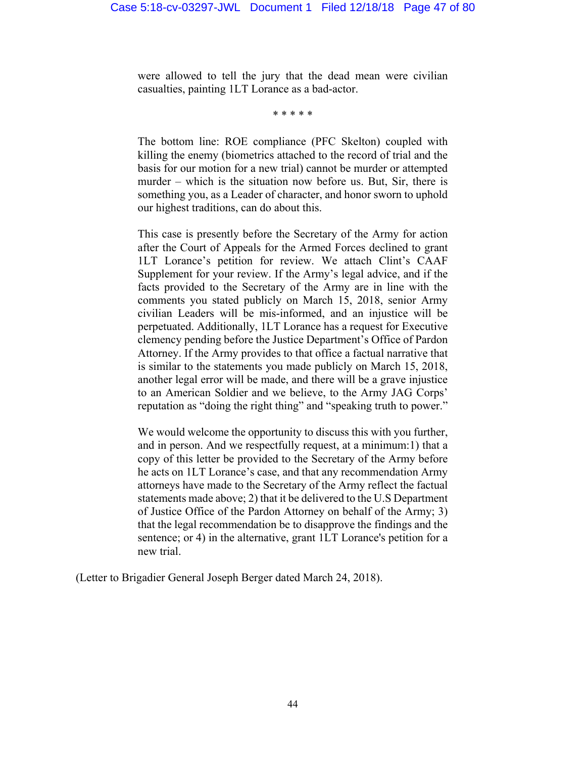> were allowed to tell the jury that the dead mean were civilian casualties, painting 1LT Lorance as a bad-actor.
>
> \* \* \* \* \*
>
> The bottom line: ROE compliance (PFC Skelton) coupled with killing the enemy (biometrics attached to the record of trial and the basis for our motion for a new trial) cannot be murder or attempted murder – which is the situation now before us. But, Sir, there is something you, as a Leader of character, and honor sworn to uphold our highest traditions, can do about this.
>
> This case is presently before the Secretary of the Army for action after the Court of Appeals for the Armed Forces declined to grant 1LT Lorance's petition for review. We attach Clint's CAAF Supplement for your review. If the Army's legal advice, and if the facts provided to the Secretary of the Army are in line with the comments you stated publicly on March 15, 2018, senior Army civilian Leaders will be mis-informed, and an injustice will be perpetuated. Additionally, 1LT Lorance has a request for Executive clemency pending before the Justice Department's Office of Pardon Attorney. If the Army provides to that office a factual narrative that is similar to the statements you made publicly on March 15, 2018, another legal error will be made, and there will be a grave injustice to an American Soldier and we believe, to the Army JAG Corps' reputation as "doing the right thing" and "speaking truth to power."
>
> We would welcome the opportunity to discuss this with you further, and in person. And we respectfully request, at a minimum:1) that a copy of this letter be provided to the Secretary of the Army before he acts on 1LT Lorance's case, and that any recommendation Army attorneys have made to the Secretary of the Army reflect the factual statements made above; 2) that it be delivered to the U.S Department of Justice Office of the Pardon Attorney on behalf of the Army; 3) that the legal recommendation be to disapprove the findings and the sentence; or 4) in the alternative, grant 1LT Lorance's petition for a new trial.

(Letter to Brigadier General Joseph Berger dated March 24, 2018).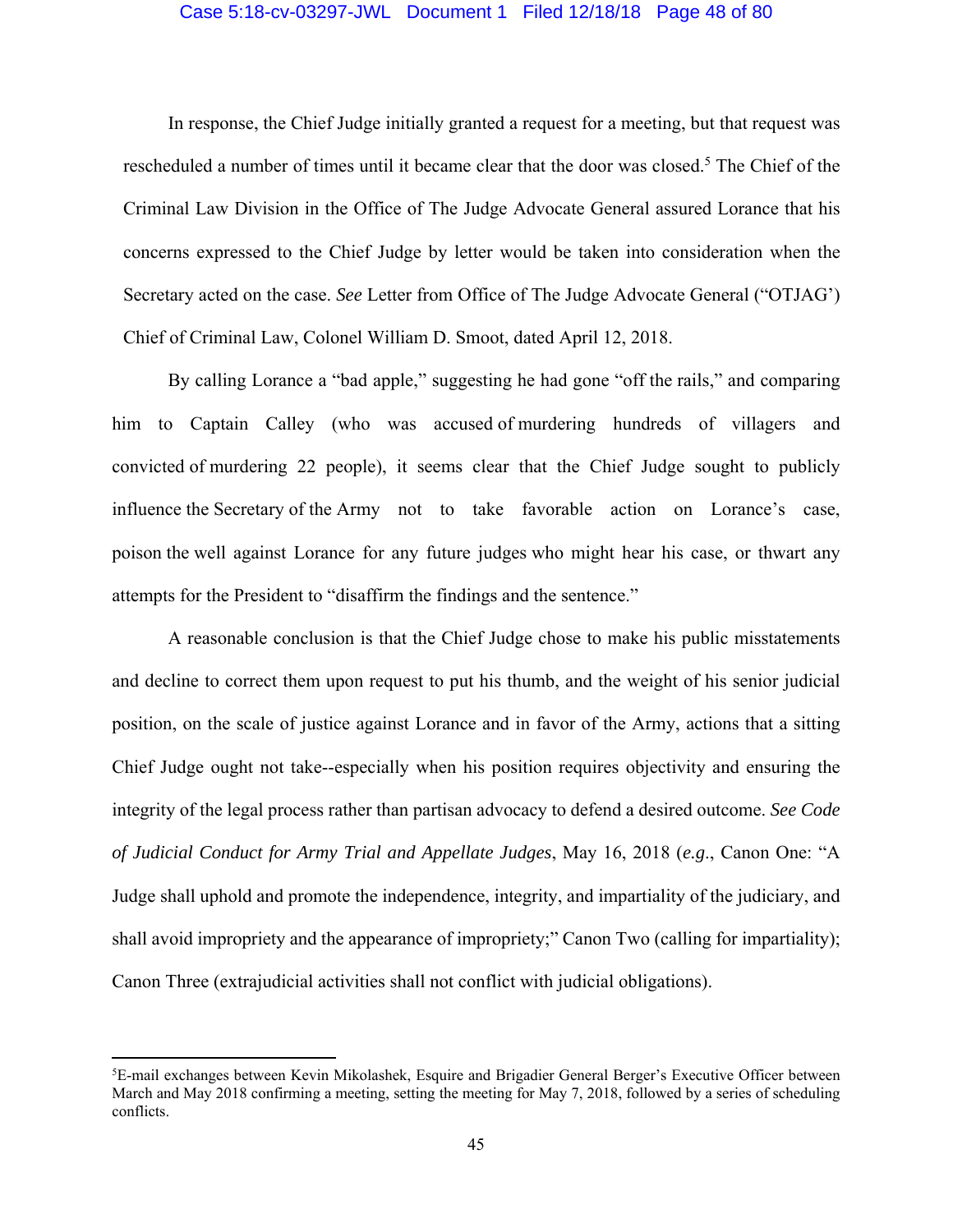In response, the Chief Judge initially granted a request for a meeting, but that request was rescheduled a number of times until it became clear that the door was closed.[5] The Chief of the Criminal Law Division in the Office of The Judge Advocate General assured Lorance that his concerns expressed to the Chief Judge by letter would be taken into consideration when the Secretary acted on the case. *See* Letter from Office of The Judge Advocate General ("OTJAG') Chief of Criminal Law, Colonel William D. Smoot, dated April 12, 2018.

By calling Lorance a "bad apple," suggesting he had gone "off the rails," and comparing him to Captain Calley (who was accused of murdering hundreds of villagers and convicted of murdering 22 people), it seems clear that the Chief Judge sought to publicly influence the Secretary of the Army not to take favorable action on Lorance's case, poison the well against Lorance for any future judges who might hear his case, or thwart any attempts for the President to "disaffirm the findings and the sentence."

A reasonable conclusion is that the Chief Judge chose to make his public misstatements and decline to correct them upon request to put his thumb, and the weight of his senior judicial position, on the scale of justice against Lorance and in favor of the Army, actions that a sitting Chief Judge ought not take--especially when his position requires objectivity and ensuring the integrity of the legal process rather than partisan advocacy to defend a desired outcome. *See Code of Judicial Conduct for Army Trial and Appellate Judges*, May 16, 2018 (*e.g.*, Canon One: "A Judge shall uphold and promote the independence, integrity, and impartiality of the judiciary, and shall avoid impropriety and the appearance of impropriety;" Canon Two (calling for impartiality); Canon Three (extrajudicial activities shall not conflict with judicial obligations).

[5] E-mail exchanges between Kevin Mikolashek, Esquire and Brigadier General Berger's Executive Officer between March and May 2018 confirming a meeting, setting the meeting for May 7, 2018, followed by a series of scheduling conflicts.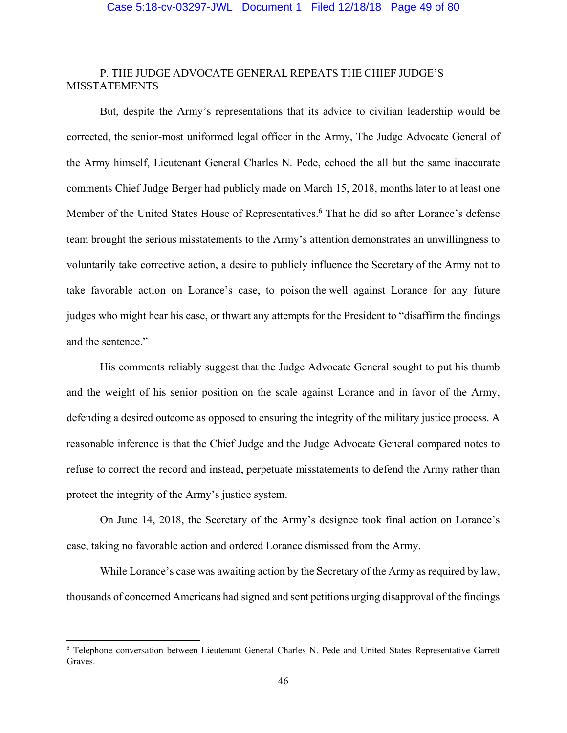## P. THE JUDGE ADVOCATE GENERAL REPEATS THE CHIEF JUDGE'S MISSTATEMENTS

But, despite the Army's representations that its advice to civilian leadership would be corrected, the senior-most uniformed legal officer in the Army, The Judge Advocate General of the Army himself, Lieutenant General Charles N. Pede, echoed the all but the same inaccurate comments Chief Judge Berger had publicly made on March 15, 2018, months later to at least one Member of the United States House of Representatives.[6] That he did so after Lorance's defense team brought the serious misstatements to the Army's attention demonstrates an unwillingness to voluntarily take corrective action, a desire to publicly influence the Secretary of the Army not to take favorable action on Lorance's case, to poison the well against Lorance for any future judges who might hear his case, or thwart any attempts for the President to "disaffirm the findings and the sentence."

His comments reliably suggest that the Judge Advocate General sought to put his thumb and the weight of his senior position on the scale against Lorance and in favor of the Army, defending a desired outcome as opposed to ensuring the integrity of the military justice process. A reasonable inference is that the Chief Judge and the Judge Advocate General compared notes to refuse to correct the record and instead, perpetuate misstatements to defend the Army rather than protect the integrity of the Army's justice system.

On June 14, 2018, the Secretary of the Army's designee took final action on Lorance's case, taking no favorable action and ordered Lorance dismissed from the Army.

While Lorance's case was awaiting action by the Secretary of the Army as required by law, thousands of concerned Americans had signed and sent petitions urging disapproval of the findings

---

[6] Telephone conversation between Lieutenant General Charles N. Pede and United States Representative Garrett Graves.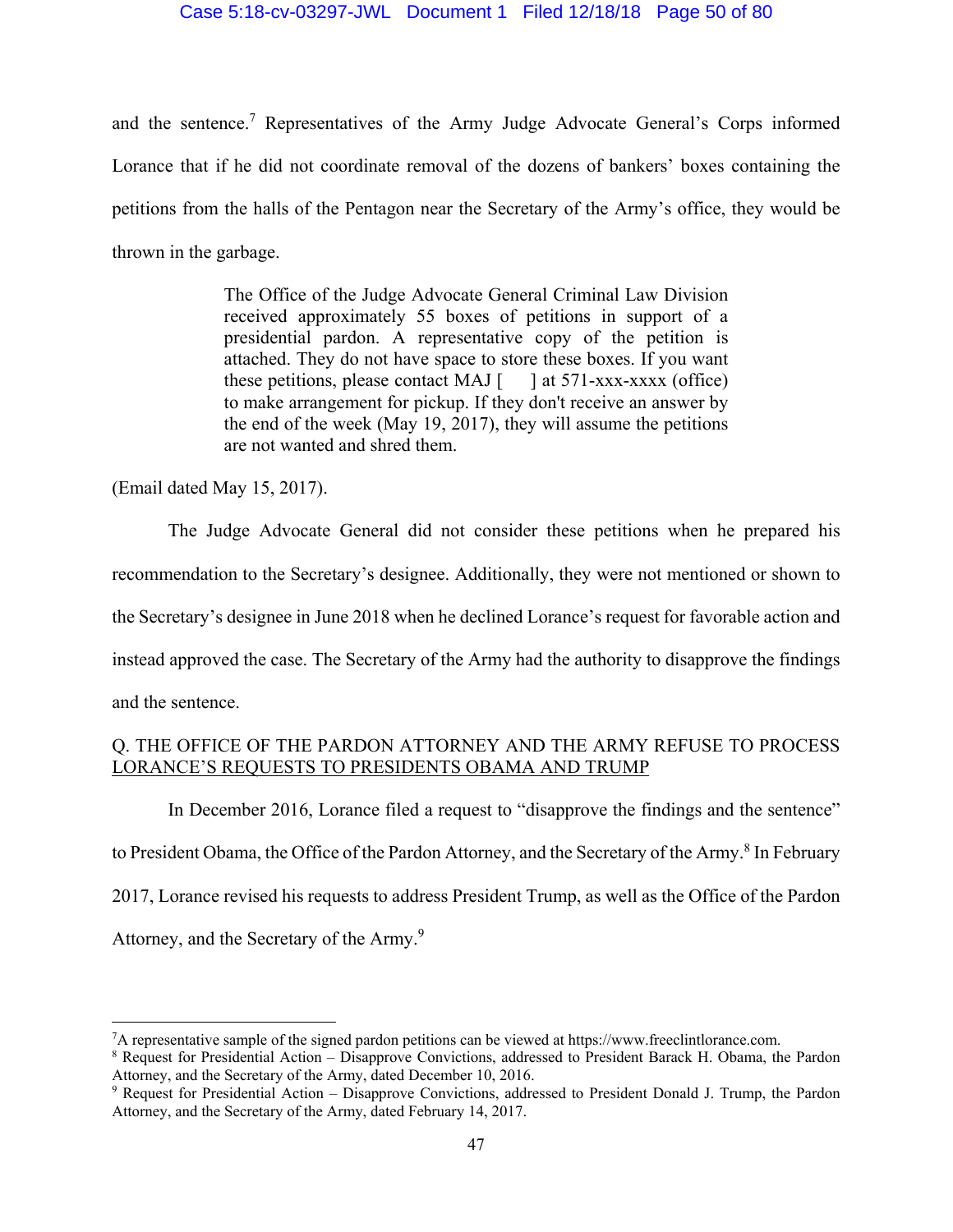and the sentence.[7] Representatives of the Army Judge Advocate General's Corps informed Lorance that if he did not coordinate removal of the dozens of bankers' boxes containing the petitions from the halls of the Pentagon near the Secretary of the Army's office, they would be thrown in the garbage.

> The Office of the Judge Advocate General Criminal Law Division received approximately 55 boxes of petitions in support of a presidential pardon. A representative copy of the petition is attached. They do not have space to store these boxes. If you want these petitions, please contact MAJ [ ] at 571-xxx-xxxx (office) to make arrangement for pickup. If they don't receive an answer by the end of the week (May 19, 2017), they will assume the petitions are not wanted and shred them.

(Email dated May 15, 2017).

The Judge Advocate General did not consider these petitions when he prepared his recommendation to the Secretary's designee. Additionally, they were not mentioned or shown to the Secretary's designee in June 2018 when he declined Lorance's request for favorable action and instead approved the case. The Secretary of the Army had the authority to disapprove the findings and the sentence.

## Q. THE OFFICE OF THE PARDON ATTORNEY AND THE ARMY REFUSE TO PROCESS LORANCE'S REQUESTS TO PRESIDENTS OBAMA AND TRUMP

In December 2016, Lorance filed a request to "disapprove the findings and the sentence" to President Obama, the Office of the Pardon Attorney, and the Secretary of the Army.[8] In February 2017, Lorance revised his requests to address President Trump, as well as the Office of the Pardon Attorney, and the Secretary of the Army.[9]

---

[7] A representative sample of the signed pardon petitions can be viewed at https://www.freeclintlorance.com.

[8] Request for Presidential Action – Disapprove Convictions, addressed to President Barack H. Obama, the Pardon Attorney, and the Secretary of the Army, dated December 10, 2016.

[9] Request for Presidential Action – Disapprove Convictions, addressed to President Donald J. Trump, the Pardon Attorney, and the Secretary of the Army, dated February 14, 2017.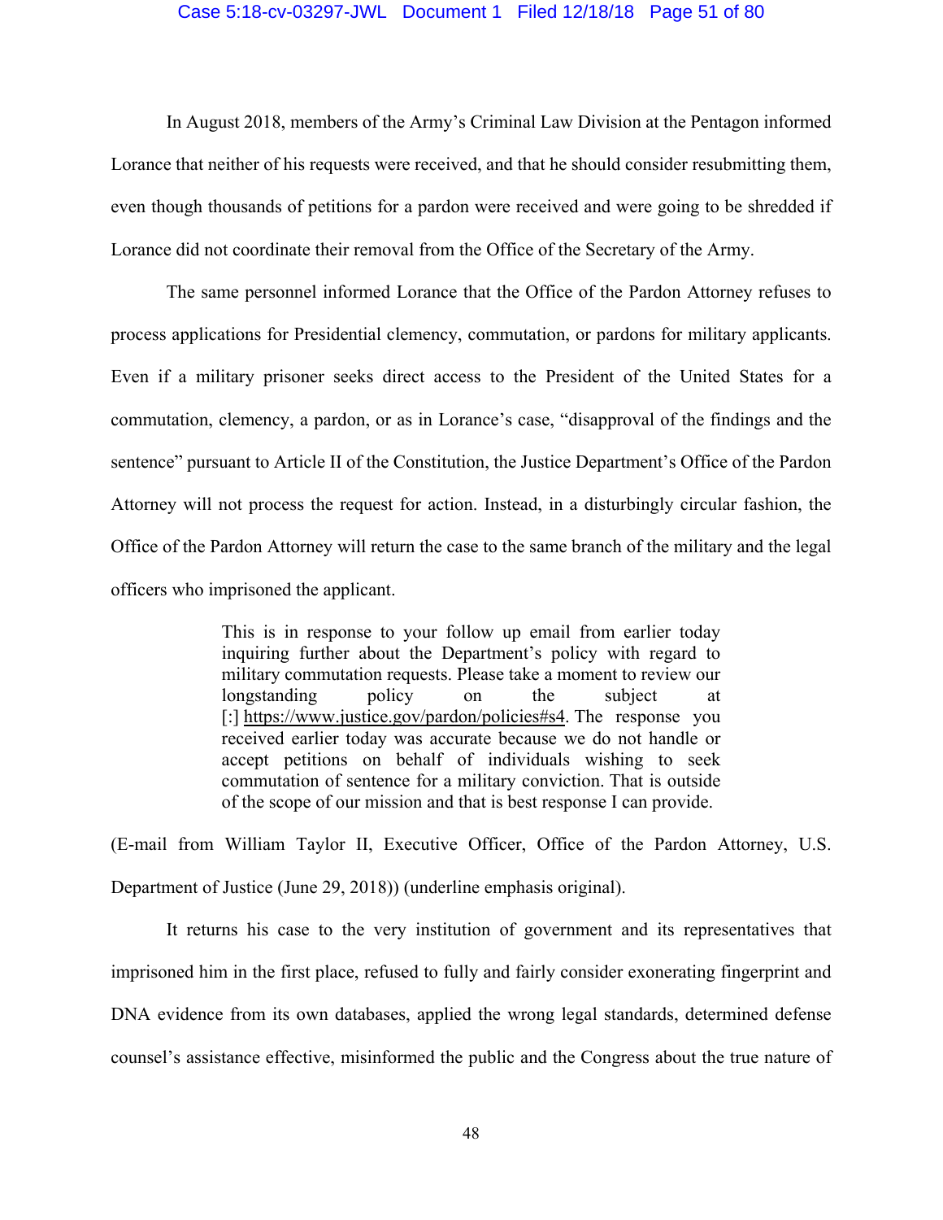In August 2018, members of the Army's Criminal Law Division at the Pentagon informed Lorance that neither of his requests were received, and that he should consider resubmitting them, even though thousands of petitions for a pardon were received and were going to be shredded if Lorance did not coordinate their removal from the Office of the Secretary of the Army.

The same personnel informed Lorance that the Office of the Pardon Attorney refuses to process applications for Presidential clemency, commutation, or pardons for military applicants. Even if a military prisoner seeks direct access to the President of the United States for a commutation, clemency, a pardon, or as in Lorance's case, "disapproval of the findings and the sentence" pursuant to Article II of the Constitution, the Justice Department's Office of the Pardon Attorney will not process the request for action. Instead, in a disturbingly circular fashion, the Office of the Pardon Attorney will return the case to the same branch of the military and the legal officers who imprisoned the applicant.

> This is in response to your follow up email from earlier today inquiring further about the Department's policy with regard to military commutation requests. Please take a moment to review our longstanding policy on the subject at [:] <u>https://www.justice.gov/pardon/policies#s4</u>. The response you received earlier today was accurate because we do not handle or accept petitions on behalf of individuals wishing to seek commutation of sentence for a military conviction. That is outside of the scope of our mission and that is best response I can provide.

(E-mail from William Taylor II, Executive Officer, Office of the Pardon Attorney, U.S. Department of Justice (June 29, 2018)) (underline emphasis original).

It returns his case to the very institution of government and its representatives that imprisoned him in the first place, refused to fully and fairly consider exonerating fingerprint and DNA evidence from its own databases, applied the wrong legal standards, determined defense counsel's assistance effective, misinformed the public and the Congress about the true nature of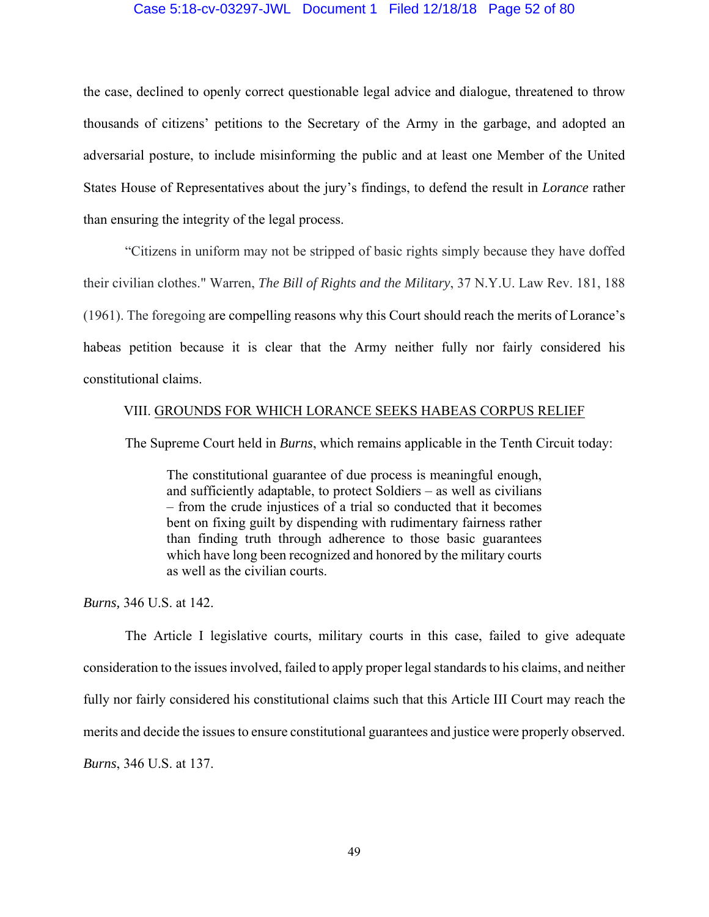the case, declined to openly correct questionable legal advice and dialogue, threatened to throw thousands of citizens' petitions to the Secretary of the Army in the garbage, and adopted an adversarial posture, to include misinforming the public and at least one Member of the United States House of Representatives about the jury's findings, to defend the result in *Lorance* rather than ensuring the integrity of the legal process.

"Citizens in uniform may not be stripped of basic rights simply because they have doffed their civilian clothes." Warren, *The Bill of Rights and the Military*, 37 N.Y.U. Law Rev. 181, 188 (1961). The foregoing are compelling reasons why this Court should reach the merits of Lorance's habeas petition because it is clear that the Army neither fully nor fairly considered his constitutional claims.

## VIII. GROUNDS FOR WHICH LORANCE SEEKS HABEAS CORPUS RELIEF

The Supreme Court held in *Burns*, which remains applicable in the Tenth Circuit today:

> The constitutional guarantee of due process is meaningful enough, and sufficiently adaptable, to protect Soldiers – as well as civilians – from the crude injustices of a trial so conducted that it becomes bent on fixing guilt by dispending with rudimentary fairness rather than finding truth through adherence to those basic guarantees which have long been recognized and honored by the military courts as well as the civilian courts.

*Burns,* 346 U.S. at 142.

The Article I legislative courts, military courts in this case, failed to give adequate consideration to the issues involved, failed to apply proper legal standards to his claims, and neither fully nor fairly considered his constitutional claims such that this Article III Court may reach the merits and decide the issues to ensure constitutional guarantees and justice were properly observed. *Burns*, 346 U.S. at 137.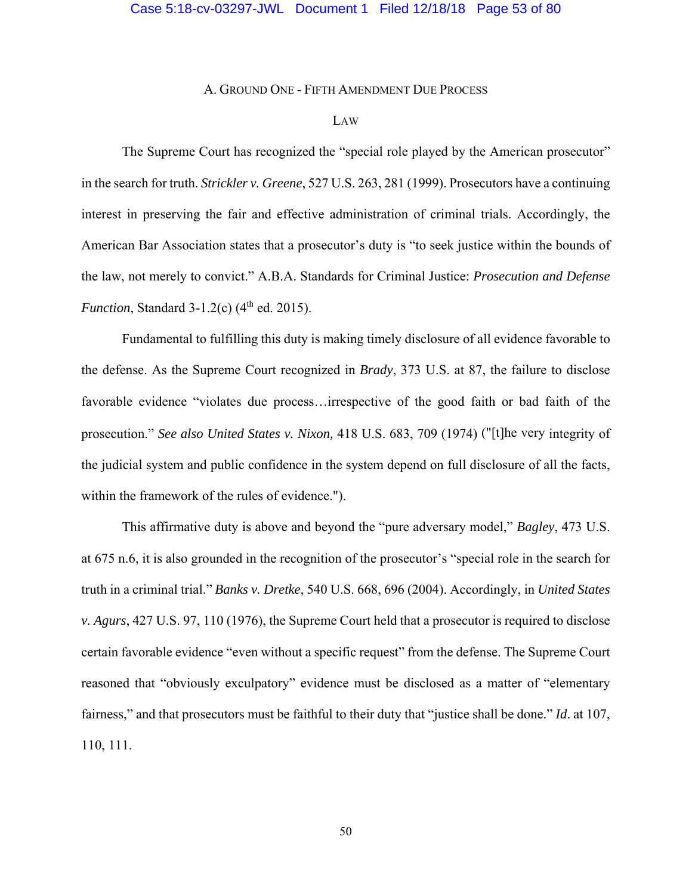## A. Ground One - Fifth Amendment Due Process

### Law

The Supreme Court has recognized the "special role played by the American prosecutor" in the search for truth. *Strickler v. Greene*, 527 U.S. 263, 281 (1999). Prosecutors have a continuing interest in preserving the fair and effective administration of criminal trials. Accordingly, the American Bar Association states that a prosecutor's duty is "to seek justice within the bounds of the law, not merely to convict." A.B.A. Standards for Criminal Justice: *Prosecution and Defense Function*, Standard 3-1.2(c) (4th ed. 2015).

Fundamental to fulfilling this duty is making timely disclosure of all evidence favorable to the defense. As the Supreme Court recognized in *Brady*, 373 U.S. at 87, the failure to disclose favorable evidence "violates due process…irrespective of the good faith or bad faith of the prosecution." *See also United States v. Nixon,* 418 U.S. 683, 709 (1974) ("[t]he very integrity of the judicial system and public confidence in the system depend on full disclosure of all the facts, within the framework of the rules of evidence.").

This affirmative duty is above and beyond the "pure adversary model," *Bagley*, 473 U.S. at 675 n.6, it is also grounded in the recognition of the prosecutor's "special role in the search for truth in a criminal trial." *Banks v. Dretke*, 540 U.S. 668, 696 (2004). Accordingly, in *United States v. Agurs*, 427 U.S. 97, 110 (1976), the Supreme Court held that a prosecutor is required to disclose certain favorable evidence "even without a specific request" from the defense. The Supreme Court reasoned that "obviously exculpatory" evidence must be disclosed as a matter of "elementary fairness," and that prosecutors must be faithful to their duty that "justice shall be done." *Id*. at 107, 110, 111.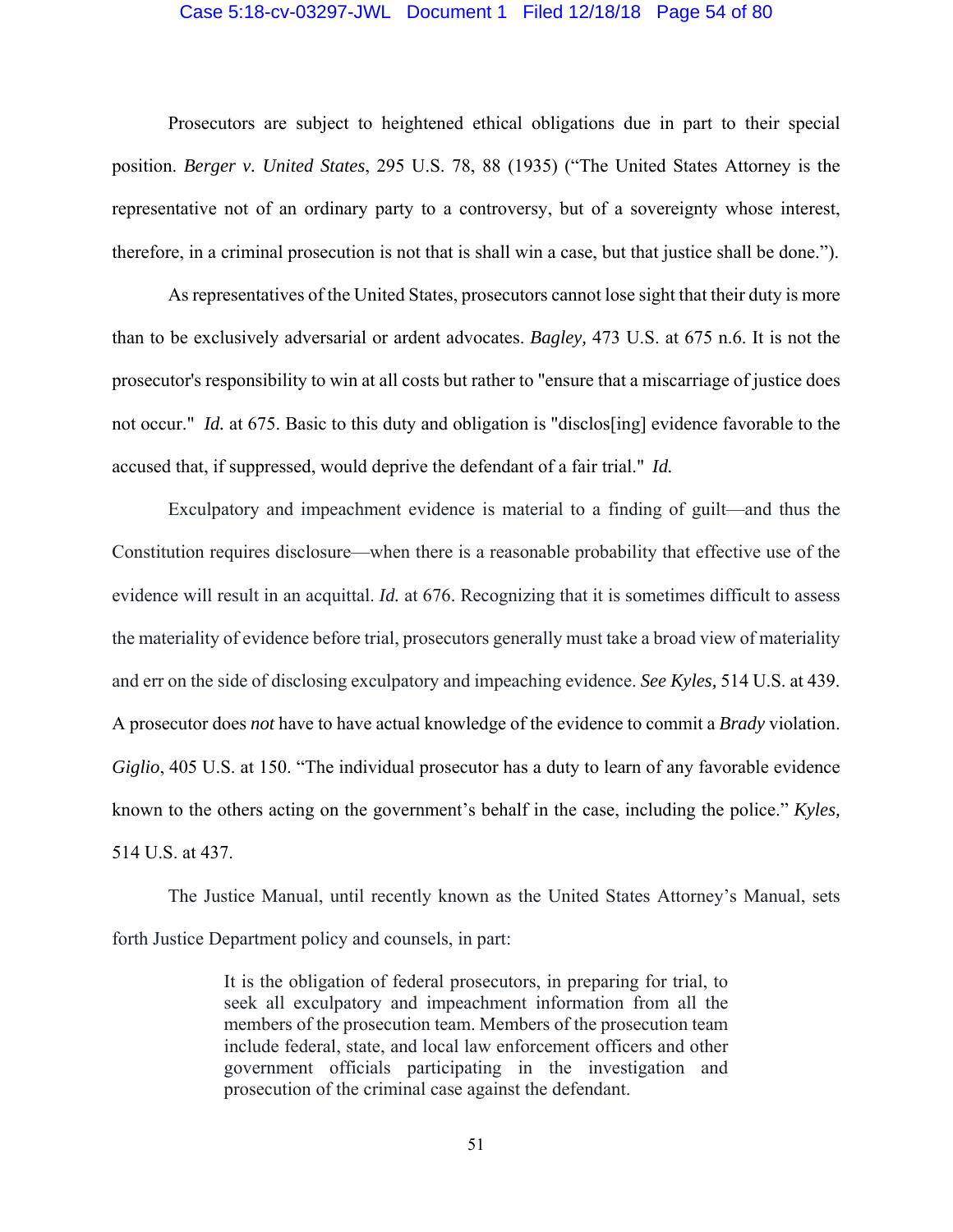Prosecutors are subject to heightened ethical obligations due in part to their special position. *Berger v. United States*, 295 U.S. 78, 88 (1935) ("The United States Attorney is the representative not of an ordinary party to a controversy, but of a sovereignty whose interest, therefore, in a criminal prosecution is not that is shall win a case, but that justice shall be done.").

As representatives of the United States, prosecutors cannot lose sight that their duty is more than to be exclusively adversarial or ardent advocates. *Bagley,* 473 U.S. at 675 n.6. It is not the prosecutor's responsibility to win at all costs but rather to "ensure that a miscarriage of justice does not occur." *Id.* at 675. Basic to this duty and obligation is "disclos[ing] evidence favorable to the accused that, if suppressed, would deprive the defendant of a fair trial." *Id.*

Exculpatory and impeachment evidence is material to a finding of guilt—and thus the Constitution requires disclosure—when there is a reasonable probability that effective use of the evidence will result in an acquittal. *Id.* at 676. Recognizing that it is sometimes difficult to assess the materiality of evidence before trial, prosecutors generally must take a broad view of materiality and err on the side of disclosing exculpatory and impeaching evidence. *See Kyles,* 514 U.S. at 439. A prosecutor does *not* have to have actual knowledge of the evidence to commit a *Brady* violation. *Giglio*, 405 U.S. at 150. "The individual prosecutor has a duty to learn of any favorable evidence known to the others acting on the government's behalf in the case, including the police." *Kyles,* 514 U.S. at 437.

The Justice Manual, until recently known as the United States Attorney's Manual, sets forth Justice Department policy and counsels, in part:

> It is the obligation of federal prosecutors, in preparing for trial, to seek all exculpatory and impeachment information from all the members of the prosecution team. Members of the prosecution team include federal, state, and local law enforcement officers and other government officials participating in the investigation and prosecution of the criminal case against the defendant.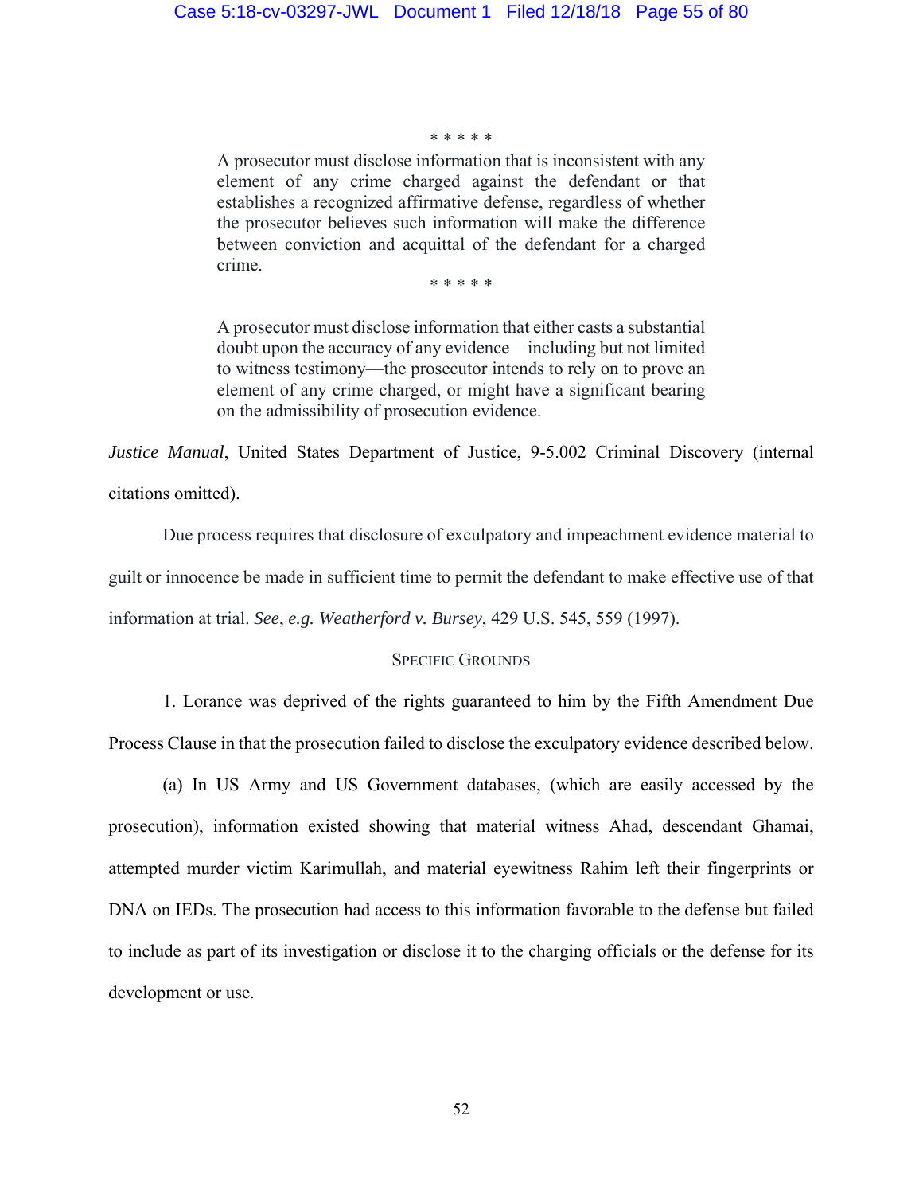\* \* \* \* \*

> A prosecutor must disclose information that is inconsistent with any element of any crime charged against the defendant or that establishes a recognized affirmative defense, regardless of whether the prosecutor believes such information will make the difference between conviction and acquittal of the defendant for a charged crime.

\* \* \* \* \*

> A prosecutor must disclose information that either casts a substantial doubt upon the accuracy of any evidence—including but not limited to witness testimony—the prosecutor intends to rely on to prove an element of any crime charged, or might have a significant bearing on the admissibility of prosecution evidence.

*Justice Manual*, United States Department of Justice, 9-5.002 Criminal Discovery (internal citations omitted).

Due process requires that disclosure of exculpatory and impeachment evidence material to guilt or innocence be made in sufficient time to permit the defendant to make effective use of that information at trial. *See*, *e.g. Weatherford v. Bursey*, 429 U.S. 545, 559 (1997).

## SPECIFIC GROUNDS

1. Lorance was deprived of the rights guaranteed to him by the Fifth Amendment Due Process Clause in that the prosecution failed to disclose the exculpatory evidence described below.

(a) In US Army and US Government databases, (which are easily accessed by the prosecution), information existed showing that material witness Ahad, descendant Ghamai, attempted murder victim Karimullah, and material eyewitness Rahim left their fingerprints or DNA on IEDs. The prosecution had access to this information favorable to the defense but failed to include as part of its investigation or disclose it to the charging officials or the defense for its development or use.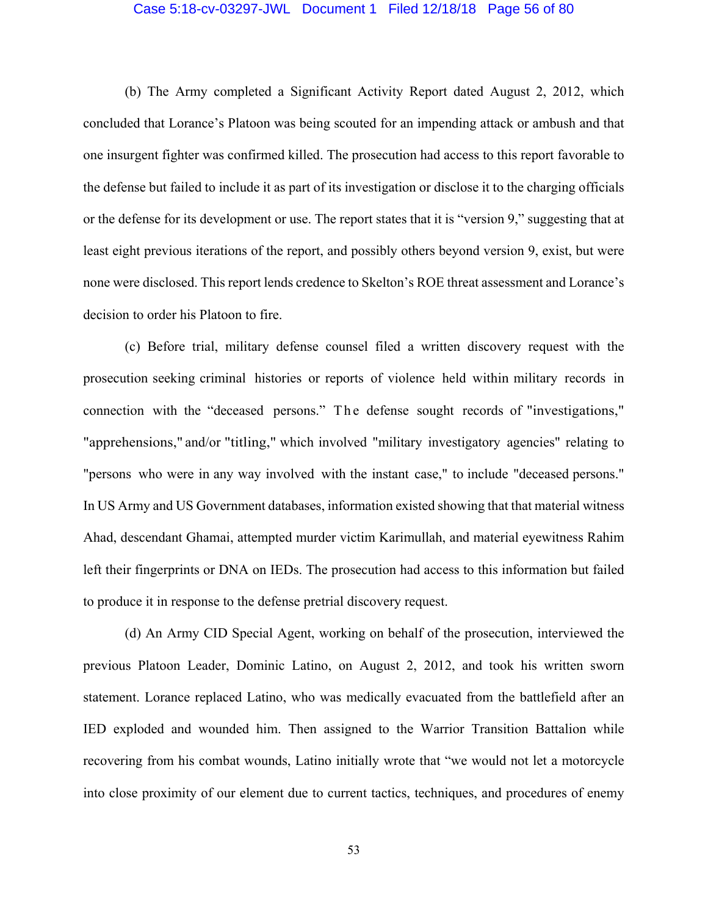(b) The Army completed a Significant Activity Report dated August 2, 2012, which concluded that Lorance's Platoon was being scouted for an impending attack or ambush and that one insurgent fighter was confirmed killed. The prosecution had access to this report favorable to the defense but failed to include it as part of its investigation or disclose it to the charging officials or the defense for its development or use. The report states that it is "version 9," suggesting that at least eight previous iterations of the report, and possibly others beyond version 9, exist, but were none were disclosed. This report lends credence to Skelton's ROE threat assessment and Lorance's decision to order his Platoon to fire.

(c) Before trial, military defense counsel filed a written discovery request with the prosecution seeking criminal histories or reports of violence held within military records in connection with the "deceased persons." The defense sought records of "investigations," "apprehensions," and/or "titling," which involved "military investigatory agencies" relating to "persons who were in any way involved with the instant case," to include "deceased persons." In US Army and US Government databases, information existed showing that that material witness Ahad, descendant Ghamai, attempted murder victim Karimullah, and material eyewitness Rahim left their fingerprints or DNA on IEDs. The prosecution had access to this information but failed to produce it in response to the defense pretrial discovery request.

(d) An Army CID Special Agent, working on behalf of the prosecution, interviewed the previous Platoon Leader, Dominic Latino, on August 2, 2012, and took his written sworn statement. Lorance replaced Latino, who was medically evacuated from the battlefield after an IED exploded and wounded him. Then assigned to the Warrior Transition Battalion while recovering from his combat wounds, Latino initially wrote that "we would not let a motorcycle into close proximity of our element due to current tactics, techniques, and procedures of enemy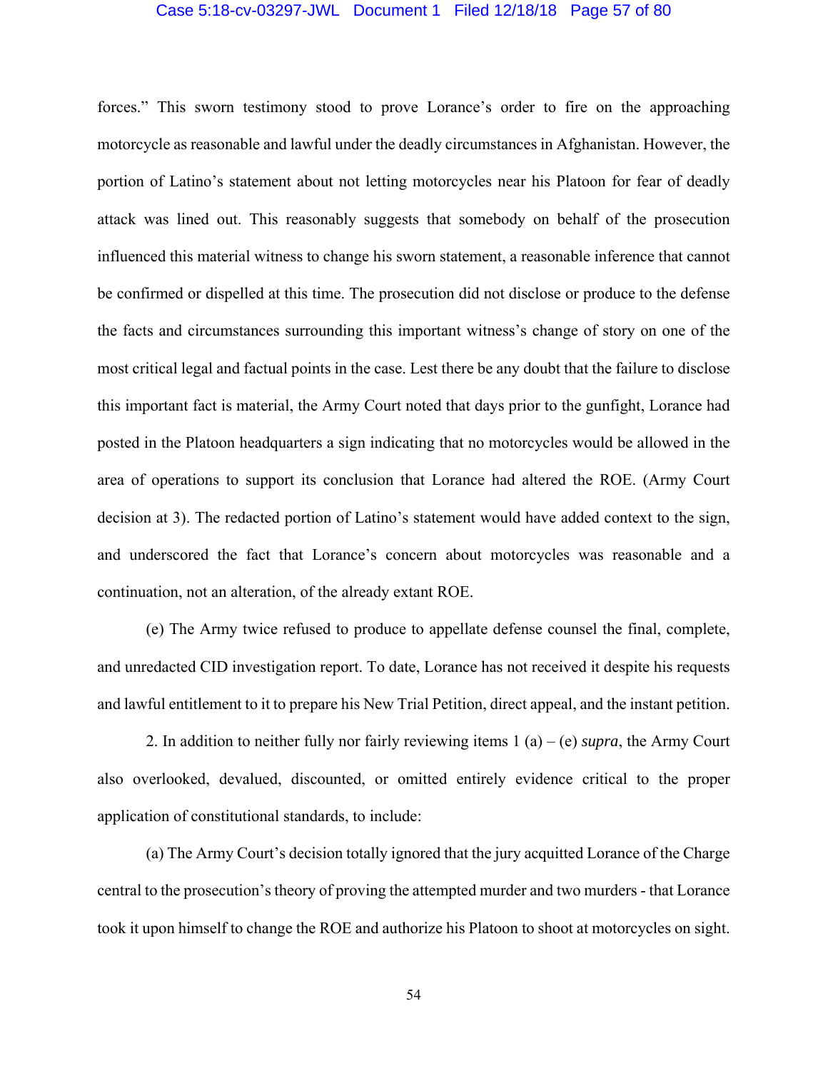forces." This sworn testimony stood to prove Lorance's order to fire on the approaching motorcycle as reasonable and lawful under the deadly circumstances in Afghanistan. However, the portion of Latino's statement about not letting motorcycles near his Platoon for fear of deadly attack was lined out. This reasonably suggests that somebody on behalf of the prosecution influenced this material witness to change his sworn statement, a reasonable inference that cannot be confirmed or dispelled at this time. The prosecution did not disclose or produce to the defense the facts and circumstances surrounding this important witness's change of story on one of the most critical legal and factual points in the case. Lest there be any doubt that the failure to disclose this important fact is material, the Army Court noted that days prior to the gunfight, Lorance had posted in the Platoon headquarters a sign indicating that no motorcycles would be allowed in the area of operations to support its conclusion that Lorance had altered the ROE. (Army Court decision at 3). The redacted portion of Latino's statement would have added context to the sign, and underscored the fact that Lorance's concern about motorcycles was reasonable and a continuation, not an alteration, of the already extant ROE.

(e) The Army twice refused to produce to appellate defense counsel the final, complete, and unredacted CID investigation report. To date, Lorance has not received it despite his requests and lawful entitlement to it to prepare his New Trial Petition, direct appeal, and the instant petition.

2. In addition to neither fully nor fairly reviewing items 1 (a) – (e) *supra*, the Army Court also overlooked, devalued, discounted, or omitted entirely evidence critical to the proper application of constitutional standards, to include:

(a) The Army Court's decision totally ignored that the jury acquitted Lorance of the Charge central to the prosecution's theory of proving the attempted murder and two murders - that Lorance took it upon himself to change the ROE and authorize his Platoon to shoot at motorcycles on sight.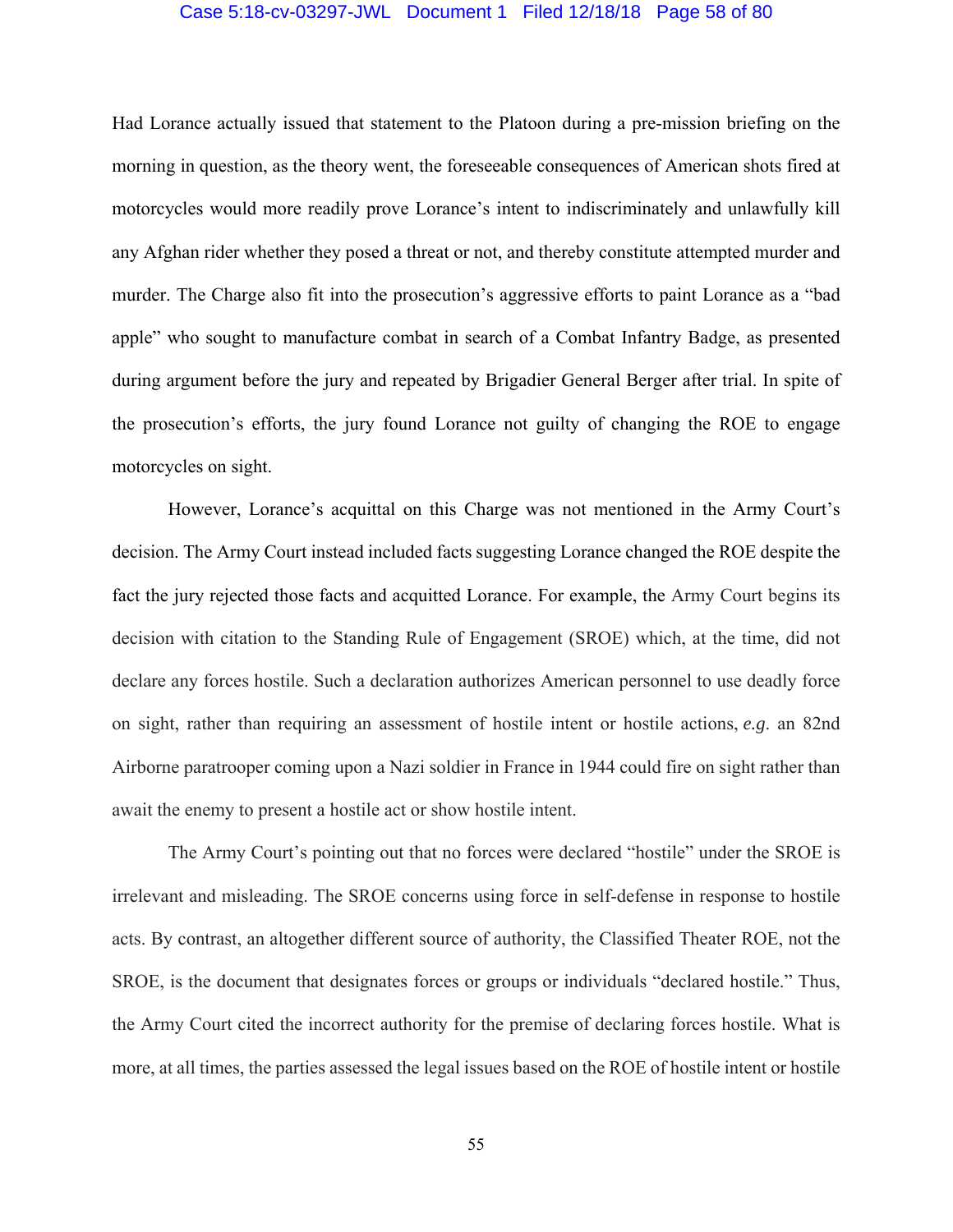Had Lorance actually issued that statement to the Platoon during a pre-mission briefing on the morning in question, as the theory went, the foreseeable consequences of American shots fired at motorcycles would more readily prove Lorance's intent to indiscriminately and unlawfully kill any Afghan rider whether they posed a threat or not, and thereby constitute attempted murder and murder. The Charge also fit into the prosecution's aggressive efforts to paint Lorance as a "bad apple" who sought to manufacture combat in search of a Combat Infantry Badge, as presented during argument before the jury and repeated by Brigadier General Berger after trial. In spite of the prosecution's efforts, the jury found Lorance not guilty of changing the ROE to engage motorcycles on sight.

However, Lorance's acquittal on this Charge was not mentioned in the Army Court's decision. The Army Court instead included facts suggesting Lorance changed the ROE despite the fact the jury rejected those facts and acquitted Lorance. For example, the Army Court begins its decision with citation to the Standing Rule of Engagement (SROE) which, at the time, did not declare any forces hostile. Such a declaration authorizes American personnel to use deadly force on sight, rather than requiring an assessment of hostile intent or hostile actions, *e.g.* an 82nd Airborne paratrooper coming upon a Nazi soldier in France in 1944 could fire on sight rather than await the enemy to present a hostile act or show hostile intent.

The Army Court's pointing out that no forces were declared "hostile" under the SROE is irrelevant and misleading. The SROE concerns using force in self-defense in response to hostile acts. By contrast, an altogether different source of authority, the Classified Theater ROE, not the SROE, is the document that designates forces or groups or individuals "declared hostile." Thus, the Army Court cited the incorrect authority for the premise of declaring forces hostile. What is more, at all times, the parties assessed the legal issues based on the ROE of hostile intent or hostile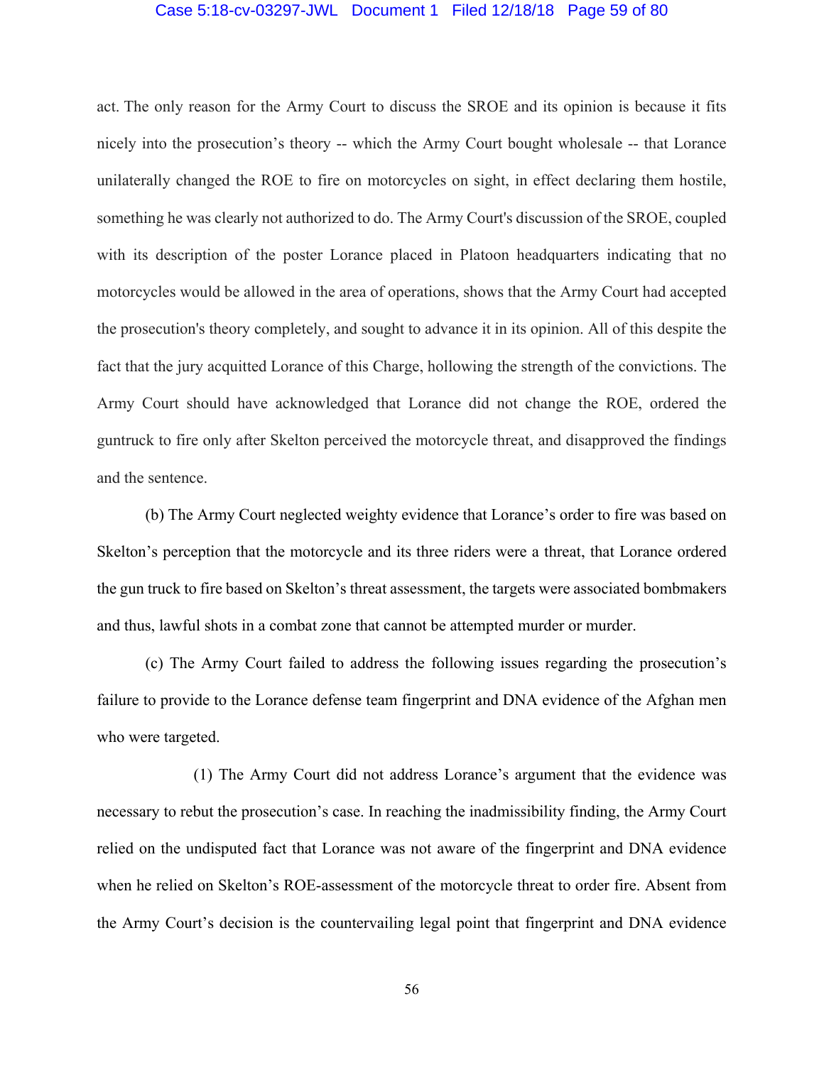act. The only reason for the Army Court to discuss the SROE and its opinion is because it fits nicely into the prosecution's theory -- which the Army Court bought wholesale -- that Lorance unilaterally changed the ROE to fire on motorcycles on sight, in effect declaring them hostile, something he was clearly not authorized to do. The Army Court's discussion of the SROE, coupled with its description of the poster Lorance placed in Platoon headquarters indicating that no motorcycles would be allowed in the area of operations, shows that the Army Court had accepted the prosecution's theory completely, and sought to advance it in its opinion. All of this despite the fact that the jury acquitted Lorance of this Charge, hollowing the strength of the convictions. The Army Court should have acknowledged that Lorance did not change the ROE, ordered the guntruck to fire only after Skelton perceived the motorcycle threat, and disapproved the findings and the sentence.

(b) The Army Court neglected weighty evidence that Lorance's order to fire was based on Skelton's perception that the motorcycle and its three riders were a threat, that Lorance ordered the gun truck to fire based on Skelton's threat assessment, the targets were associated bombmakers and thus, lawful shots in a combat zone that cannot be attempted murder or murder.

(c) The Army Court failed to address the following issues regarding the prosecution's failure to provide to the Lorance defense team fingerprint and DNA evidence of the Afghan men who were targeted.

(1) The Army Court did not address Lorance's argument that the evidence was necessary to rebut the prosecution's case. In reaching the inadmissibility finding, the Army Court relied on the undisputed fact that Lorance was not aware of the fingerprint and DNA evidence when he relied on Skelton's ROE-assessment of the motorcycle threat to order fire. Absent from the Army Court's decision is the countervailing legal point that fingerprint and DNA evidence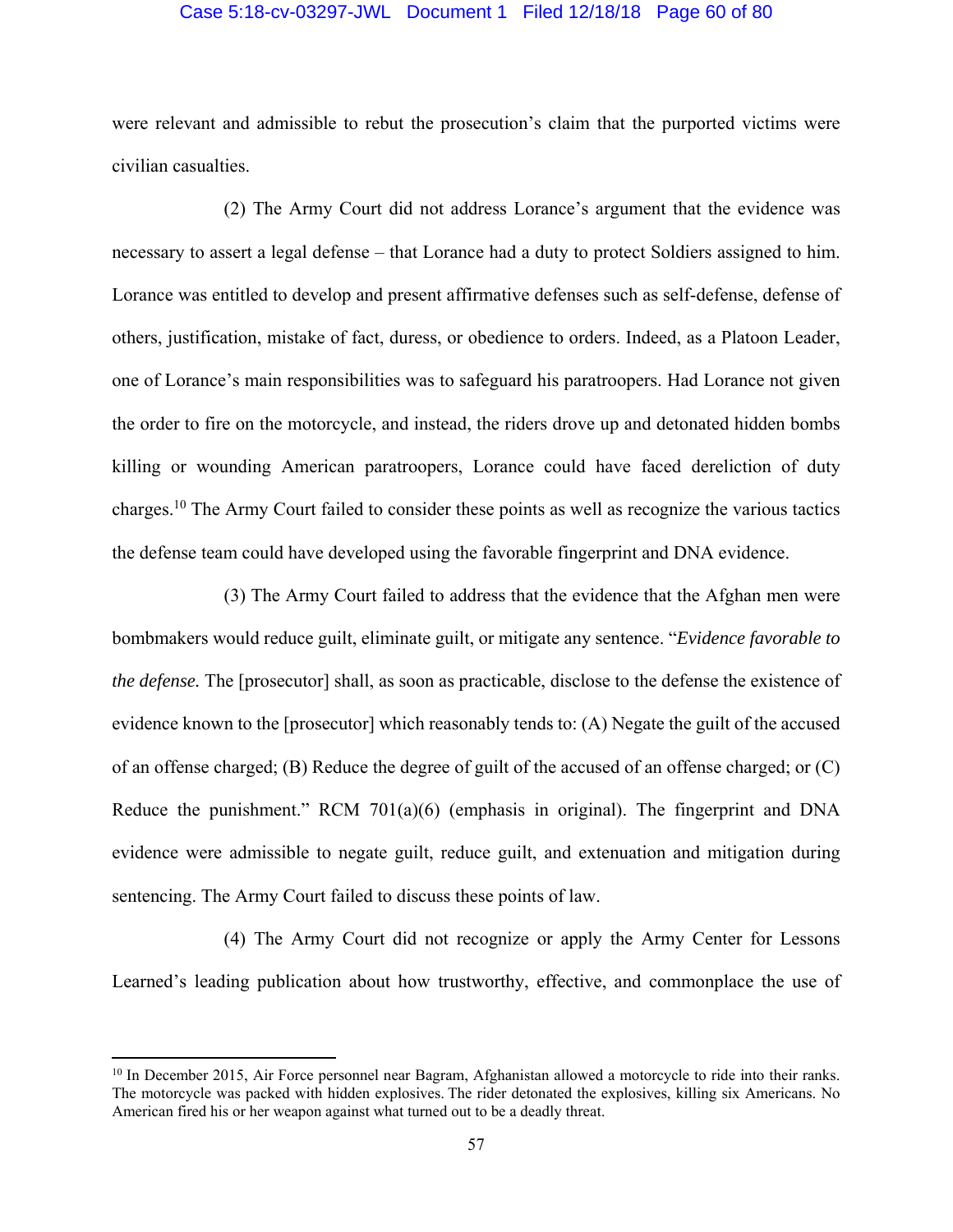were relevant and admissible to rebut the prosecution's claim that the purported victims were civilian casualties.

(2) The Army Court did not address Lorance's argument that the evidence was necessary to assert a legal defense – that Lorance had a duty to protect Soldiers assigned to him. Lorance was entitled to develop and present affirmative defenses such as self-defense, defense of others, justification, mistake of fact, duress, or obedience to orders. Indeed, as a Platoon Leader, one of Lorance's main responsibilities was to safeguard his paratroopers. Had Lorance not given the order to fire on the motorcycle, and instead, the riders drove up and detonated hidden bombs killing or wounding American paratroopers, Lorance could have faced dereliction of duty charges.[10] The Army Court failed to consider these points as well as recognize the various tactics the defense team could have developed using the favorable fingerprint and DNA evidence.

(3) The Army Court failed to address that the evidence that the Afghan men were bombmakers would reduce guilt, eliminate guilt, or mitigate any sentence. "*Evidence favorable to the defense.* The [prosecutor] shall, as soon as practicable, disclose to the defense the existence of evidence known to the [prosecutor] which reasonably tends to: (A) Negate the guilt of the accused of an offense charged; (B) Reduce the degree of guilt of the accused of an offense charged; or (C) Reduce the punishment." RCM 701(a)(6) (emphasis in original). The fingerprint and DNA evidence were admissible to negate guilt, reduce guilt, and extenuation and mitigation during sentencing. The Army Court failed to discuss these points of law.

(4) The Army Court did not recognize or apply the Army Center for Lessons Learned's leading publication about how trustworthy, effective, and commonplace the use of

[10] In December 2015, Air Force personnel near Bagram, Afghanistan allowed a motorcycle to ride into their ranks. The motorcycle was packed with hidden explosives. The rider detonated the explosives, killing six Americans. No American fired his or her weapon against what turned out to be a deadly threat.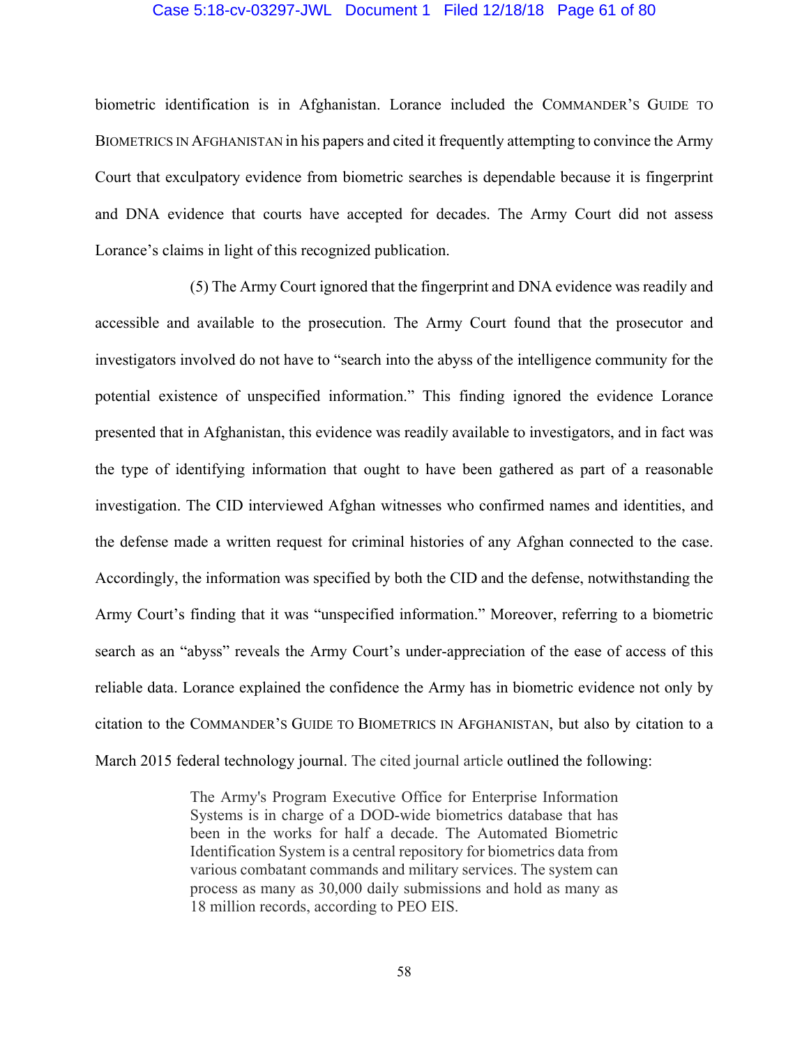biometric identification is in Afghanistan. Lorance included the COMMANDER'S GUIDE TO BIOMETRICS IN AFGHANISTAN in his papers and cited it frequently attempting to convince the Army Court that exculpatory evidence from biometric searches is dependable because it is fingerprint and DNA evidence that courts have accepted for decades. The Army Court did not assess Lorance's claims in light of this recognized publication.

(5) The Army Court ignored that the fingerprint and DNA evidence was readily and accessible and available to the prosecution. The Army Court found that the prosecutor and investigators involved do not have to "search into the abyss of the intelligence community for the potential existence of unspecified information." This finding ignored the evidence Lorance presented that in Afghanistan, this evidence was readily available to investigators, and in fact was the type of identifying information that ought to have been gathered as part of a reasonable investigation. The CID interviewed Afghan witnesses who confirmed names and identities, and the defense made a written request for criminal histories of any Afghan connected to the case. Accordingly, the information was specified by both the CID and the defense, notwithstanding the Army Court's finding that it was "unspecified information." Moreover, referring to a biometric search as an "abyss" reveals the Army Court's under-appreciation of the ease of access of this reliable data. Lorance explained the confidence the Army has in biometric evidence not only by citation to the COMMANDER'S GUIDE TO BIOMETRICS IN AFGHANISTAN, but also by citation to a March 2015 federal technology journal. The cited journal article outlined the following:

> The Army's Program Executive Office for Enterprise Information Systems is in charge of a DOD-wide biometrics database that has been in the works for half a decade. The Automated Biometric Identification System is a central repository for biometrics data from various combatant commands and military services. The system can process as many as 30,000 daily submissions and hold as many as 18 million records, according to PEO EIS.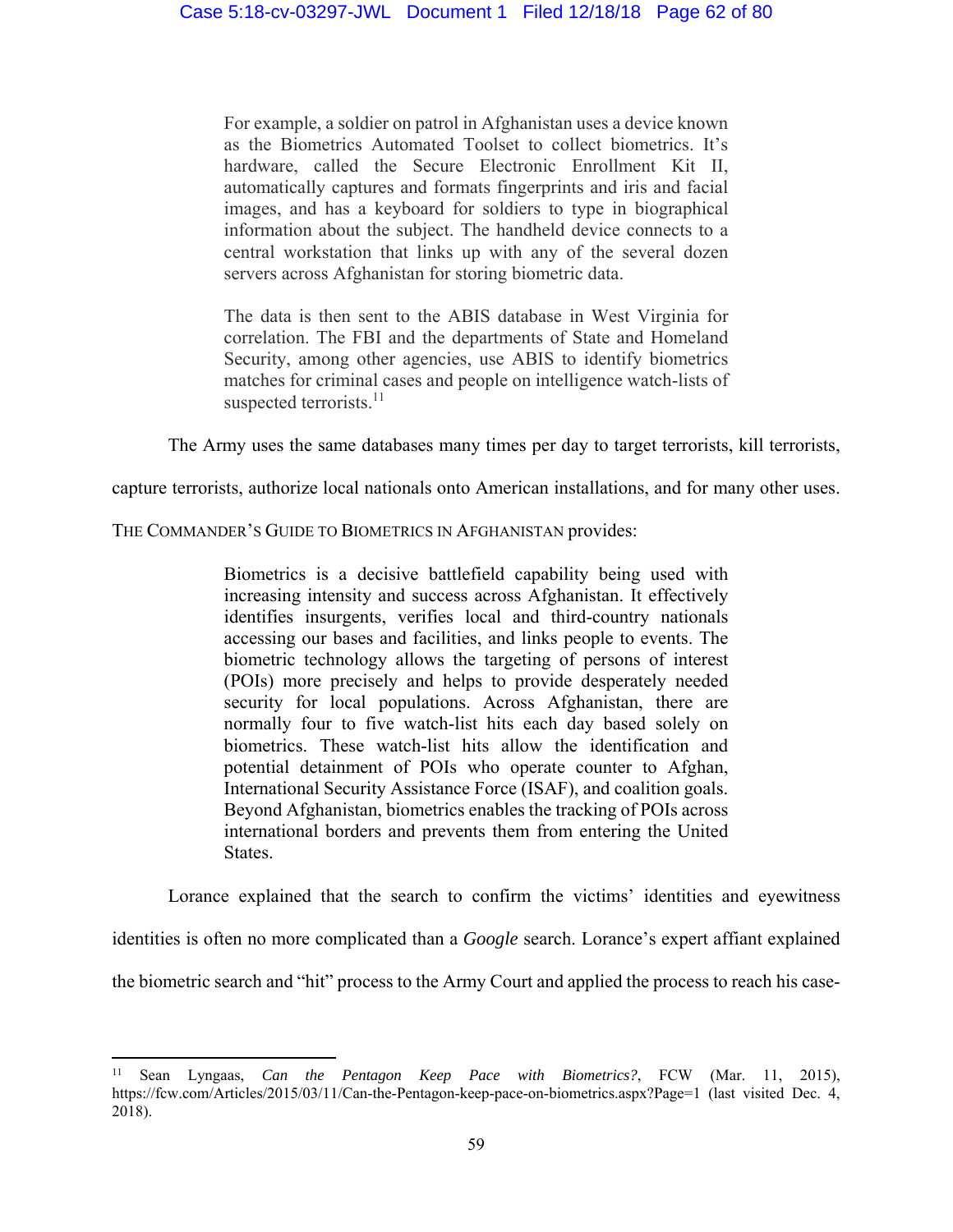> For example, a soldier on patrol in Afghanistan uses a device known as the Biometrics Automated Toolset to collect biometrics. It's hardware, called the Secure Electronic Enrollment Kit II, automatically captures and formats fingerprints and iris and facial images, and has a keyboard for soldiers to type in biographical information about the subject. The handheld device connects to a central workstation that links up with any of the several dozen servers across Afghanistan for storing biometric data.
>
> The data is then sent to the ABIS database in West Virginia for correlation. The FBI and the departments of State and Homeland Security, among other agencies, use ABIS to identify biometrics matches for criminal cases and people on intelligence watch-lists of suspected terrorists.[11]

The Army uses the same databases many times per day to target terrorists, kill terrorists, capture terrorists, authorize local nationals onto American installations, and for many other uses. THE COMMANDER'S GUIDE TO BIOMETRICS IN AFGHANISTAN provides:

> Biometrics is a decisive battlefield capability being used with increasing intensity and success across Afghanistan. It effectively identifies insurgents, verifies local and third-country nationals accessing our bases and facilities, and links people to events. The biometric technology allows the targeting of persons of interest (POIs) more precisely and helps to provide desperately needed security for local populations. Across Afghanistan, there are normally four to five watch-list hits each day based solely on biometrics. These watch-list hits allow the identification and potential detainment of POIs who operate counter to Afghan, International Security Assistance Force (ISAF), and coalition goals. Beyond Afghanistan, biometrics enables the tracking of POIs across international borders and prevents them from entering the United States.

Lorance explained that the search to confirm the victims' identities and eyewitness identities is often no more complicated than a *Google* search. Lorance's expert affiant explained the biometric search and "hit" process to the Army Court and applied the process to reach his case-

---

[11] Sean Lyngaas, *Can the Pentagon Keep Pace with Biometrics?*, FCW (Mar. 11, 2015), https://fcw.com/Articles/2015/03/11/Can-the-Pentagon-keep-pace-on-biometrics.aspx?Page=1 (last visited Dec. 4, 2018).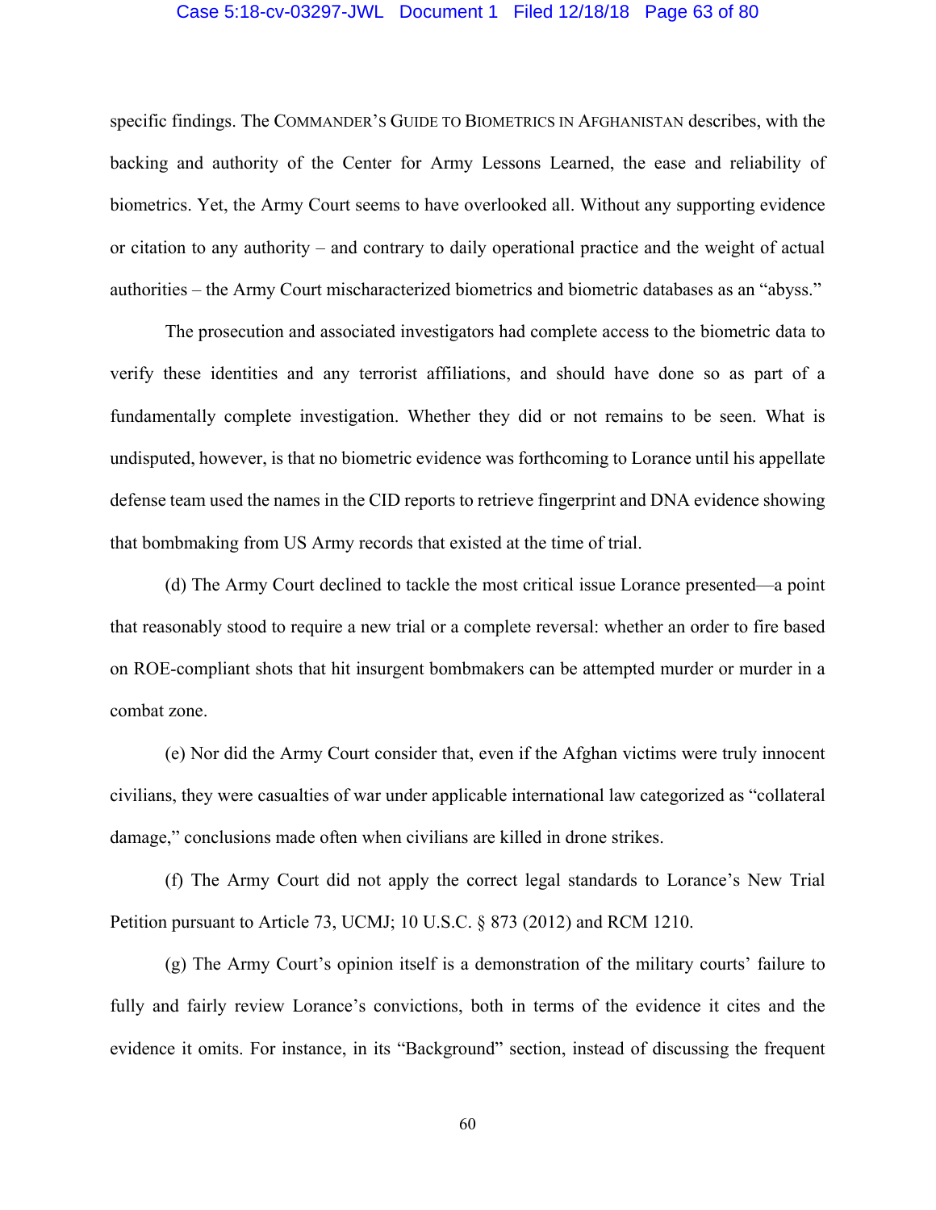specific findings. The COMMANDER'S GUIDE TO BIOMETRICS IN AFGHANISTAN describes, with the backing and authority of the Center for Army Lessons Learned, the ease and reliability of biometrics. Yet, the Army Court seems to have overlooked all. Without any supporting evidence or citation to any authority – and contrary to daily operational practice and the weight of actual authorities – the Army Court mischaracterized biometrics and biometric databases as an "abyss."

The prosecution and associated investigators had complete access to the biometric data to verify these identities and any terrorist affiliations, and should have done so as part of a fundamentally complete investigation. Whether they did or not remains to be seen. What is undisputed, however, is that no biometric evidence was forthcoming to Lorance until his appellate defense team used the names in the CID reports to retrieve fingerprint and DNA evidence showing that bombmaking from US Army records that existed at the time of trial.

(d) The Army Court declined to tackle the most critical issue Lorance presented—a point that reasonably stood to require a new trial or a complete reversal: whether an order to fire based on ROE-compliant shots that hit insurgent bombmakers can be attempted murder or murder in a combat zone.

(e) Nor did the Army Court consider that, even if the Afghan victims were truly innocent civilians, they were casualties of war under applicable international law categorized as "collateral damage," conclusions made often when civilians are killed in drone strikes.

(f) The Army Court did not apply the correct legal standards to Lorance's New Trial Petition pursuant to Article 73, UCMJ; 10 U.S.C. § 873 (2012) and RCM 1210.

(g) The Army Court's opinion itself is a demonstration of the military courts' failure to fully and fairly review Lorance's convictions, both in terms of the evidence it cites and the evidence it omits. For instance, in its "Background" section, instead of discussing the frequent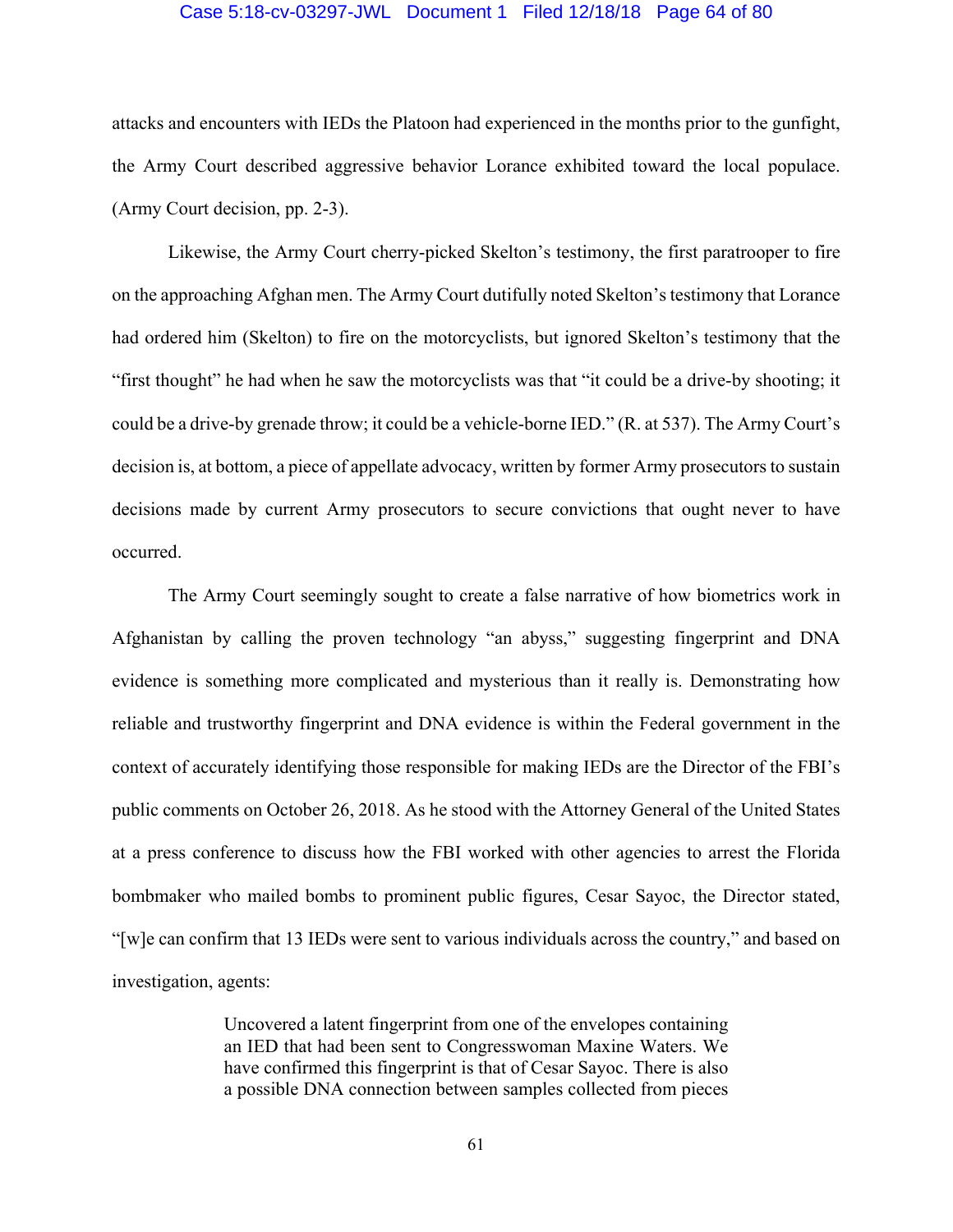attacks and encounters with IEDs the Platoon had experienced in the months prior to the gunfight, the Army Court described aggressive behavior Lorance exhibited toward the local populace. (Army Court decision, pp. 2-3).

Likewise, the Army Court cherry-picked Skelton's testimony, the first paratrooper to fire on the approaching Afghan men. The Army Court dutifully noted Skelton's testimony that Lorance had ordered him (Skelton) to fire on the motorcyclists, but ignored Skelton's testimony that the "first thought" he had when he saw the motorcyclists was that "it could be a drive-by shooting; it could be a drive-by grenade throw; it could be a vehicle-borne IED." (R. at 537). The Army Court's decision is, at bottom, a piece of appellate advocacy, written by former Army prosecutors to sustain decisions made by current Army prosecutors to secure convictions that ought never to have occurred.

The Army Court seemingly sought to create a false narrative of how biometrics work in Afghanistan by calling the proven technology "an abyss," suggesting fingerprint and DNA evidence is something more complicated and mysterious than it really is. Demonstrating how reliable and trustworthy fingerprint and DNA evidence is within the Federal government in the context of accurately identifying those responsible for making IEDs are the Director of the FBI's public comments on October 26, 2018. As he stood with the Attorney General of the United States at a press conference to discuss how the FBI worked with other agencies to arrest the Florida bombmaker who mailed bombs to prominent public figures, Cesar Sayoc, the Director stated, "[w]e can confirm that 13 IEDs were sent to various individuals across the country," and based on investigation, agents:

> Uncovered a latent fingerprint from one of the envelopes containing an IED that had been sent to Congresswoman Maxine Waters. We have confirmed this fingerprint is that of Cesar Sayoc. There is also a possible DNA connection between samples collected from pieces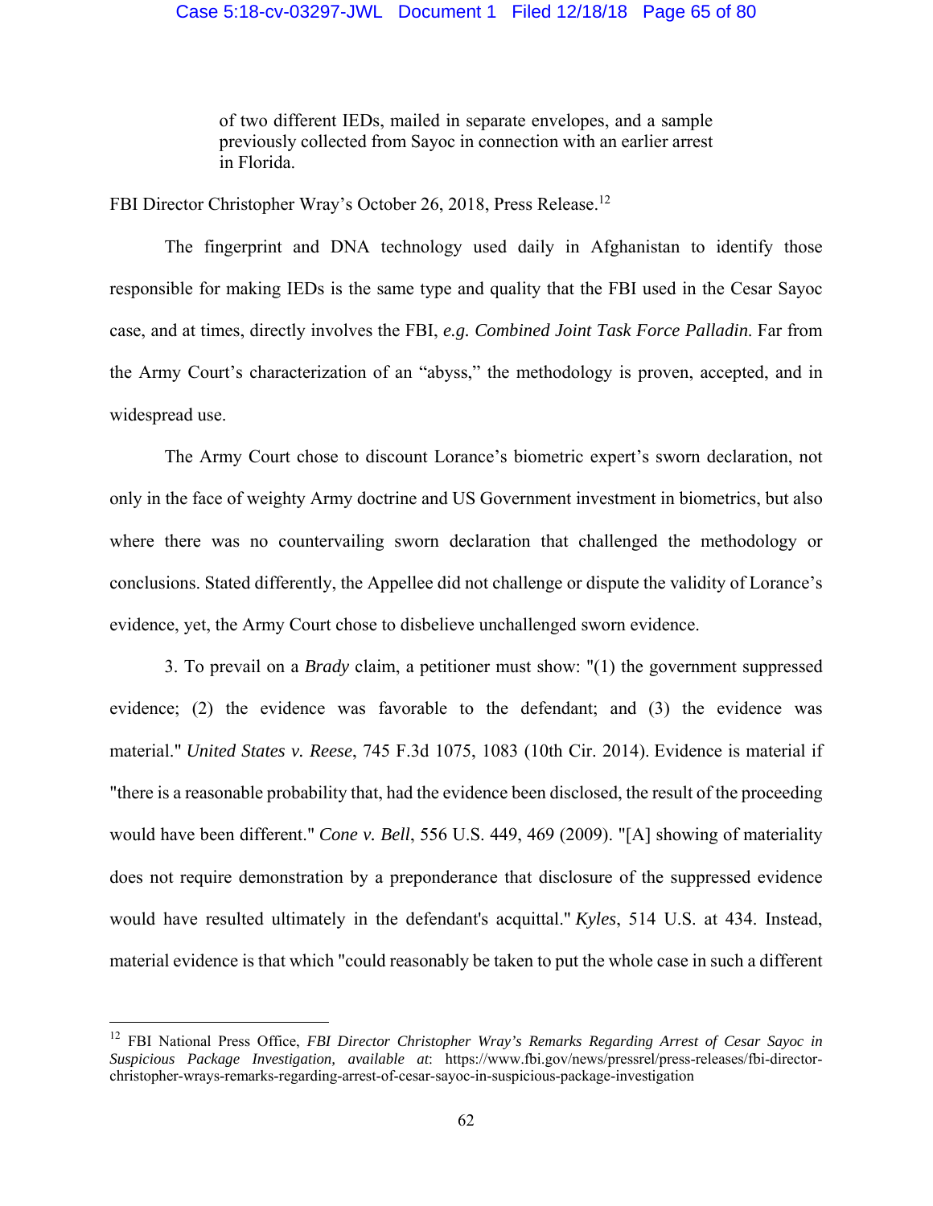> of two different IEDs, mailed in separate envelopes, and a sample previously collected from Sayoc in connection with an earlier arrest in Florida.

FBI Director Christopher Wray's October 26, 2018, Press Release.[12]

The fingerprint and DNA technology used daily in Afghanistan to identify those responsible for making IEDs is the same type and quality that the FBI used in the Cesar Sayoc case, and at times, directly involves the FBI, *e.g. Combined Joint Task Force Palladin*. Far from the Army Court's characterization of an "abyss," the methodology is proven, accepted, and in widespread use.

The Army Court chose to discount Lorance's biometric expert's sworn declaration, not only in the face of weighty Army doctrine and US Government investment in biometrics, but also where there was no countervailing sworn declaration that challenged the methodology or conclusions. Stated differently, the Appellee did not challenge or dispute the validity of Lorance's evidence, yet, the Army Court chose to disbelieve unchallenged sworn evidence.

3. To prevail on a *Brady* claim, a petitioner must show: "(1) the government suppressed evidence; (2) the evidence was favorable to the defendant; and (3) the evidence was material." *United States v. Reese*, 745 F.3d 1075, 1083 (10th Cir. 2014). Evidence is material if "there is a reasonable probability that, had the evidence been disclosed, the result of the proceeding would have been different." *Cone v. Bell*, 556 U.S. 449, 469 (2009). "[A] showing of materiality does not require demonstration by a preponderance that disclosure of the suppressed evidence would have resulted ultimately in the defendant's acquittal." *Kyles*, 514 U.S. at 434. Instead, material evidence is that which "could reasonably be taken to put the whole case in such a different

---

[12] FBI National Press Office, *FBI Director Christopher Wray's Remarks Regarding Arrest of Cesar Sayoc in Suspicious Package Investigation, available at*: https://www.fbi.gov/news/pressrel/press-releases/fbi-director-christopher-wrays-remarks-regarding-arrest-of-cesar-sayoc-in-suspicious-package-investigation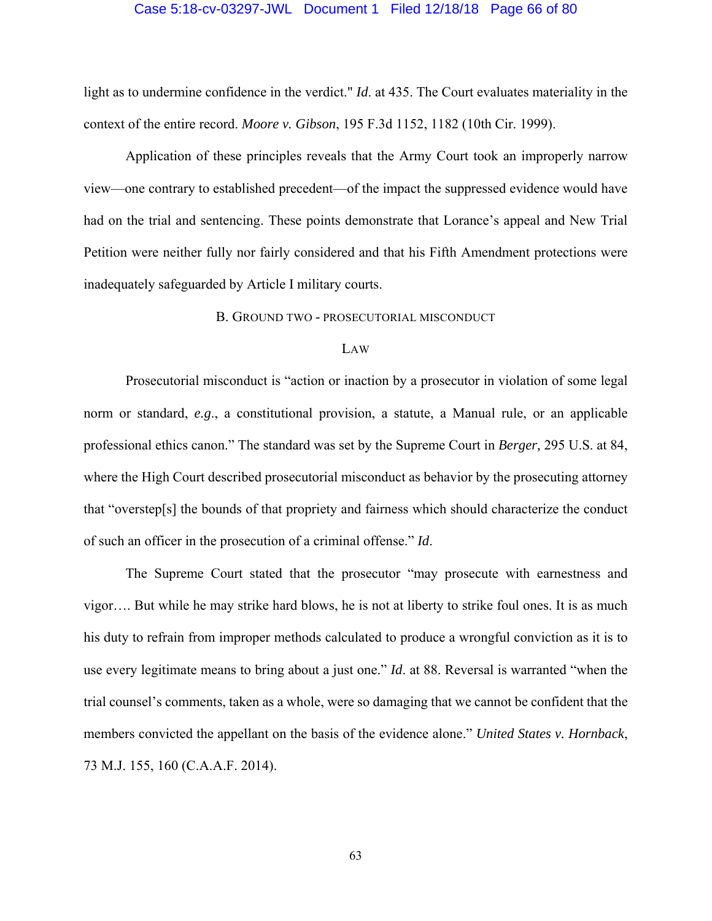light as to undermine confidence in the verdict." *Id*. at 435. The Court evaluates materiality in the context of the entire record. *Moore v. Gibson*, 195 F.3d 1152, 1182 (10th Cir. 1999).

Application of these principles reveals that the Army Court took an improperly narrow view—one contrary to established precedent—of the impact the suppressed evidence would have had on the trial and sentencing. These points demonstrate that Lorance's appeal and New Trial Petition were neither fully nor fairly considered and that his Fifth Amendment protections were inadequately safeguarded by Article I military courts.

### B. Ground Two - Prosecutorial Misconduct

#### Law

Prosecutorial misconduct is "action or inaction by a prosecutor in violation of some legal norm or standard, *e.g*., a constitutional provision, a statute, a Manual rule, or an applicable professional ethics canon." The standard was set by the Supreme Court in *Berger,* 295 U.S. at 84, where the High Court described prosecutorial misconduct as behavior by the prosecuting attorney that "overstep[s] the bounds of that propriety and fairness which should characterize the conduct of such an officer in the prosecution of a criminal offense." *Id*.

The Supreme Court stated that the prosecutor "may prosecute with earnestness and vigor…. But while he may strike hard blows, he is not at liberty to strike foul ones. It is as much his duty to refrain from improper methods calculated to produce a wrongful conviction as it is to use every legitimate means to bring about a just one." *Id*. at 88. Reversal is warranted "when the trial counsel's comments, taken as a whole, were so damaging that we cannot be confident that the members convicted the appellant on the basis of the evidence alone." *United States v. Hornback*, 73 M.J. 155, 160 (C.A.A.F. 2014).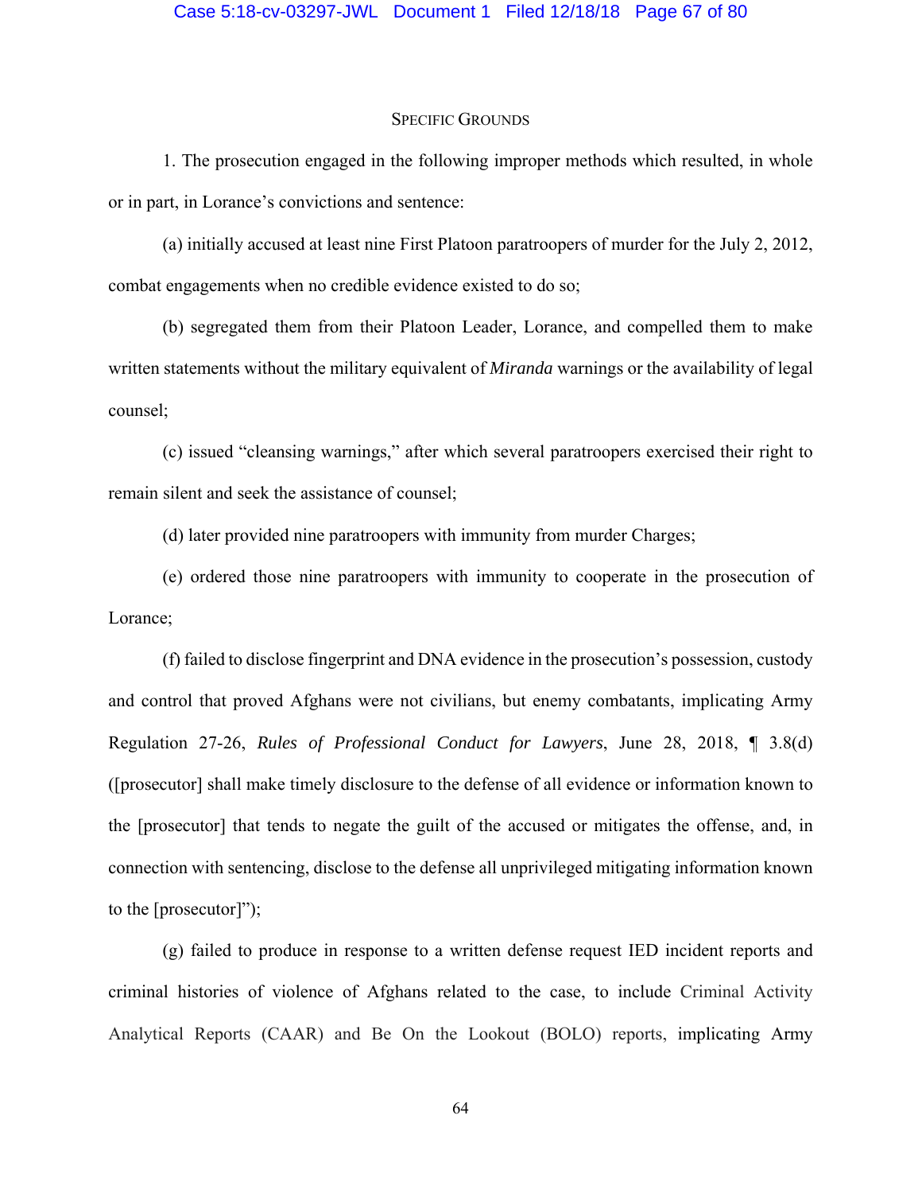## Specific Grounds

1. The prosecution engaged in the following improper methods which resulted, in whole or in part, in Lorance's convictions and sentence:

(a) initially accused at least nine First Platoon paratroopers of murder for the July 2, 2012, combat engagements when no credible evidence existed to do so;

(b) segregated them from their Platoon Leader, Lorance, and compelled them to make written statements without the military equivalent of *Miranda* warnings or the availability of legal counsel;

(c) issued "cleansing warnings," after which several paratroopers exercised their right to remain silent and seek the assistance of counsel;

(d) later provided nine paratroopers with immunity from murder Charges;

(e) ordered those nine paratroopers with immunity to cooperate in the prosecution of Lorance;

(f) failed to disclose fingerprint and DNA evidence in the prosecution's possession, custody and control that proved Afghans were not civilians, but enemy combatants, implicating Army Regulation 27-26, *Rules of Professional Conduct for Lawyers*, June 28, 2018, ¶ 3.8(d) ([prosecutor] shall make timely disclosure to the defense of all evidence or information known to the [prosecutor] that tends to negate the guilt of the accused or mitigates the offense, and, in connection with sentencing, disclose to the defense all unprivileged mitigating information known to the [prosecutor]");

(g) failed to produce in response to a written defense request IED incident reports and criminal histories of violence of Afghans related to the case, to include Criminal Activity Analytical Reports (CAAR) and Be On the Lookout (BOLO) reports, implicating Army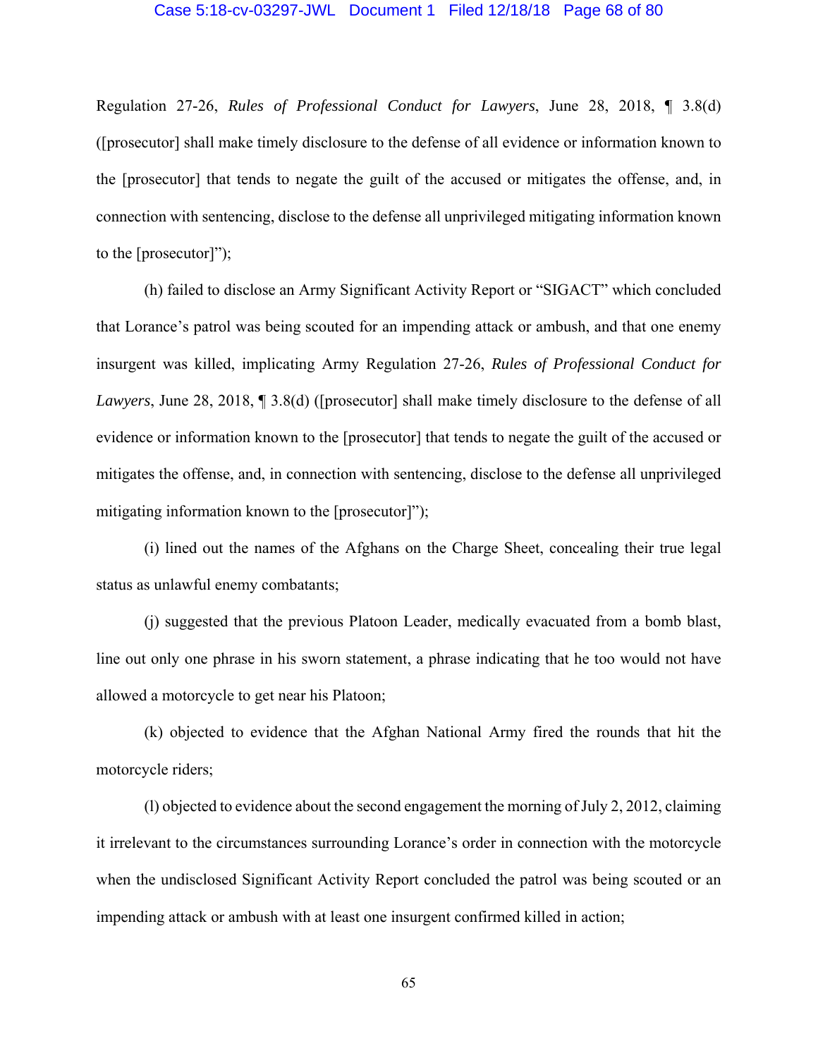Regulation 27-26, *Rules of Professional Conduct for Lawyers*, June 28, 2018, ¶ 3.8(d) ([prosecutor] shall make timely disclosure to the defense of all evidence or information known to the [prosecutor] that tends to negate the guilt of the accused or mitigates the offense, and, in connection with sentencing, disclose to the defense all unprivileged mitigating information known to the [prosecutor]");

(h) failed to disclose an Army Significant Activity Report or "SIGACT" which concluded that Lorance's patrol was being scouted for an impending attack or ambush, and that one enemy insurgent was killed, implicating Army Regulation 27-26, *Rules of Professional Conduct for Lawyers*, June 28, 2018, ¶ 3.8(d) ([prosecutor] shall make timely disclosure to the defense of all evidence or information known to the [prosecutor] that tends to negate the guilt of the accused or mitigates the offense, and, in connection with sentencing, disclose to the defense all unprivileged mitigating information known to the [prosecutor]");

(i) lined out the names of the Afghans on the Charge Sheet, concealing their true legal status as unlawful enemy combatants;

(j) suggested that the previous Platoon Leader, medically evacuated from a bomb blast, line out only one phrase in his sworn statement, a phrase indicating that he too would not have allowed a motorcycle to get near his Platoon;

(k) objected to evidence that the Afghan National Army fired the rounds that hit the motorcycle riders;

(l) objected to evidence about the second engagement the morning of July 2, 2012, claiming it irrelevant to the circumstances surrounding Lorance's order in connection with the motorcycle when the undisclosed Significant Activity Report concluded the patrol was being scouted or an impending attack or ambush with at least one insurgent confirmed killed in action;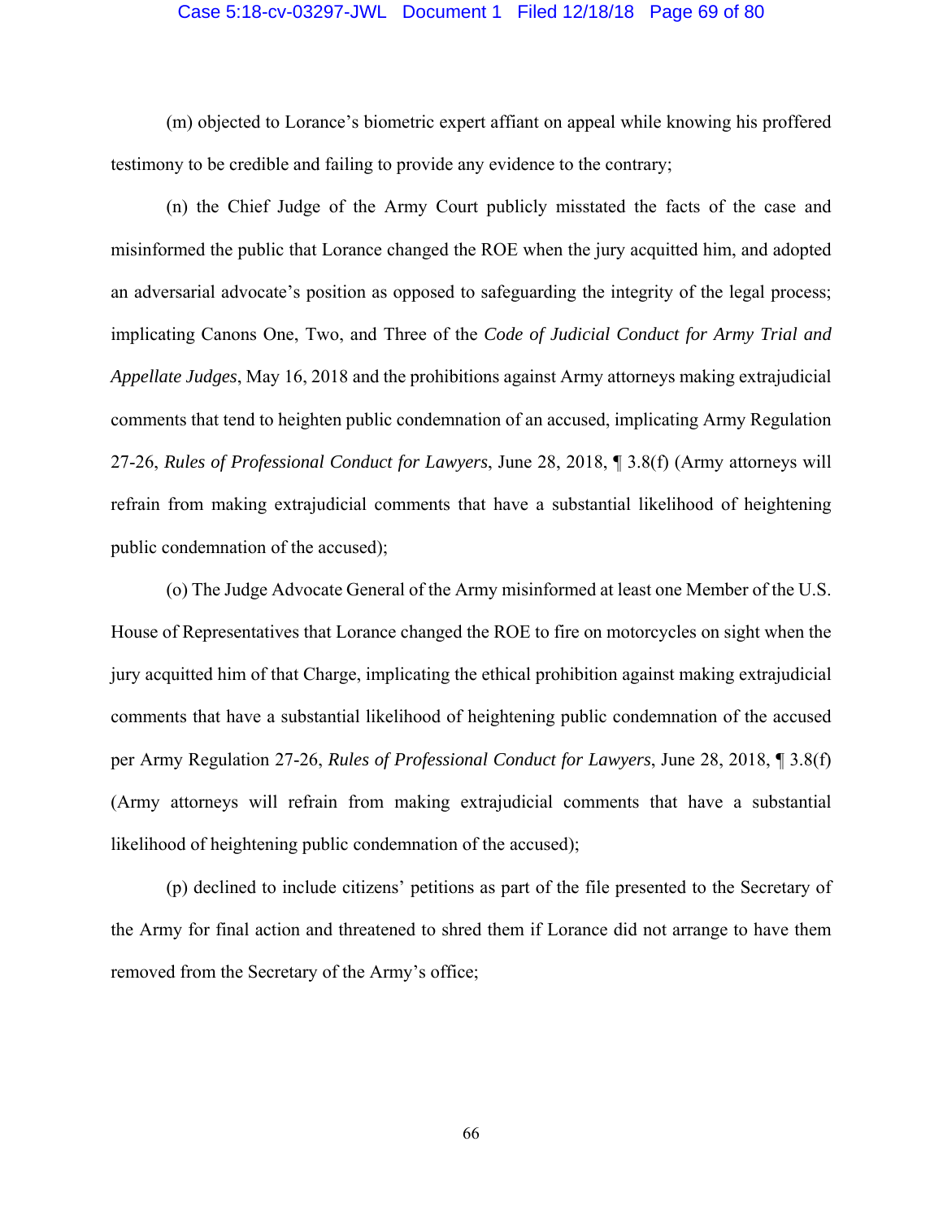(m) objected to Lorance's biometric expert affiant on appeal while knowing his proffered testimony to be credible and failing to provide any evidence to the contrary;

(n) the Chief Judge of the Army Court publicly misstated the facts of the case and misinformed the public that Lorance changed the ROE when the jury acquitted him, and adopted an adversarial advocate's position as opposed to safeguarding the integrity of the legal process; implicating Canons One, Two, and Three of the *Code of Judicial Conduct for Army Trial and Appellate Judges*, May 16, 2018 and the prohibitions against Army attorneys making extrajudicial comments that tend to heighten public condemnation of an accused, implicating Army Regulation 27-26, *Rules of Professional Conduct for Lawyers*, June 28, 2018, ¶ 3.8(f) (Army attorneys will refrain from making extrajudicial comments that have a substantial likelihood of heightening public condemnation of the accused);

(o) The Judge Advocate General of the Army misinformed at least one Member of the U.S. House of Representatives that Lorance changed the ROE to fire on motorcycles on sight when the jury acquitted him of that Charge, implicating the ethical prohibition against making extrajudicial comments that have a substantial likelihood of heightening public condemnation of the accused per Army Regulation 27-26, *Rules of Professional Conduct for Lawyers*, June 28, 2018, ¶ 3.8(f) (Army attorneys will refrain from making extrajudicial comments that have a substantial likelihood of heightening public condemnation of the accused);

(p) declined to include citizens' petitions as part of the file presented to the Secretary of the Army for final action and threatened to shred them if Lorance did not arrange to have them removed from the Secretary of the Army's office;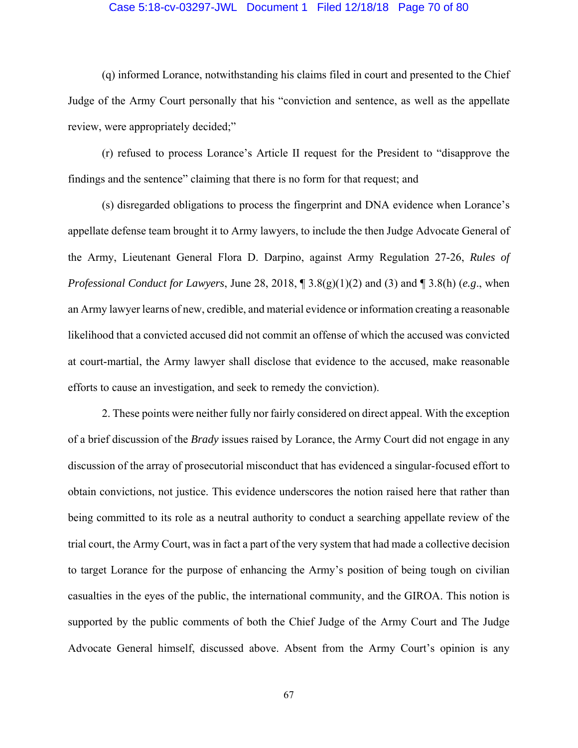(q) informed Lorance, notwithstanding his claims filed in court and presented to the Chief Judge of the Army Court personally that his "conviction and sentence, as well as the appellate review, were appropriately decided;"

(r) refused to process Lorance's Article II request for the President to "disapprove the findings and the sentence" claiming that there is no form for that request; and

(s) disregarded obligations to process the fingerprint and DNA evidence when Lorance's appellate defense team brought it to Army lawyers, to include the then Judge Advocate General of the Army, Lieutenant General Flora D. Darpino, against Army Regulation 27-26, *Rules of Professional Conduct for Lawyers*, June 28, 2018, ¶ 3.8(g)(1)(2) and (3) and ¶ 3.8(h) (*e.g*., when an Army lawyer learns of new, credible, and material evidence or information creating a reasonable likelihood that a convicted accused did not commit an offense of which the accused was convicted at court-martial, the Army lawyer shall disclose that evidence to the accused, make reasonable efforts to cause an investigation, and seek to remedy the conviction).

2. These points were neither fully nor fairly considered on direct appeal. With the exception of a brief discussion of the *Brady* issues raised by Lorance, the Army Court did not engage in any discussion of the array of prosecutorial misconduct that has evidenced a singular-focused effort to obtain convictions, not justice. This evidence underscores the notion raised here that rather than being committed to its role as a neutral authority to conduct a searching appellate review of the trial court, the Army Court, was in fact a part of the very system that had made a collective decision to target Lorance for the purpose of enhancing the Army's position of being tough on civilian casualties in the eyes of the public, the international community, and the GIROA. This notion is supported by the public comments of both the Chief Judge of the Army Court and The Judge Advocate General himself, discussed above. Absent from the Army Court's opinion is any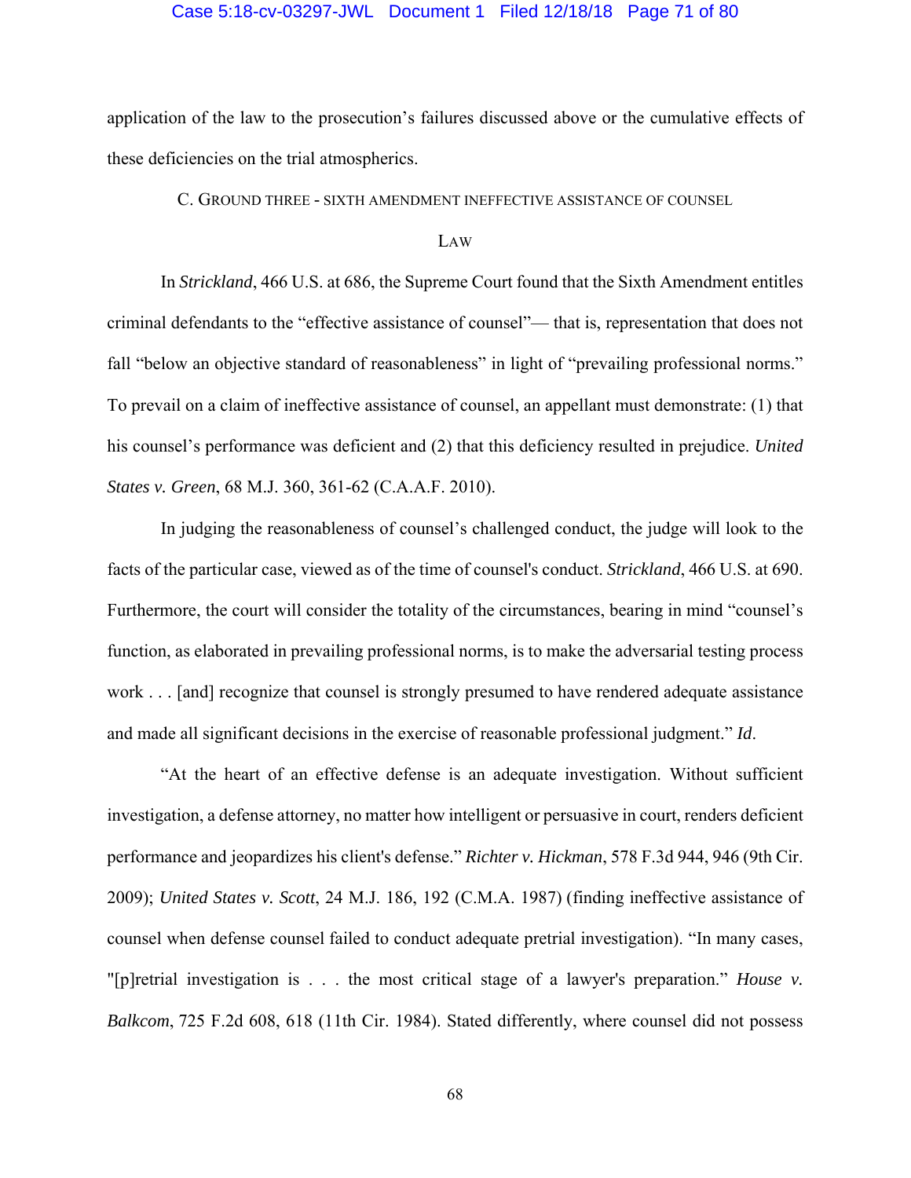application of the law to the prosecution's failures discussed above or the cumulative effects of these deficiencies on the trial atmospherics.

### C. Ground Three - Sixth Amendment Ineffective Assistance of Counsel

#### Law

In *Strickland*, 466 U.S. at 686, the Supreme Court found that the Sixth Amendment entitles criminal defendants to the "effective assistance of counsel"— that is, representation that does not fall "below an objective standard of reasonableness" in light of "prevailing professional norms." To prevail on a claim of ineffective assistance of counsel, an appellant must demonstrate: (1) that his counsel's performance was deficient and (2) that this deficiency resulted in prejudice. *United States v. Green*, 68 M.J. 360, 361-62 (C.A.A.F. 2010).

In judging the reasonableness of counsel's challenged conduct, the judge will look to the facts of the particular case, viewed as of the time of counsel's conduct. *Strickland*, 466 U.S. at 690. Furthermore, the court will consider the totality of the circumstances, bearing in mind "counsel's function, as elaborated in prevailing professional norms, is to make the adversarial testing process work . . . [and] recognize that counsel is strongly presumed to have rendered adequate assistance and made all significant decisions in the exercise of reasonable professional judgment." *Id*.

"At the heart of an effective defense is an adequate investigation. Without sufficient investigation, a defense attorney, no matter how intelligent or persuasive in court, renders deficient performance and jeopardizes his client's defense." *Richter v. Hickman*, 578 F.3d 944, 946 (9th Cir. 2009); *United States v. Scott*, 24 M.J. 186, 192 (C.M.A. 1987) (finding ineffective assistance of counsel when defense counsel failed to conduct adequate pretrial investigation). "In many cases, "[p]retrial investigation is . . . the most critical stage of a lawyer's preparation." *House v. Balkcom*, 725 F.2d 608, 618 (11th Cir. 1984). Stated differently, where counsel did not possess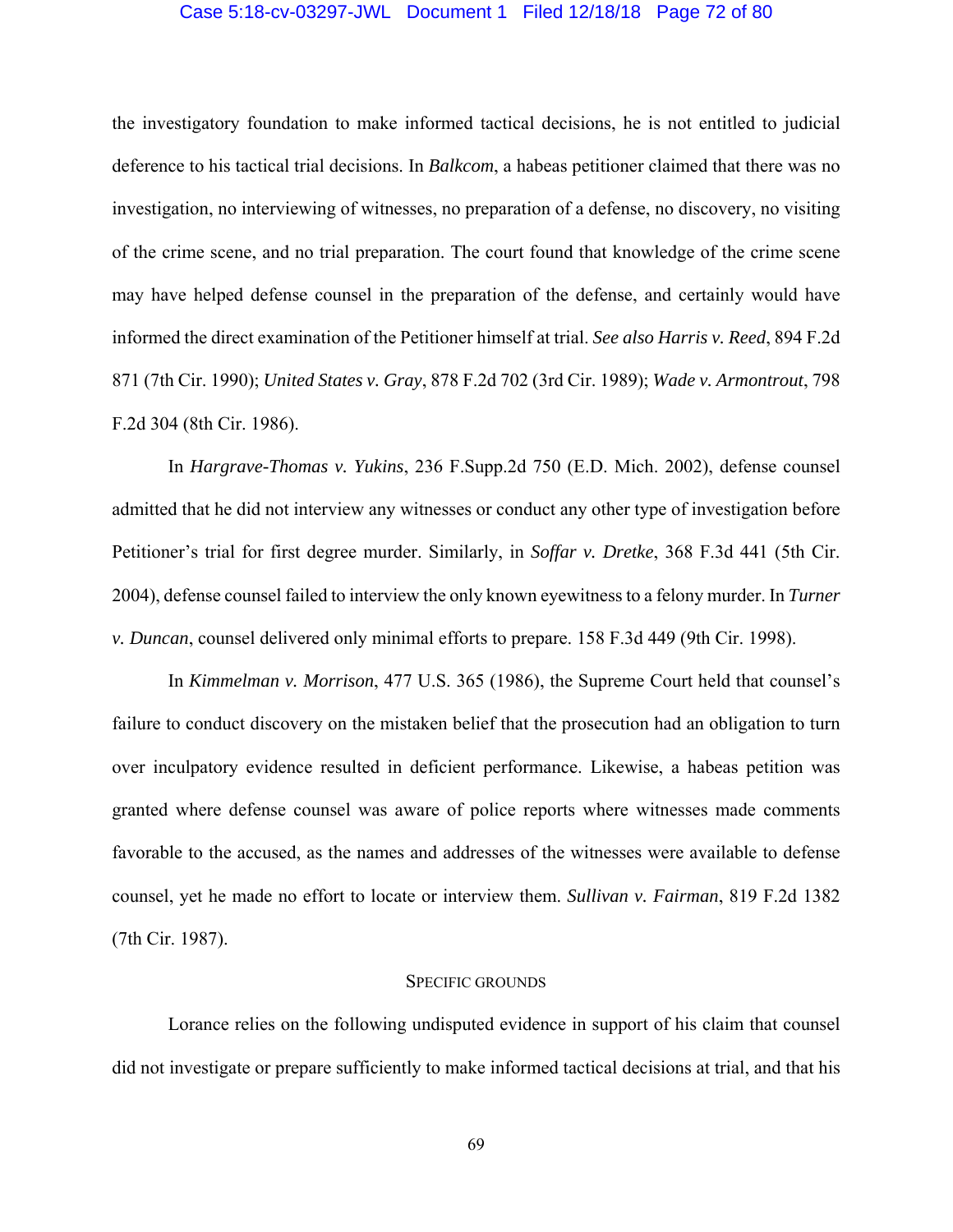the investigatory foundation to make informed tactical decisions, he is not entitled to judicial deference to his tactical trial decisions. In *Balkcom*, a habeas petitioner claimed that there was no investigation, no interviewing of witnesses, no preparation of a defense, no discovery, no visiting of the crime scene, and no trial preparation. The court found that knowledge of the crime scene may have helped defense counsel in the preparation of the defense, and certainly would have informed the direct examination of the Petitioner himself at trial. *See also Harris v. Reed*, 894 F.2d 871 (7th Cir. 1990); *United States v. Gray*, 878 F.2d 702 (3rd Cir. 1989); *Wade v. Armontrout*, 798 F.2d 304 (8th Cir. 1986).

In *Hargrave-Thomas v. Yukins*, 236 F.Supp.2d 750 (E.D. Mich. 2002), defense counsel admitted that he did not interview any witnesses or conduct any other type of investigation before Petitioner's trial for first degree murder. Similarly, in *Soffar v. Dretke*, 368 F.3d 441 (5th Cir. 2004), defense counsel failed to interview the only known eyewitness to a felony murder. In *Turner v. Duncan*, counsel delivered only minimal efforts to prepare. 158 F.3d 449 (9th Cir. 1998).

In *Kimmelman v. Morrison*, 477 U.S. 365 (1986), the Supreme Court held that counsel's failure to conduct discovery on the mistaken belief that the prosecution had an obligation to turn over inculpatory evidence resulted in deficient performance. Likewise, a habeas petition was granted where defense counsel was aware of police reports where witnesses made comments favorable to the accused, as the names and addresses of the witnesses were available to defense counsel, yet he made no effort to locate or interview them. *Sullivan v. Fairman*, 819 F.2d 1382 (7th Cir. 1987).

### SPECIFIC GROUNDS

Lorance relies on the following undisputed evidence in support of his claim that counsel did not investigate or prepare sufficiently to make informed tactical decisions at trial, and that his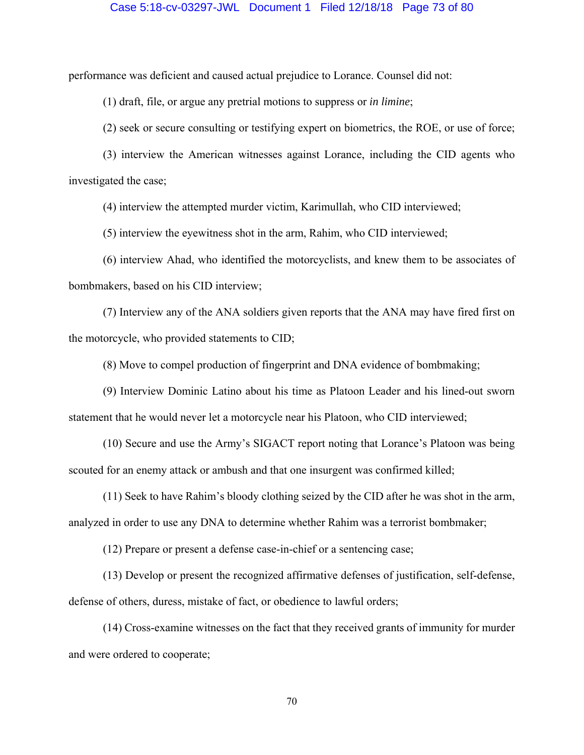performance was deficient and caused actual prejudice to Lorance. Counsel did not:

(1) draft, file, or argue any pretrial motions to suppress or *in limine*;

(2) seek or secure consulting or testifying expert on biometrics, the ROE, or use of force;

(3) interview the American witnesses against Lorance, including the CID agents who investigated the case;

(4) interview the attempted murder victim, Karimullah, who CID interviewed;

(5) interview the eyewitness shot in the arm, Rahim, who CID interviewed;

(6) interview Ahad, who identified the motorcyclists, and knew them to be associates of bombmakers, based on his CID interview;

(7) Interview any of the ANA soldiers given reports that the ANA may have fired first on the motorcycle, who provided statements to CID;

(8) Move to compel production of fingerprint and DNA evidence of bombmaking;

(9) Interview Dominic Latino about his time as Platoon Leader and his lined-out sworn statement that he would never let a motorcycle near his Platoon, who CID interviewed;

(10) Secure and use the Army's SIGACT report noting that Lorance's Platoon was being scouted for an enemy attack or ambush and that one insurgent was confirmed killed;

(11) Seek to have Rahim's bloody clothing seized by the CID after he was shot in the arm, analyzed in order to use any DNA to determine whether Rahim was a terrorist bombmaker;

(12) Prepare or present a defense case-in-chief or a sentencing case;

(13) Develop or present the recognized affirmative defenses of justification, self-defense, defense of others, duress, mistake of fact, or obedience to lawful orders;

(14) Cross-examine witnesses on the fact that they received grants of immunity for murder and were ordered to cooperate;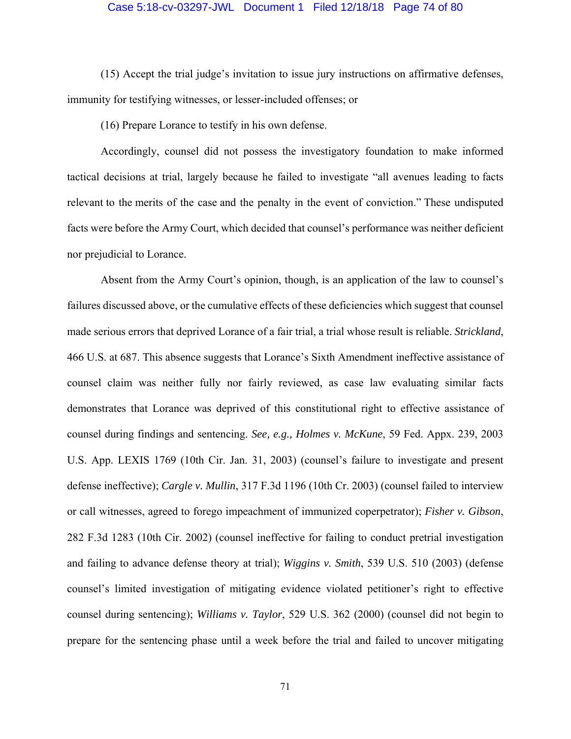(15) Accept the trial judge's invitation to issue jury instructions on affirmative defenses, immunity for testifying witnesses, or lesser-included offenses; or

(16) Prepare Lorance to testify in his own defense.

Accordingly, counsel did not possess the investigatory foundation to make informed tactical decisions at trial, largely because he failed to investigate "all avenues leading to facts relevant to the merits of the case and the penalty in the event of conviction." These undisputed facts were before the Army Court, which decided that counsel's performance was neither deficient nor prejudicial to Lorance.

Absent from the Army Court's opinion, though, is an application of the law to counsel's failures discussed above, or the cumulative effects of these deficiencies which suggest that counsel made serious errors that deprived Lorance of a fair trial, a trial whose result is reliable. *Strickland*, 466 U.S. at 687. This absence suggests that Lorance's Sixth Amendment ineffective assistance of counsel claim was neither fully nor fairly reviewed, as case law evaluating similar facts demonstrates that Lorance was deprived of this constitutional right to effective assistance of counsel during findings and sentencing. *See, e.g., Holmes v. McKune*, 59 Fed. Appx. 239, 2003 U.S. App. LEXIS 1769 (10th Cir. Jan. 31, 2003) (counsel's failure to investigate and present defense ineffective); *Cargle v. Mullin*, 317 F.3d 1196 (10th Cr. 2003) (counsel failed to interview or call witnesses, agreed to forego impeachment of immunized coperpetrator); *Fisher v. Gibson*, 282 F.3d 1283 (10th Cir. 2002) (counsel ineffective for failing to conduct pretrial investigation and failing to advance defense theory at trial); *Wiggins v. Smith*, 539 U.S. 510 (2003) (defense counsel's limited investigation of mitigating evidence violated petitioner's right to effective counsel during sentencing); *Williams v. Taylor*, 529 U.S. 362 (2000) (counsel did not begin to prepare for the sentencing phase until a week before the trial and failed to uncover mitigating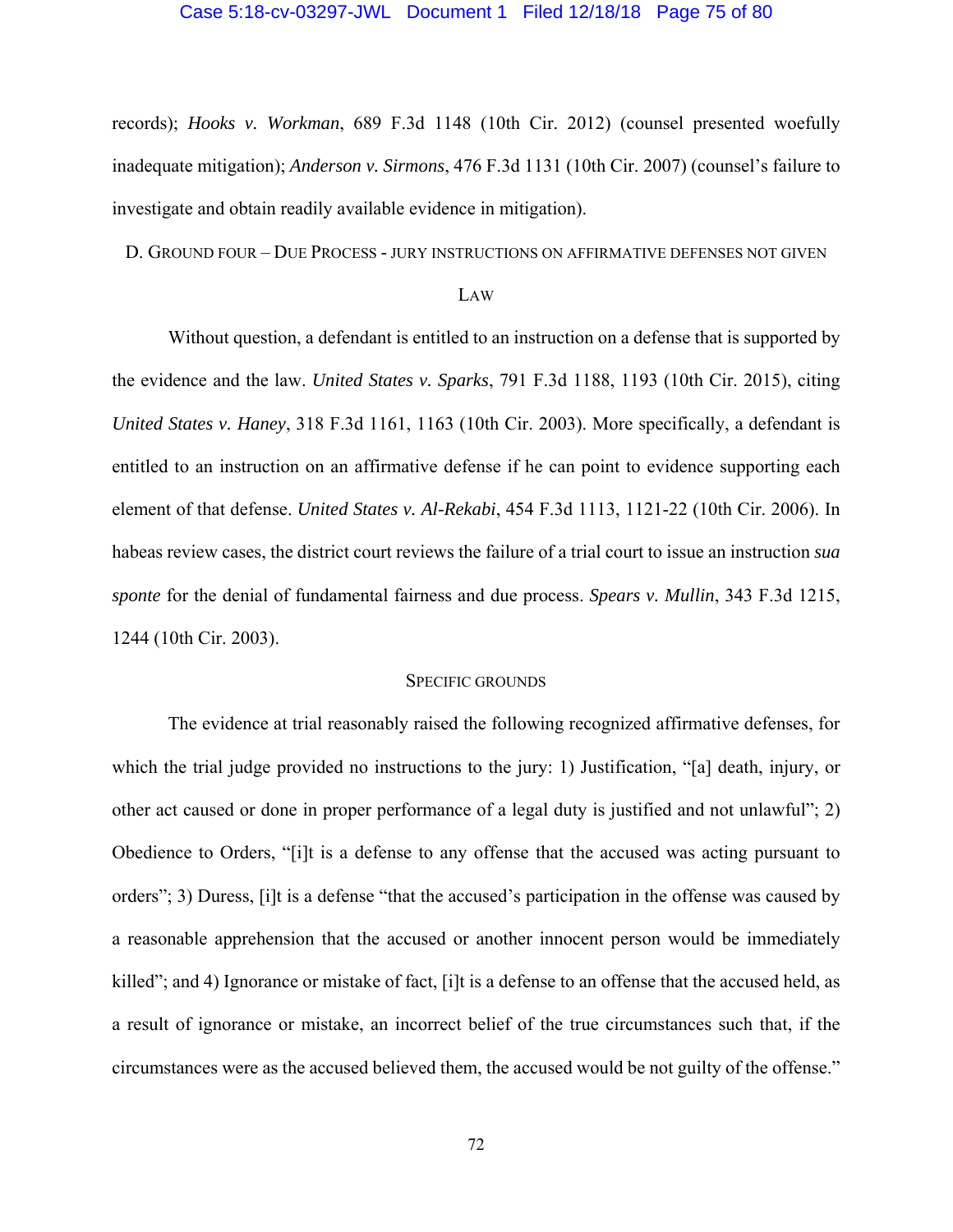records); *Hooks v. Workman*, 689 F.3d 1148 (10th Cir. 2012) (counsel presented woefully inadequate mitigation); *Anderson v. Sirmons*, 476 F.3d 1131 (10th Cir. 2007) (counsel's failure to investigate and obtain readily available evidence in mitigation).

### D. Ground four – Due Process - jury instructions on affirmative defenses not given

#### Law

Without question, a defendant is entitled to an instruction on a defense that is supported by the evidence and the law. *United States v. Sparks*, 791 F.3d 1188, 1193 (10th Cir. 2015), citing *United States v. Haney*, 318 F.3d 1161, 1163 (10th Cir. 2003). More specifically, a defendant is entitled to an instruction on an affirmative defense if he can point to evidence supporting each element of that defense. *United States v. Al-Rekabi*, 454 F.3d 1113, 1121-22 (10th Cir. 2006). In habeas review cases, the district court reviews the failure of a trial court to issue an instruction *sua sponte* for the denial of fundamental fairness and due process. *Spears v. Mullin*, 343 F.3d 1215, 1244 (10th Cir. 2003).

#### Specific grounds

The evidence at trial reasonably raised the following recognized affirmative defenses, for which the trial judge provided no instructions to the jury: 1) Justification, "[a] death, injury, or other act caused or done in proper performance of a legal duty is justified and not unlawful"; 2) Obedience to Orders, "[i]t is a defense to any offense that the accused was acting pursuant to orders"; 3) Duress, [i]t is a defense "that the accused's participation in the offense was caused by a reasonable apprehension that the accused or another innocent person would be immediately killed"; and 4) Ignorance or mistake of fact, [i]t is a defense to an offense that the accused held, as a result of ignorance or mistake, an incorrect belief of the true circumstances such that, if the circumstances were as the accused believed them, the accused would be not guilty of the offense."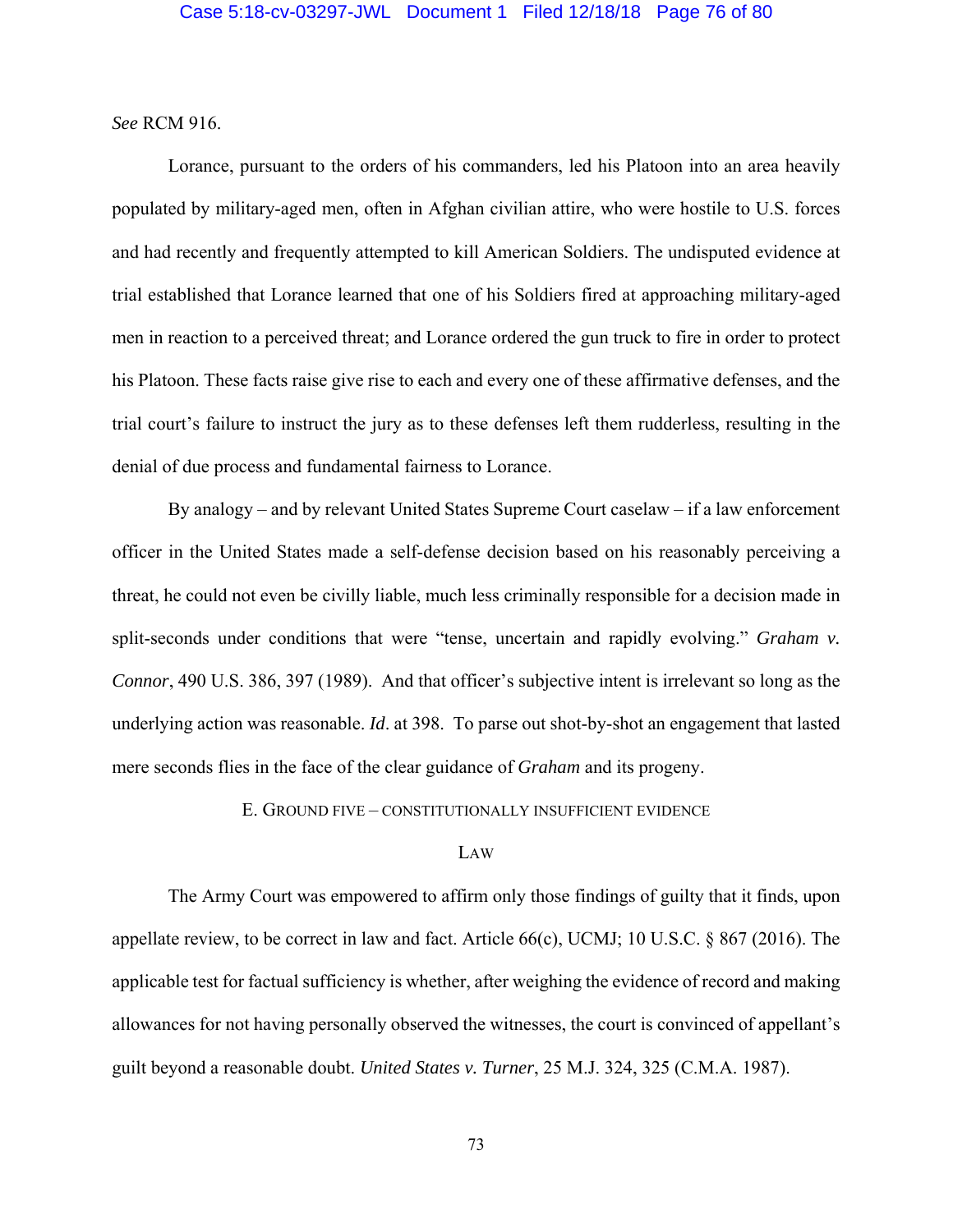*See* RCM 916.

Lorance, pursuant to the orders of his commanders, led his Platoon into an area heavily populated by military-aged men, often in Afghan civilian attire, who were hostile to U.S. forces and had recently and frequently attempted to kill American Soldiers. The undisputed evidence at trial established that Lorance learned that one of his Soldiers fired at approaching military-aged men in reaction to a perceived threat; and Lorance ordered the gun truck to fire in order to protect his Platoon. These facts raise give rise to each and every one of these affirmative defenses, and the trial court's failure to instruct the jury as to these defenses left them rudderless, resulting in the denial of due process and fundamental fairness to Lorance.

By analogy – and by relevant United States Supreme Court caselaw – if a law enforcement officer in the United States made a self-defense decision based on his reasonably perceiving a threat, he could not even be civilly liable, much less criminally responsible for a decision made in split-seconds under conditions that were "tense, uncertain and rapidly evolving." *Graham v. Connor*, 490 U.S. 386, 397 (1989). And that officer's subjective intent is irrelevant so long as the underlying action was reasonable. *Id*. at 398. To parse out shot-by-shot an engagement that lasted mere seconds flies in the face of the clear guidance of *Graham* and its progeny.

### E. Ground Five – Constitutionally Insufficient Evidence

#### Law

The Army Court was empowered to affirm only those findings of guilty that it finds, upon appellate review, to be correct in law and fact. Article 66(c), UCMJ; 10 U.S.C. § 867 (2016). The applicable test for factual sufficiency is whether, after weighing the evidence of record and making allowances for not having personally observed the witnesses, the court is convinced of appellant's guilt beyond a reasonable doubt. *United States v. Turner*, 25 M.J. 324, 325 (C.M.A. 1987).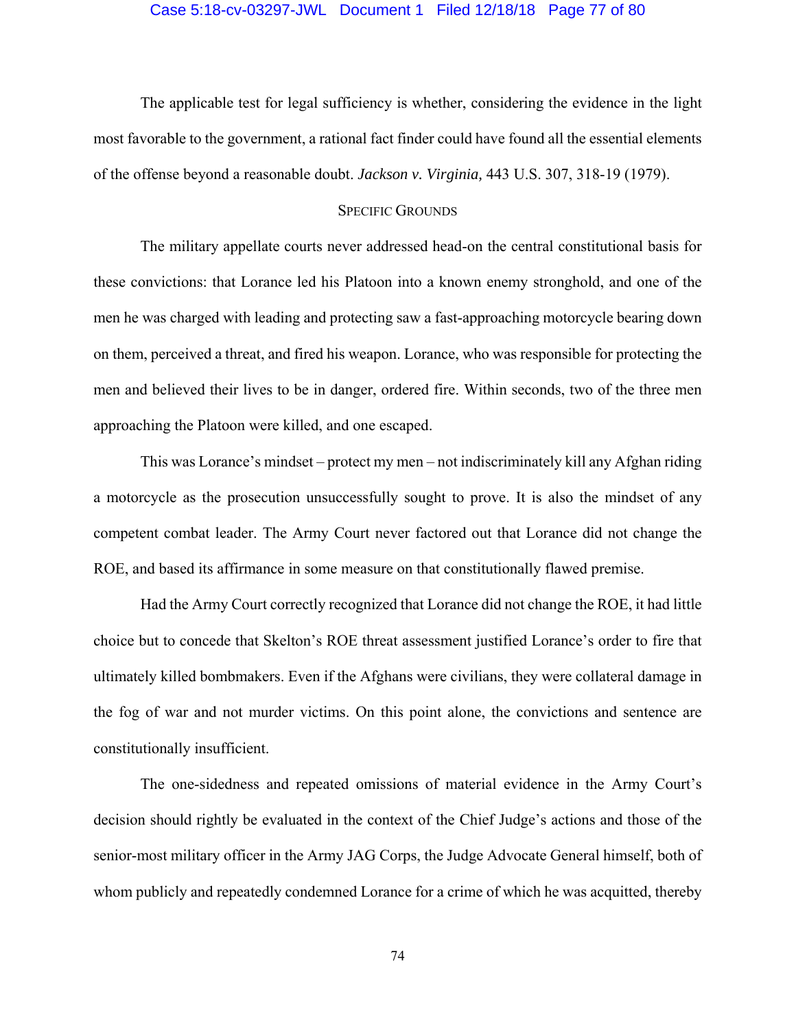The applicable test for legal sufficiency is whether, considering the evidence in the light most favorable to the government, a rational fact finder could have found all the essential elements of the offense beyond a reasonable doubt. *Jackson v. Virginia,* 443 U.S. 307, 318-19 (1979).

### Specific Grounds

The military appellate courts never addressed head-on the central constitutional basis for these convictions: that Lorance led his Platoon into a known enemy stronghold, and one of the men he was charged with leading and protecting saw a fast-approaching motorcycle bearing down on them, perceived a threat, and fired his weapon. Lorance, who was responsible for protecting the men and believed their lives to be in danger, ordered fire. Within seconds, two of the three men approaching the Platoon were killed, and one escaped.

This was Lorance's mindset – protect my men – not indiscriminately kill any Afghan riding a motorcycle as the prosecution unsuccessfully sought to prove. It is also the mindset of any competent combat leader. The Army Court never factored out that Lorance did not change the ROE, and based its affirmance in some measure on that constitutionally flawed premise.

Had the Army Court correctly recognized that Lorance did not change the ROE, it had little choice but to concede that Skelton's ROE threat assessment justified Lorance's order to fire that ultimately killed bombmakers. Even if the Afghans were civilians, they were collateral damage in the fog of war and not murder victims. On this point alone, the convictions and sentence are constitutionally insufficient.

The one-sidedness and repeated omissions of material evidence in the Army Court's decision should rightly be evaluated in the context of the Chief Judge's actions and those of the senior-most military officer in the Army JAG Corps, the Judge Advocate General himself, both of whom publicly and repeatedly condemned Lorance for a crime of which he was acquitted, thereby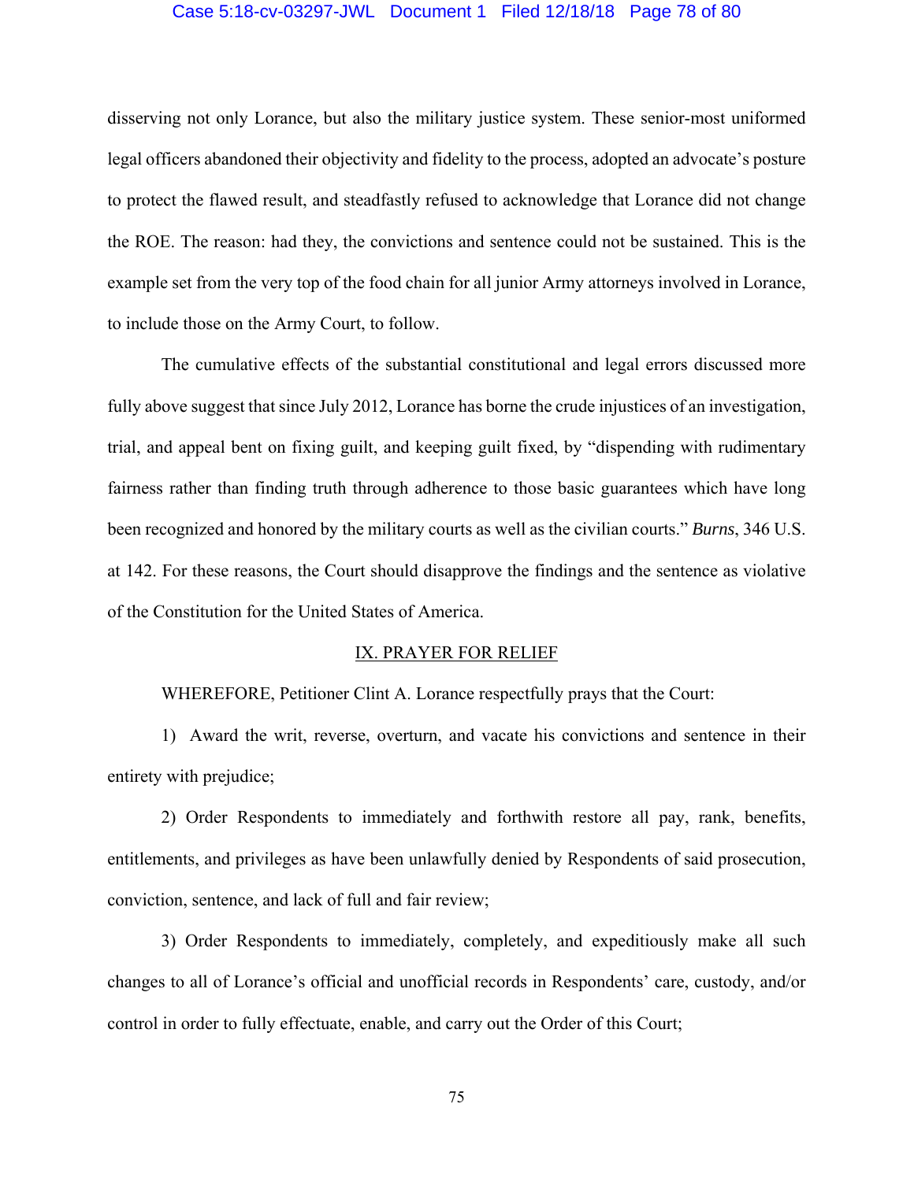disserving not only Lorance, but also the military justice system. These senior-most uniformed legal officers abandoned their objectivity and fidelity to the process, adopted an advocate's posture to protect the flawed result, and steadfastly refused to acknowledge that Lorance did not change the ROE. The reason: had they, the convictions and sentence could not be sustained. This is the example set from the very top of the food chain for all junior Army attorneys involved in Lorance, to include those on the Army Court, to follow.

The cumulative effects of the substantial constitutional and legal errors discussed more fully above suggest that since July 2012, Lorance has borne the crude injustices of an investigation, trial, and appeal bent on fixing guilt, and keeping guilt fixed, by "dispending with rudimentary fairness rather than finding truth through adherence to those basic guarantees which have long been recognized and honored by the military courts as well as the civilian courts." *Burns*, 346 U.S. at 142. For these reasons, the Court should disapprove the findings and the sentence as violative of the Constitution for the United States of America.

## IX. PRAYER FOR RELIEF

WHEREFORE, Petitioner Clint A. Lorance respectfully prays that the Court:

1) Award the writ, reverse, overturn, and vacate his convictions and sentence in their entirety with prejudice;

2) Order Respondents to immediately and forthwith restore all pay, rank, benefits, entitlements, and privileges as have been unlawfully denied by Respondents of said prosecution, conviction, sentence, and lack of full and fair review;

3) Order Respondents to immediately, completely, and expeditiously make all such changes to all of Lorance's official and unofficial records in Respondents' care, custody, and/or control in order to fully effectuate, enable, and carry out the Order of this Court;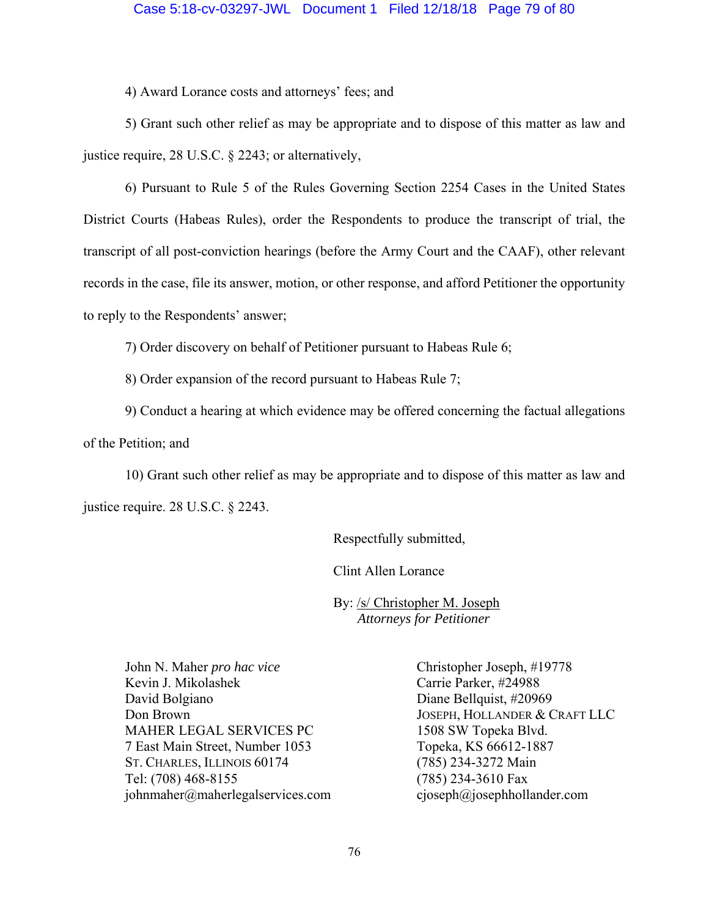4) Award Lorance costs and attorneys' fees; and

5) Grant such other relief as may be appropriate and to dispose of this matter as law and justice require, 28 U.S.C. § 2243; or alternatively,

6) Pursuant to Rule 5 of the Rules Governing Section 2254 Cases in the United States District Courts (Habeas Rules), order the Respondents to produce the transcript of trial, the transcript of all post-conviction hearings (before the Army Court and the CAAF), other relevant records in the case, file its answer, motion, or other response, and afford Petitioner the opportunity to reply to the Respondents' answer;

7) Order discovery on behalf of Petitioner pursuant to Habeas Rule 6;

8) Order expansion of the record pursuant to Habeas Rule 7;

9) Conduct a hearing at which evidence may be offered concerning the factual allegations of the Petition; and

10) Grant such other relief as may be appropriate and to dispose of this matter as law and justice require. 28 U.S.C. § 2243.

Respectfully submitted,

Clint Allen Lorance

By: /s/ Christopher M. Joseph
*Attorneys for Petitioner*

John N. Maher *pro hac vice*
Kevin J. Mikolashek
David Bolgiano
Don Brown
MAHER LEGAL SERVICES PC
7 East Main Street, Number 1053
ST. CHARLES, ILLINOIS 60174
Tel: (708) 468-8155
johnmaher@maherlegalservices.com

Christopher Joseph, #19778
Carrie Parker, #24988
Diane Bellquist, #20969
JOSEPH, HOLLANDER & CRAFT LLC
1508 SW Topeka Blvd.
Topeka, KS 66612-1887
(785) 234-3272 Main
(785) 234-3610 Fax
cjoseph@josephhollander.com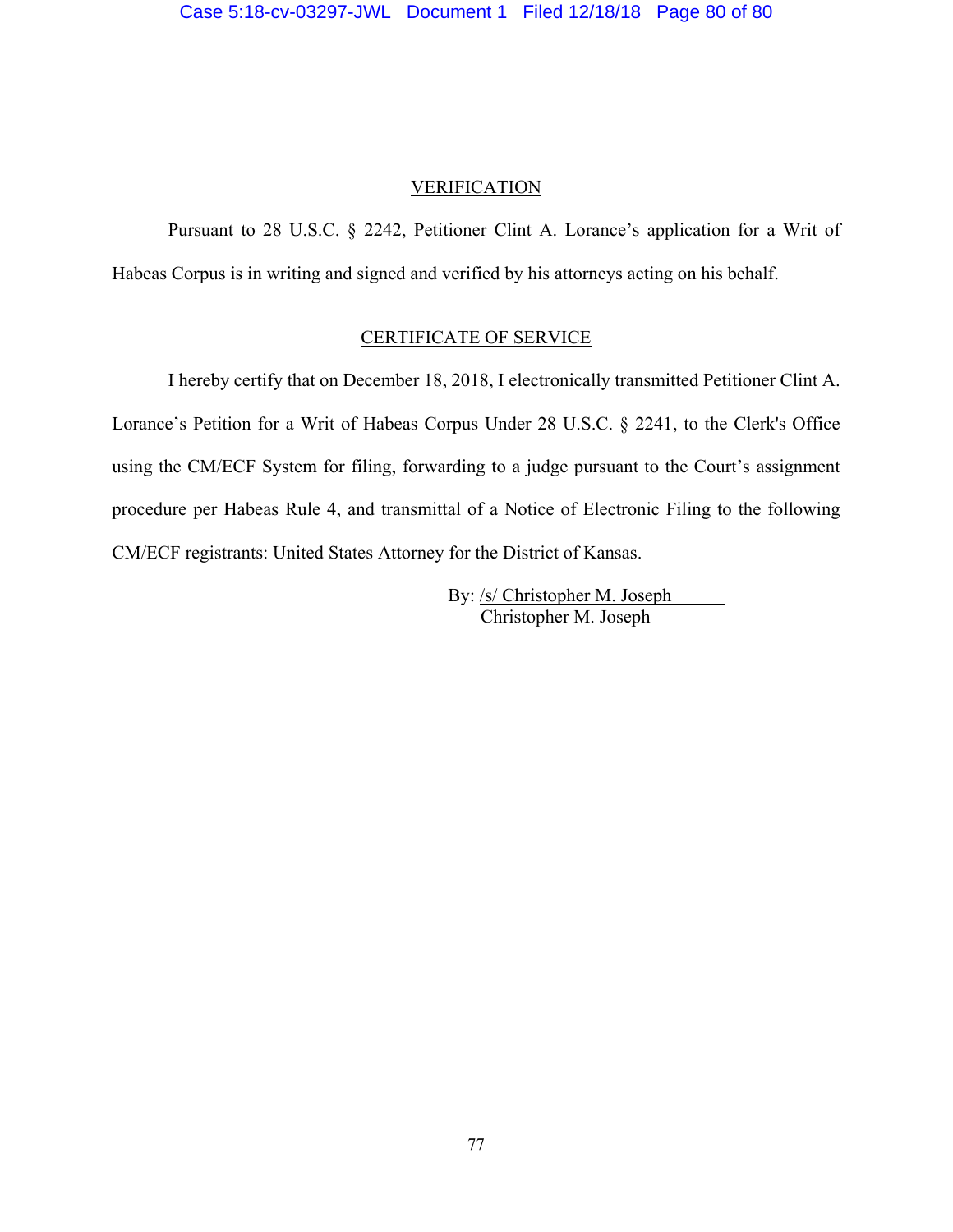## VERIFICATION

Pursuant to 28 U.S.C. § 2242, Petitioner Clint A. Lorance's application for a Writ of Habeas Corpus is in writing and signed and verified by his attorneys acting on his behalf.

## CERTIFICATE OF SERVICE

I hereby certify that on December 18, 2018, I electronically transmitted Petitioner Clint A. Lorance's Petition for a Writ of Habeas Corpus Under 28 U.S.C. § 2241, to the Clerk's Office using the CM/ECF System for filing, forwarding to a judge pursuant to the Court's assignment procedure per Habeas Rule 4, and transmittal of a Notice of Electronic Filing to the following CM/ECF registrants: United States Attorney for the District of Kansas.

By: /s/ Christopher M. Joseph
Christopher M. Joseph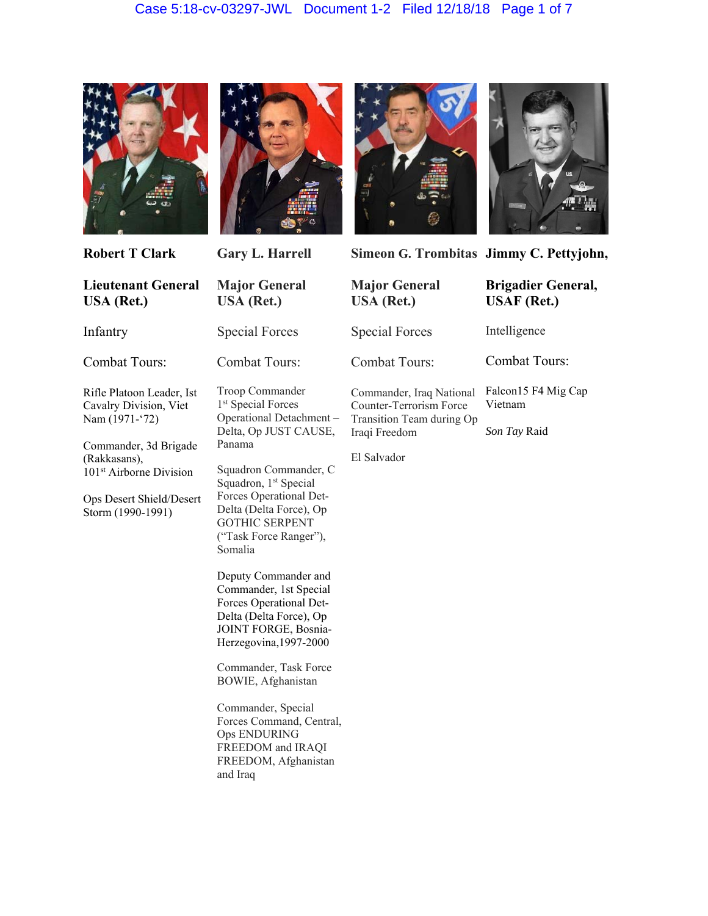**Robert T Clark**

**Lieutenant General USA (Ret.)**

Infantry

Combat Tours:

Rifle Platoon Leader, Ist Cavalry Division, Viet Nam (1971-'72)

Commander, 3d Brigade (Rakkasans), 101st Airborne Division

Ops Desert Shield/Desert Storm (1990-1991)

**Gary L. Harrell**

**Major General USA (Ret.)**

Special Forces

Combat Tours:

Troop Commander 1st Special Forces Operational Detachment – Delta, Op JUST CAUSE, Panama

Squadron Commander, C Squadron, 1st Special Forces Operational Det-Delta (Delta Force), Op GOTHIC SERPENT ("Task Force Ranger"), Somalia

Deputy Commander and Commander, 1st Special Forces Operational Det-Delta (Delta Force), Op JOINT FORGE, Bosnia-Herzegovina,1997-2000

Commander, Task Force BOWIE, Afghanistan

Commander, Special Forces Command, Central, Ops ENDURING FREEDOM and IRAQI FREEDOM, Afghanistan and Iraq

**Simeon G. Trombitas**

**Major General USA (Ret.)**

Special Forces

Combat Tours:

Commander, Iraq National Counter-Terrorism Force Transition Team during Op Iraqi Freedom

El Salvador

**Jimmy C. Pettyjohn,**

**Brigadier General, USAF (Ret.)**

Intelligence

Combat Tours:

Falcon15 F4 Mig Cap Vietnam

*Son Tay* Raid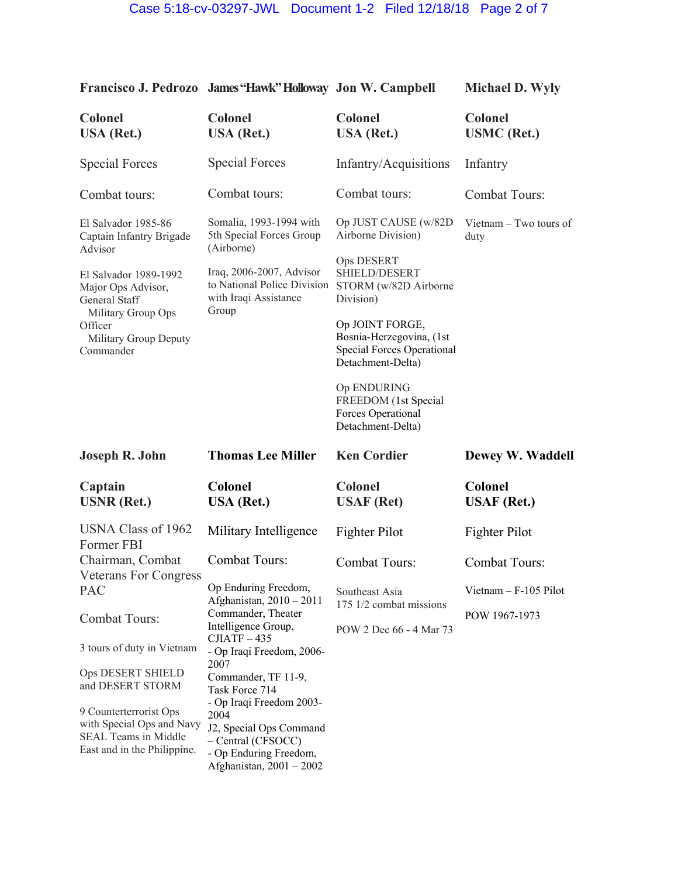| Francisco J. Pedrozo | James "Hawk" Holloway | Jon W. Campbell | Michael D. Wyly |
|---|---|---|---|
| **Colonel USA (Ret.)** | **Colonel USA (Ret.)** | **Colonel USA (Ret.)** | **Colonel USMC (Ret.)** |
| Special Forces | Special Forces | Infantry/Acquisitions | Infantry |
| Combat tours: | Combat tours: | Combat tours: | Combat Tours: |
| El Salvador 1985-86 Captain Infantry Brigade Advisor<br><br>El Salvador 1989-1992 Major Ops Advisor, General Staff Military Group Ops Officer Military Group Deputy Commander | Somalia, 1993-1994 with 5th Special Forces Group (Airborne)<br><br>Iraq, 2006-2007, Advisor to National Police Division with Iraqi Assistance Group | Op JUST CAUSE (w/82D Airborne Division)<br><br>Ops DESERT SHIELD/DESERT STORM (w/82D Airborne Division)<br><br>Op JOINT FORGE, Bosnia-Herzegovina, (1st Special Forces Operational Detachment-Delta)<br><br>Op ENDURING FREEDOM (1st Special Forces Operational Detachment-Delta) | Vietnam – Two tours of duty |

| Joseph R. John | Thomas Lee Miller | Ken Cordier | Dewey W. Waddell |
|---|---|---|---|
| **Captain USNR (Ret.)** | **Colonel USA (Ret.)** | **Colonel USAF (Ret)** | **Colonel USAF (Ret.)** |
| USNA Class of 1962 Former FBI Chairman, Combat Veterans For Congress PAC | Military Intelligence | Fighter Pilot | Fighter Pilot |
| Combat Tours: | Combat Tours: | Combat Tours: | Combat Tours: |
| 3 tours of duty in Vietnam<br><br>Ops DESERT SHIELD and DESERT STORM<br><br>9 Counterterrorist Ops with Special Ops and Navy SEAL Teams in Middle East and in the Philippine. | Op Enduring Freedom, Afghanistan, 2010 – 2011 Commander, Theater Intelligence Group, CJIATF – 435<br>- Op Iraqi Freedom, 2006-2007 Commander, TF 11-9, Task Force 714<br>- Op Iraqi Freedom 2003-2004 J2, Special Ops Command – Central (CFSOCC)<br>- Op Enduring Freedom, Afghanistan, 2001 – 2002 | Southeast Asia 175 1/2 combat missions<br><br>POW 2 Dec 66 - 4 Mar 73 | Vietnam – F-105 Pilot<br><br>POW 1967-1973 |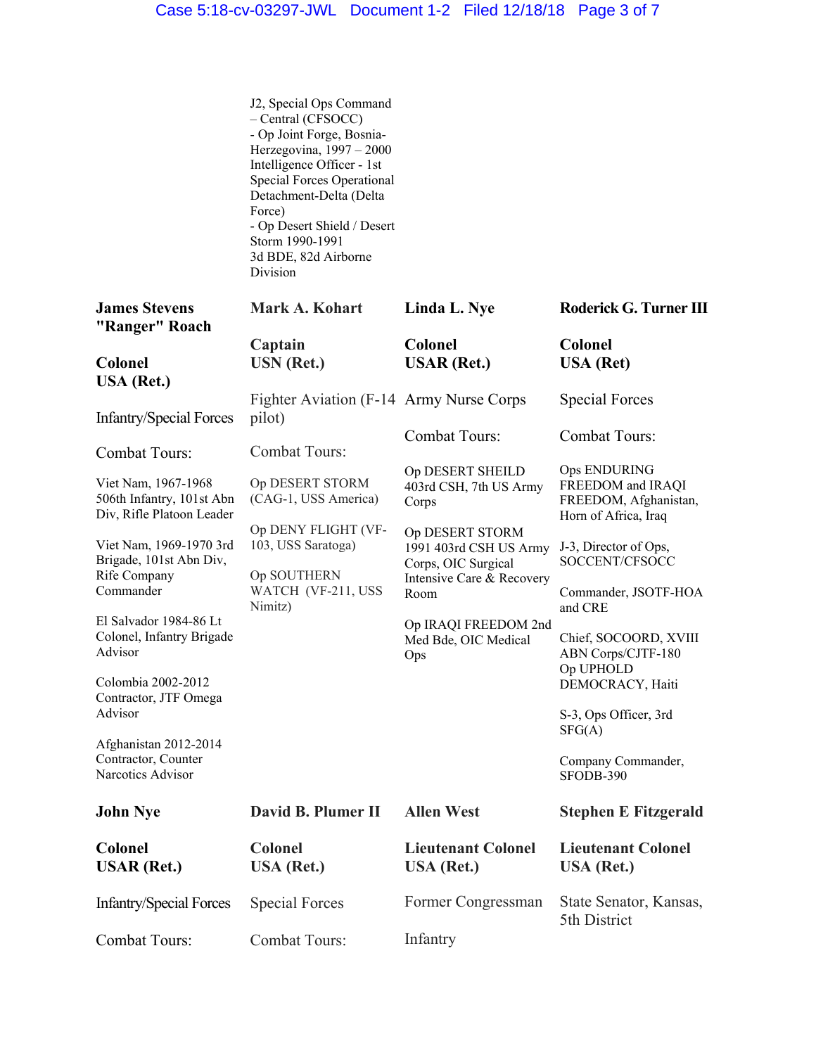| | | | |
|---|---|---|---|
| | J2, Special Ops Command – Central (CFSOCC)<br>- Op Joint Forge, Bosnia-Herzegovina, 1997 – 2000 Intelligence Officer - 1st Special Forces Operational Detachment-Delta (Delta Force)<br>- Op Desert Shield / Desert Storm 1990-1991<br>3d BDE, 82d Airborne Division | | |
| **James Stevens "Ranger" Roach**<br><br>**Colonel**<br>**USA (Ret.)**<br><br>Infantry/Special Forces<br><br>Combat Tours:<br><br>Viet Nam, 1967-1968 506th Infantry, 101st Abn Div, Rifle Platoon Leader<br><br>Viet Nam, 1969-1970 3rd Brigade, 101st Abn Div, Rifle Company Commander<br><br>El Salvador 1984-86 Lt Colonel, Infantry Brigade Advisor<br><br>Colombia 2002-2012 Contractor, JTF Omega Advisor<br><br>Afghanistan 2012-2014 Contractor, Counter Narcotics Advisor | **Mark A. Kohart**<br><br>**Captain**<br>**USN (Ret.)**<br><br>Fighter Aviation (F-14 pilot)<br><br>Combat Tours:<br><br>Op DESERT STORM (CAG-1, USS America)<br><br>Op DENY FLIGHT (VF-103, USS Saratoga)<br><br>Op SOUTHERN WATCH (VF-211, USS Nimitz) | **Linda L. Nye**<br><br>**Colonel**<br>**USAR (Ret.)**<br><br>Army Nurse Corps<br><br>Combat Tours:<br><br>Op DESERT SHEILD 403rd CSH, 7th US Army Corps<br><br>Op DESERT STORM 1991 403rd CSH US Army Corps, OIC Surgical Intensive Care & Recovery Room<br><br>Op IRAQI FREEDOM 2nd Med Bde, OIC Medical Ops | **Roderick G. Turner III**<br><br>**Colonel**<br>**USA (Ret)**<br><br>Special Forces<br><br>Combat Tours:<br><br>Ops ENDURING FREEDOM and IRAQI FREEDOM, Afghanistan, Horn of Africa, Iraq<br><br>J-3, Director of Ops, SOCCENT/CFSOCC<br><br>Commander, JSOTF-HOA and CRE<br><br>Chief, SOCOORD, XVIII ABN Corps/CJTF-180 Op UPHOLD DEMOCRACY, Haiti<br><br>S-3, Ops Officer, 3rd SFG(A)<br><br>Company Commander, SFODB-390 |
| **John Nye**<br><br>**Colonel**<br>**USAR (Ret.)**<br><br>Infantry/Special Forces<br><br>Combat Tours: | **David B. Plumer II**<br><br>**Colonel**<br>**USA (Ret.)**<br><br>Special Forces<br><br>Combat Tours: | **Allen West**<br><br>**Lieutenant Colonel**<br>**USA (Ret.)**<br><br>Former Congressman<br><br>Infantry | **Stephen E Fitzgerald**<br><br>**Lieutenant Colonel**<br>**USA (Ret.)**<br><br>State Senator, Kansas, 5th District |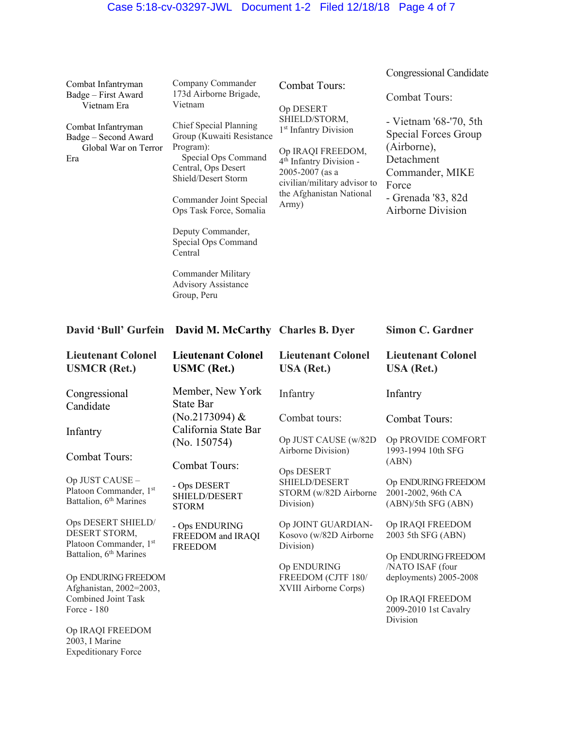Combat Infantryman Badge – First Award
Vietnam Era

Combat Infantryman Badge – Second Award
Global War on Terror Era

Company Commander 173d Airborne Brigade, Vietnam

Chief Special Planning Group (Kuwaiti Resistance Program):
Special Ops Command Central, Ops Desert Shield/Desert Storm

Commander Joint Special Ops Task Force, Somalia

Deputy Commander, Special Ops Command Central

Commander Military Advisory Assistance Group, Peru

Combat Tours:

Op DESERT SHIELD/STORM, 1st Infantry Division

Op IRAQI FREEDOM, 4th Infantry Division - 2005-2007 (as a civilian/military advisor to the Afghanistan National Army)

Congressional Candidate

Combat Tours:

- Vietnam '68-'70, 5th Special Forces Group (Airborne), Detachment Commander, MIKE Force
- Grenada '83, 82d Airborne Division

**David 'Bull' Gurfein**

**Lieutenant Colonel USMCR (Ret.)**

Congressional Candidate

Infantry

Combat Tours:

Op JUST CAUSE – Platoon Commander, 1st Battalion, 6th Marines

Ops DESERT SHIELD/DESERT STORM, Platoon Commander, 1st Battalion, 6th Marines

Op ENDURING FREEDOM Afghanistan, 2002=2003, Combined Joint Task Force - 180

Op IRAQI FREEDOM 2003, I Marine Expeditionary Force

**David M. McCarthy**

**Lieutenant Colonel USMC (Ret.)**

Member, New York State Bar (No.2173094) & California State Bar (No. 150754)

Combat Tours:

- Ops DESERT SHIELD/DESERT STORM

- Ops ENDURING FREEDOM and IRAQI FREEDOM

**Charles B. Dyer**

**Lieutenant Colonel USA (Ret.)**

Infantry

Combat tours:

Op JUST CAUSE (w/82D Airborne Division)

Ops DESERT SHIELD/DESERT STORM (w/82D Airborne Division)

Op JOINT GUARDIAN-Kosovo (w/82D Airborne Division)

Op ENDURING FREEDOM (CJTF 180/ XVIII Airborne Corps)

**Simon C. Gardner**

**Lieutenant Colonel USA (Ret.)**

Infantry

Combat Tours:

Op PROVIDE COMFORT 1993-1994 10th SFG (ABN)

Op ENDURING FREEDOM 2001-2002, 96th CA (ABN)/5th SFG (ABN)

Op IRAQI FREEDOM 2003 5th SFG (ABN)

Op ENDURING FREEDOM /NATO ISAF (four deployments) 2005-2008

Op IRAQI FREEDOM 2009-2010 1st Cavalry Division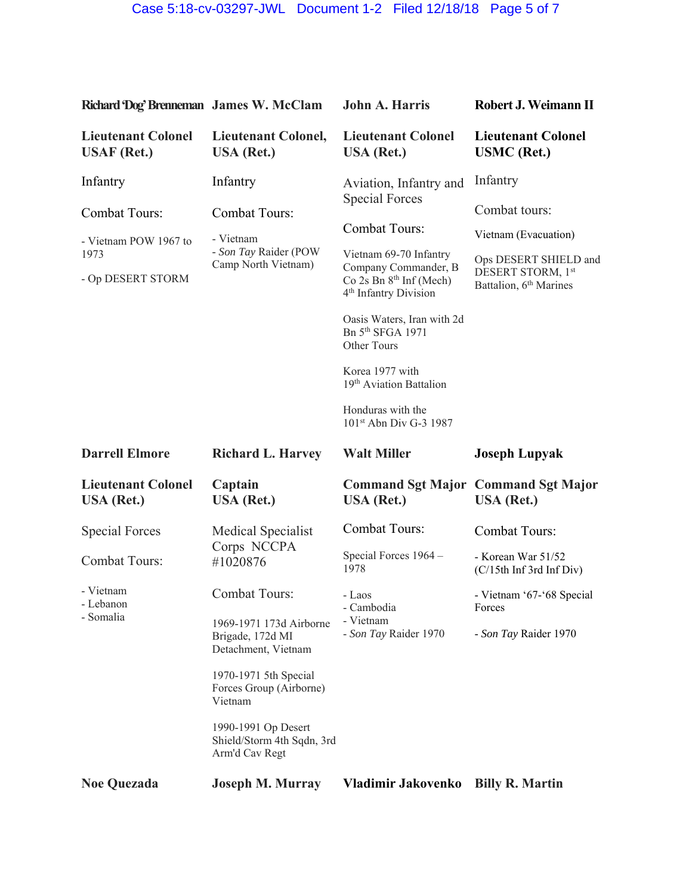**Richard 'Dog' Brenneman**

**Lieutenant Colonel USAF (Ret.)**

Infantry

Combat Tours:

- Vietnam POW 1967 to 1973
- Op DESERT STORM

**James W. McClam**

**Lieutenant Colonel, USA (Ret.)**

Infantry

Combat Tours:

- Vietnam
- *Son Tay* Raider (POW Camp North Vietnam)

**John A. Harris**

**Lieutenant Colonel USA (Ret.)**

Aviation, Infantry and Special Forces

Combat Tours:

Vietnam 69-70 Infantry Company Commander, B Co 2s Bn 8th Inf (Mech) 4th Infantry Division

Oasis Waters, Iran with 2d Bn 5th SFGA 1971
Other Tours

Korea 1977 with 19th Aviation Battalion

Honduras with the 101st Abn Div G-3 1987

**Robert J. Weimann II**

**Lieutenant Colonel USMC (Ret.)**

Infantry

Combat tours:

Vietnam (Evacuation)

Ops DESERT SHIELD and DESERT STORM, 1st Battalion, 6th Marines

**Darrell Elmore**

**Lieutenant Colonel USA (Ret.)**

Special Forces

Combat Tours:

- Vietnam
- Lebanon
- Somalia

**Richard L. Harvey**

**Captain USA (Ret.)**

Medical Specialist Corps NCCPA #1020876

Combat Tours:

1969-1971 173d Airborne Brigade, 172d MI Detachment, Vietnam

1970-1971 5th Special Forces Group (Airborne) Vietnam

1990-1991 Op Desert Shield/Storm 4th Sqdn, 3rd Arm'd Cav Regt

**Walt Miller**

**Command Sgt Major USA (Ret.)**

Combat Tours:

Special Forces 1964 – 1978

- Laos
- Cambodia
- Vietnam
- *Son Tay* Raider 1970

**Joseph Lupyak**

**Command Sgt Major USA (Ret.)**

Combat Tours:

- Korean War 51/52 (C/15th Inf 3rd Inf Div)
- Vietnam '67-'68 Special Forces
- *Son Tay* Raider 1970

**Noe Quezada**

**Joseph M. Murray**

**Vladimir Jakovenko**

**Billy R. Martin**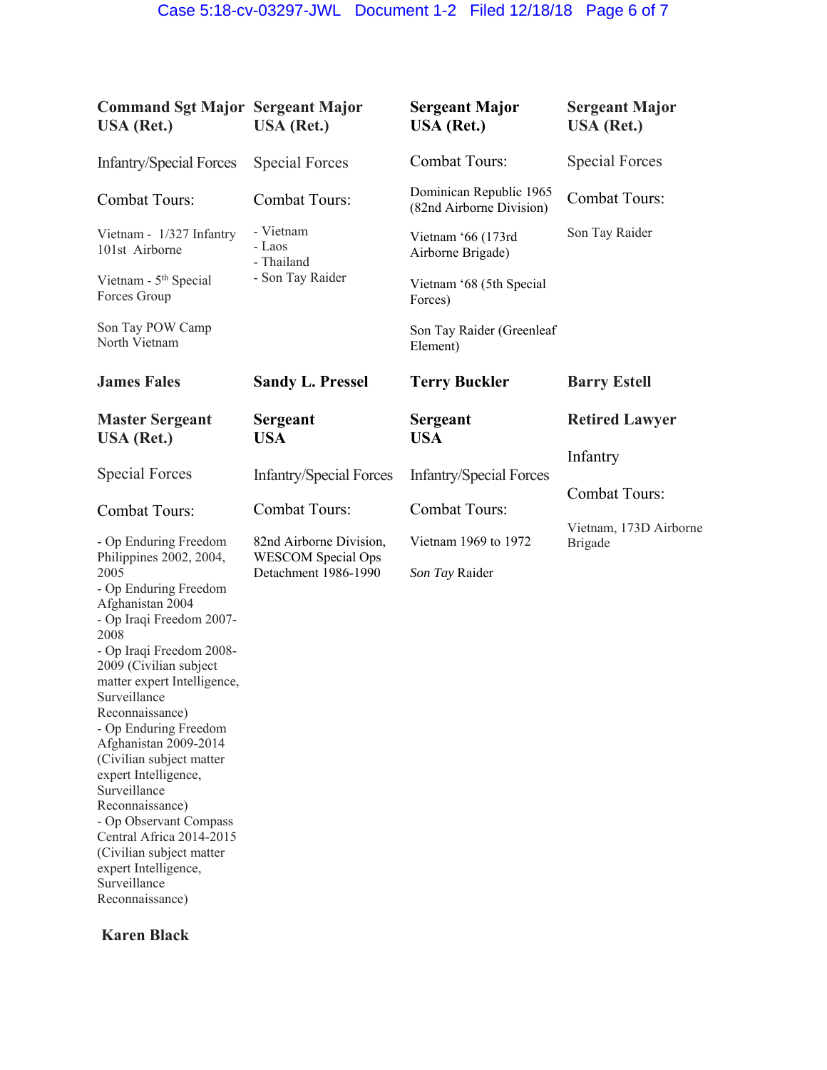**Command Sgt Major USA (Ret.)**

Infantry/Special Forces

Combat Tours:

Vietnam - 1/327 Infantry 101st Airborne

Vietnam - 5th Special Forces Group

Son Tay POW Camp North Vietnam

**Sergeant Major USA (Ret.)**

Special Forces

Combat Tours:

- Vietnam
- Laos
- Thailand
- Son Tay Raider

**Sergeant Major USA (Ret.)**

Combat Tours:

Dominican Republic 1965 (82nd Airborne Division)

Vietnam '66 (173rd Airborne Brigade)

Vietnam '68 (5th Special Forces)

Son Tay Raider (Greenleaf Element)

**Sergeant Major USA (Ret.)**

Special Forces

Combat Tours:

Son Tay Raider

**James Fales**

**Master Sergeant USA (Ret.)**

Special Forces

Combat Tours:

- Op Enduring Freedom Philippines 2002, 2004, 2005
- Op Enduring Freedom Afghanistan 2004
- Op Iraqi Freedom 2007-2008
- Op Iraqi Freedom 2008-2009 (Civilian subject matter expert Intelligence, Surveillance Reconnaissance)
- Op Enduring Freedom Afghanistan 2009-2014 (Civilian subject matter expert Intelligence, Surveillance Reconnaissance)
- Op Observant Compass Central Africa 2014-2015 (Civilian subject matter expert Intelligence, Surveillance Reconnaissance)

**Karen Black**

**Sandy L. Pressel**

**Sergeant USA**

Infantry/Special Forces

Combat Tours:

82nd Airborne Division, WESCOM Special Ops Detachment 1986-1990

**Terry Buckler**

**Sergeant USA**

Infantry/Special Forces

Combat Tours:

Vietnam 1969 to 1972

*Son Tay* Raider

**Barry Estell**

**Retired Lawyer**

Infantry

Combat Tours:

Vietnam, 173D Airborne Brigade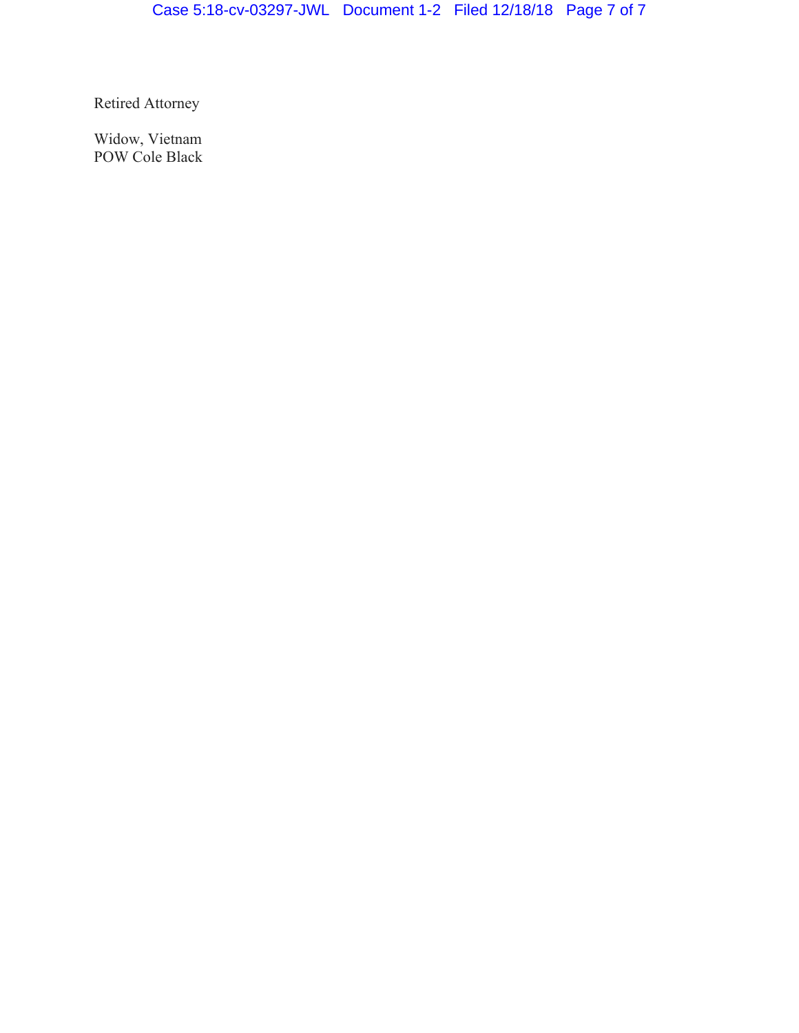Retired Attorney

Widow, Vietnam
POW Cole Black